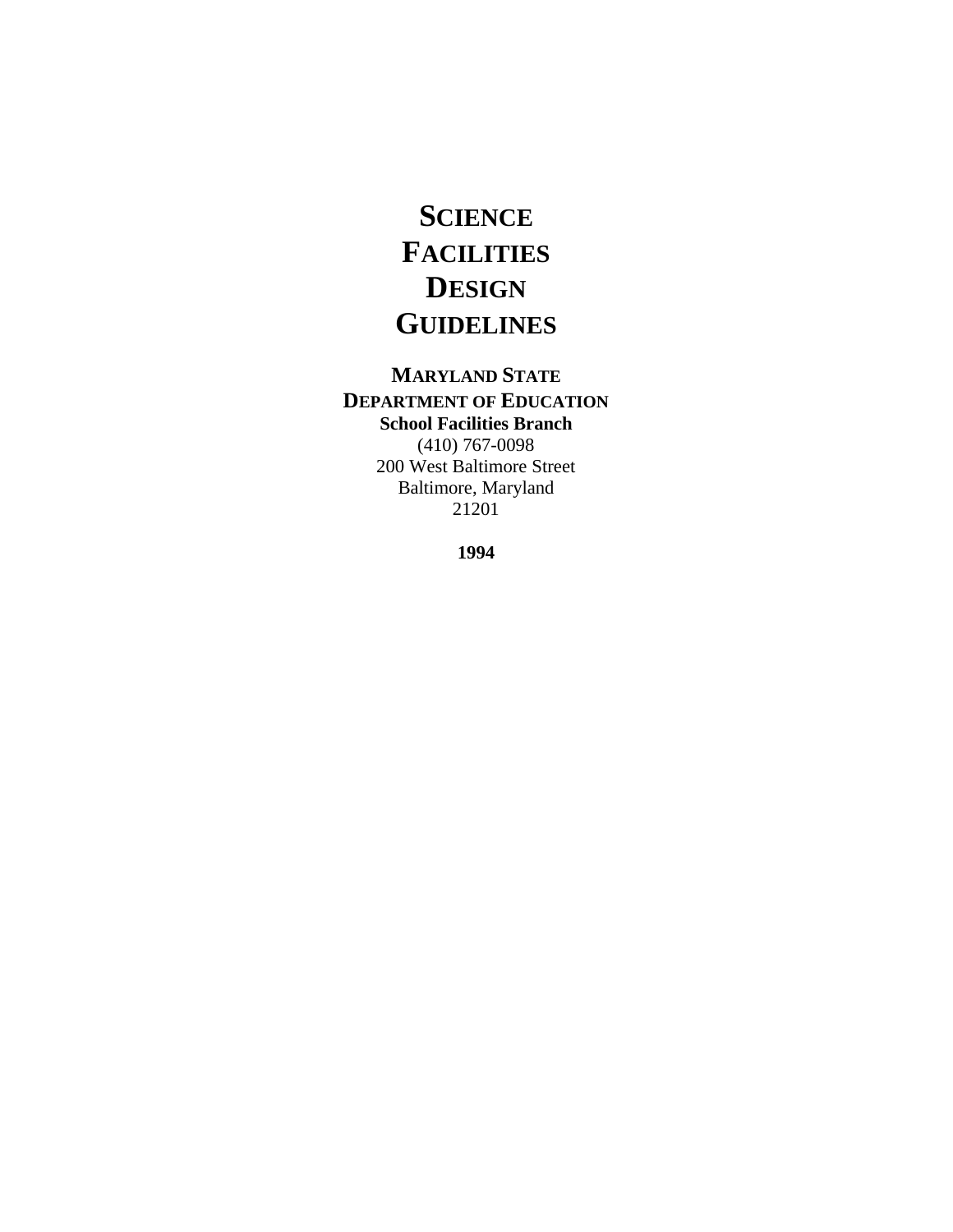# SCIENCE FACILITIES DESIGN GUIDELINES

**MARYLAND STATE DEPARTMENT OF EDUCATION**

**School Facilities Branch**

(410) 767-0098
200 West Baltimore Street
Baltimore, Maryland
21201

**1994**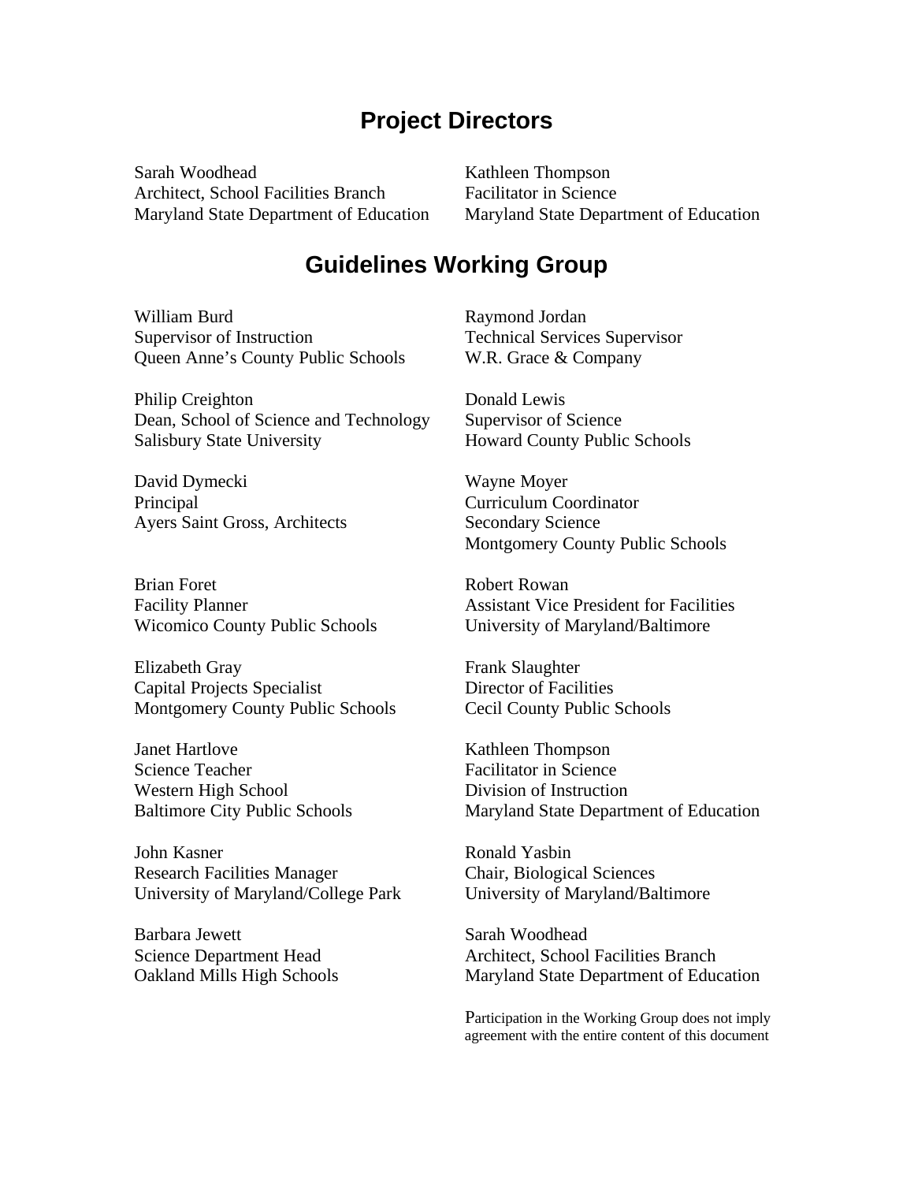## Project Directors

Sarah Woodhead
Architect, School Facilities Branch
Maryland State Department of Education

Kathleen Thompson
Facilitator in Science
Maryland State Department of Education

## Guidelines Working Group

William Burd
Supervisor of Instruction
Queen Anne's County Public Schools

Philip Creighton
Dean, School of Science and Technology
Salisbury State University

David Dymecki
Principal
Ayers Saint Gross, Architects

Brian Foret
Facility Planner
Wicomico County Public Schools

Elizabeth Gray
Capital Projects Specialist
Montgomery County Public Schools

Janet Hartlove
Science Teacher
Western High School
Baltimore City Public Schools

John Kasner
Research Facilities Manager
University of Maryland/College Park

Barbara Jewett
Science Department Head
Oakland Mills High Schools

Raymond Jordan
Technical Services Supervisor
W.R. Grace & Company

Donald Lewis
Supervisor of Science
Howard County Public Schools

Wayne Moyer
Curriculum Coordinator
Secondary Science
Montgomery County Public Schools

Robert Rowan
Assistant Vice President for Facilities
University of Maryland/Baltimore

Frank Slaughter
Director of Facilities
Cecil County Public Schools

Kathleen Thompson
Facilitator in Science
Division of Instruction
Maryland State Department of Education

Ronald Yasbin
Chair, Biological Sciences
University of Maryland/Baltimore

Sarah Woodhead
Architect, School Facilities Branch
Maryland State Department of Education

Participation in the Working Group does not imply agreement with the entire content of this document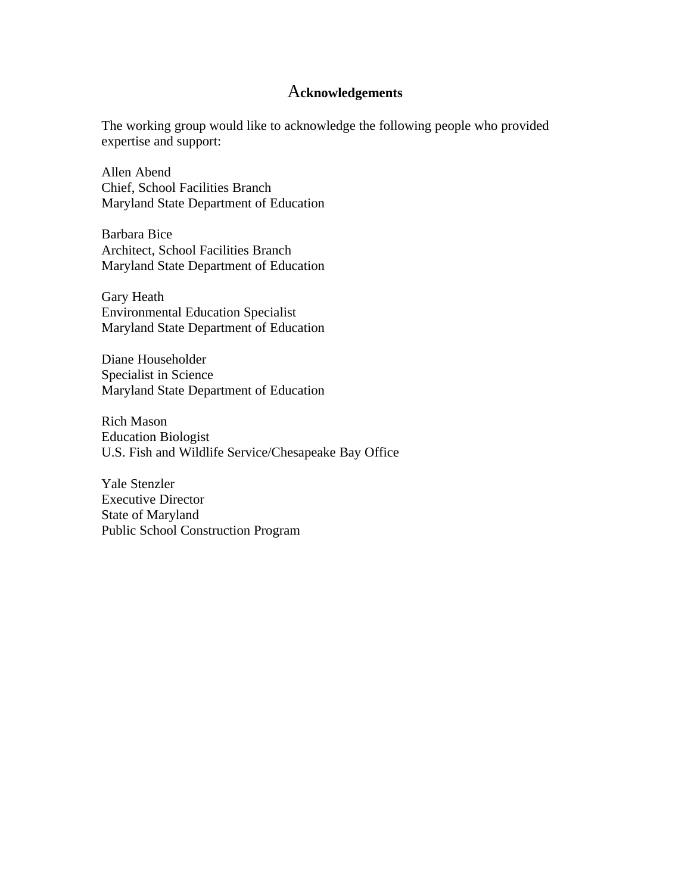# Acknowledgements

The working group would like to acknowledge the following people who provided expertise and support:

Allen Abend
Chief, School Facilities Branch
Maryland State Department of Education

Barbara Bice
Architect, School Facilities Branch
Maryland State Department of Education

Gary Heath
Environmental Education Specialist
Maryland State Department of Education

Diane Householder
Specialist in Science
Maryland State Department of Education

Rich Mason
Education Biologist
U.S. Fish and Wildlife Service/Chesapeake Bay Office

Yale Stenzler
Executive Director
State of Maryland
Public School Construction Program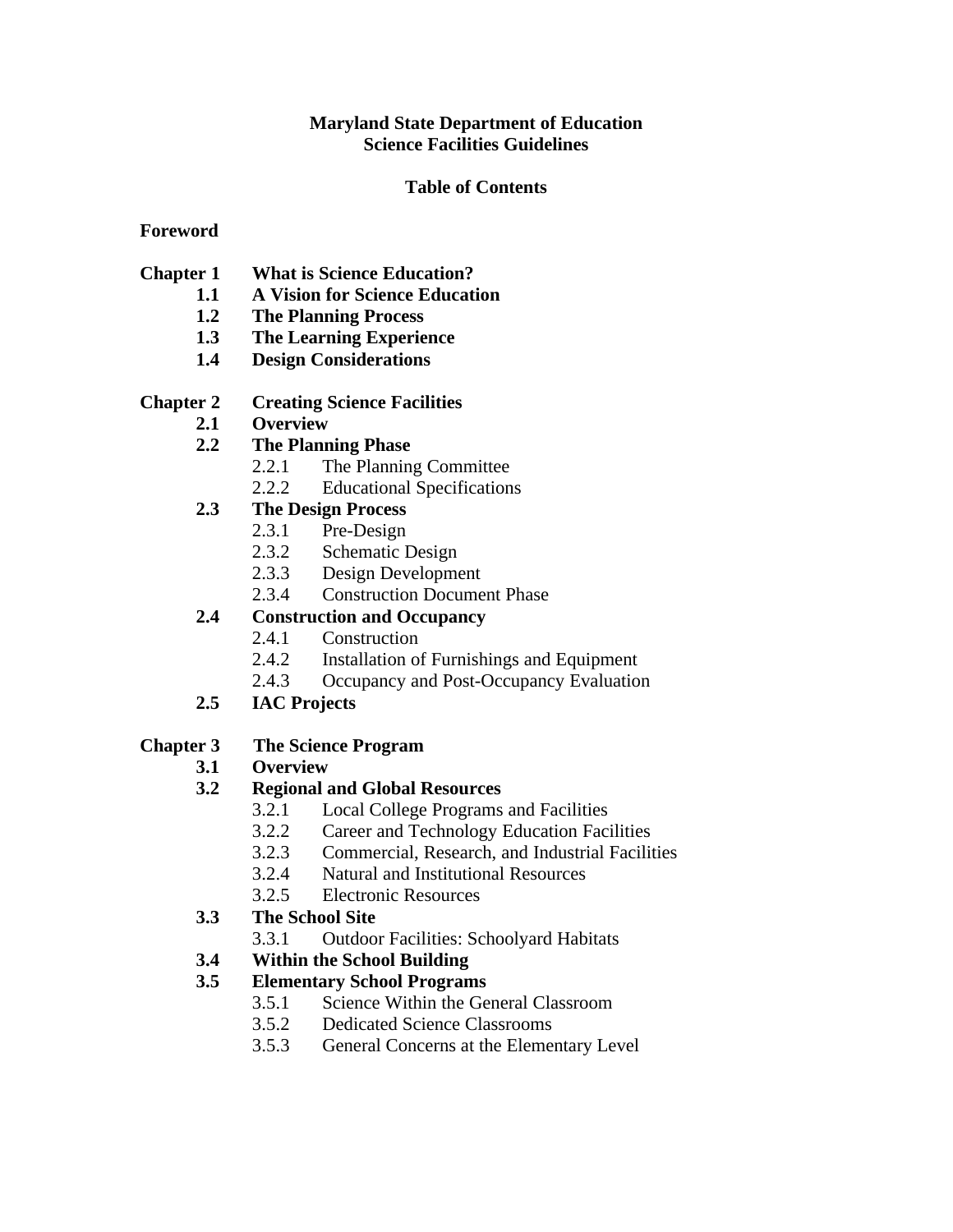**Maryland State Department of Education**
**Science Facilities Guidelines**

**Table of Contents**

**Foreword**

**Chapter 1 What is Science Education?**
- **1.1 A Vision for Science Education**
- **1.2 The Planning Process**
- **1.3 The Learning Experience**
- **1.4 Design Considerations**

**Chapter 2 Creating Science Facilities**
- **2.1 Overview**
- **2.2 The Planning Phase**
  - 2.2.1 The Planning Committee
  - 2.2.2 Educational Specifications
- **2.3 The Design Process**
  - 2.3.1 Pre-Design
  - 2.3.2 Schematic Design
  - 2.3.3 Design Development
  - 2.3.4 Construction Document Phase
- **2.4 Construction and Occupancy**
  - 2.4.1 Construction
  - 2.4.2 Installation of Furnishings and Equipment
  - 2.4.3 Occupancy and Post-Occupancy Evaluation
- **2.5 IAC Projects**

**Chapter 3 The Science Program**
- **3.1 Overview**
- **3.2 Regional and Global Resources**
  - 3.2.1 Local College Programs and Facilities
  - 3.2.2 Career and Technology Education Facilities
  - 3.2.3 Commercial, Research, and Industrial Facilities
  - 3.2.4 Natural and Institutional Resources
  - 3.2.5 Electronic Resources
- **3.3 The School Site**
  - 3.3.1 Outdoor Facilities: Schoolyard Habitats
- **3.4 Within the School Building**
- **3.5 Elementary School Programs**
  - 3.5.1 Science Within the General Classroom
  - 3.5.2 Dedicated Science Classrooms
  - 3.5.3 General Concerns at the Elementary Level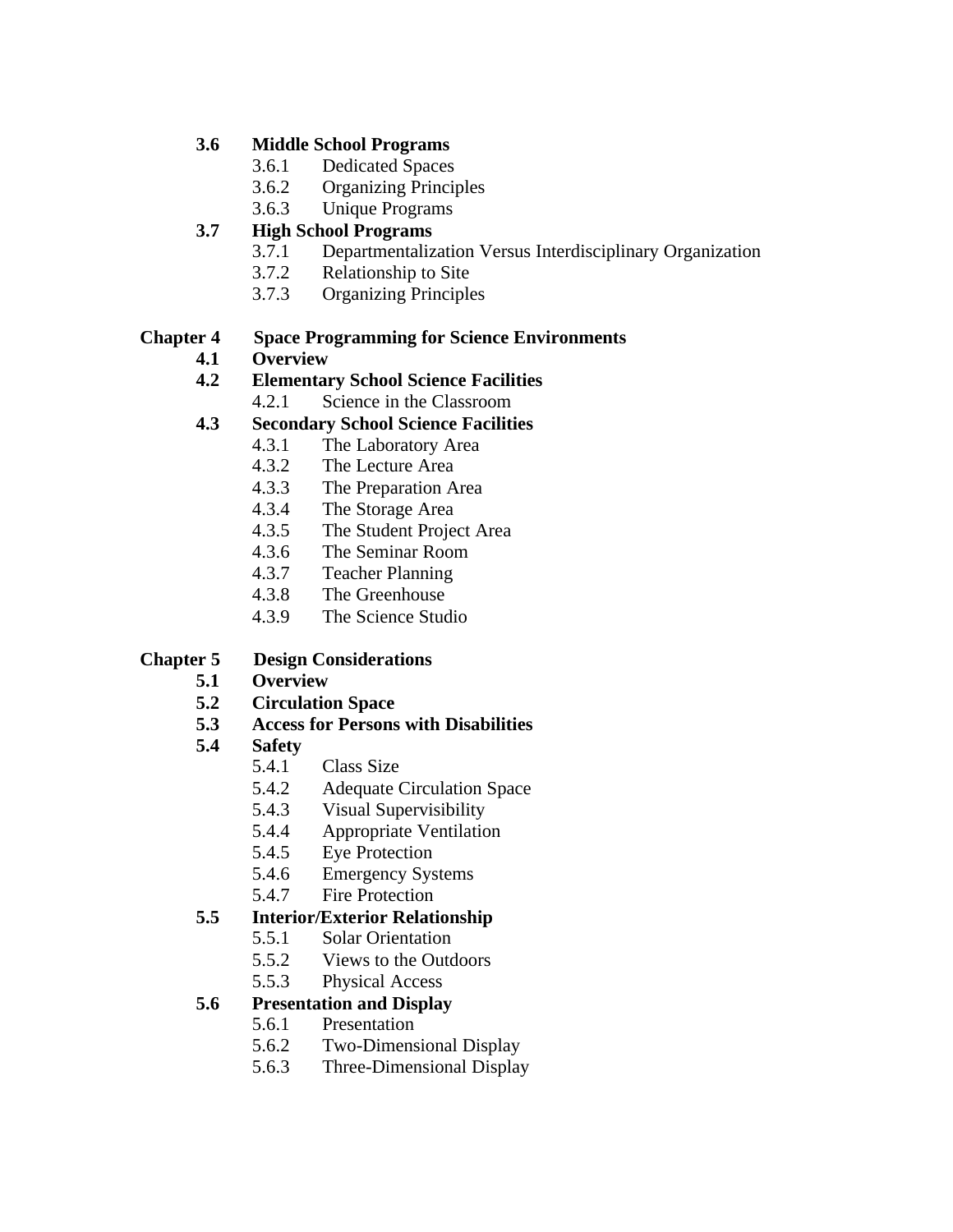**3.6 Middle School Programs**
- 3.6.1 Dedicated Spaces
- 3.6.2 Organizing Principles
- 3.6.3 Unique Programs

**3.7 High School Programs**
- 3.7.1 Departmentalization Versus Interdisciplinary Organization
- 3.7.2 Relationship to Site
- 3.7.3 Organizing Principles

**Chapter 4 Space Programming for Science Environments**

**4.1 Overview**

**4.2 Elementary School Science Facilities**
- 4.2.1 Science in the Classroom

**4.3 Secondary School Science Facilities**
- 4.3.1 The Laboratory Area
- 4.3.2 The Lecture Area
- 4.3.3 The Preparation Area
- 4.3.4 The Storage Area
- 4.3.5 The Student Project Area
- 4.3.6 The Seminar Room
- 4.3.7 Teacher Planning
- 4.3.8 The Greenhouse
- 4.3.9 The Science Studio

**Chapter 5 Design Considerations**

**5.1 Overview**

**5.2 Circulation Space**

**5.3 Access for Persons with Disabilities**

**5.4 Safety**
- 5.4.1 Class Size
- 5.4.2 Adequate Circulation Space
- 5.4.3 Visual Supervisibility
- 5.4.4 Appropriate Ventilation
- 5.4.5 Eye Protection
- 5.4.6 Emergency Systems
- 5.4.7 Fire Protection

**5.5 Interior/Exterior Relationship**
- 5.5.1 Solar Orientation
- 5.5.2 Views to the Outdoors
- 5.5.3 Physical Access

**5.6 Presentation and Display**
- 5.6.1 Presentation
- 5.6.2 Two-Dimensional Display
- 5.6.3 Three-Dimensional Display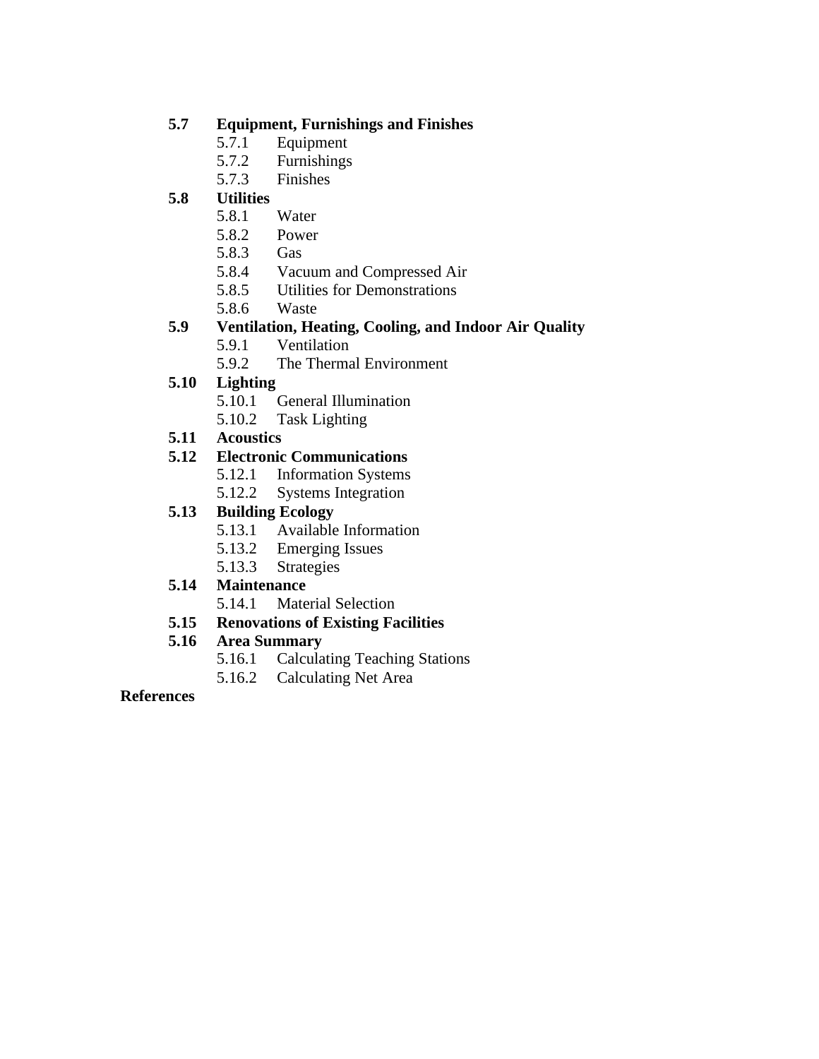**5.7 Equipment, Furnishings and Finishes**
- 5.7.1 Equipment
- 5.7.2 Furnishings
- 5.7.3 Finishes

**5.8 Utilities**
- 5.8.1 Water
- 5.8.2 Power
- 5.8.3 Gas
- 5.8.4 Vacuum and Compressed Air
- 5.8.5 Utilities for Demonstrations
- 5.8.6 Waste

**5.9 Ventilation, Heating, Cooling, and Indoor Air Quality**
- 5.9.1 Ventilation
- 5.9.2 The Thermal Environment

**5.10 Lighting**
- 5.10.1 General Illumination
- 5.10.2 Task Lighting

**5.11 Acoustics**

**5.12 Electronic Communications**
- 5.12.1 Information Systems
- 5.12.2 Systems Integration

**5.13 Building Ecology**
- 5.13.1 Available Information
- 5.13.2 Emerging Issues
- 5.13.3 Strategies

**5.14 Maintenance**
- 5.14.1 Material Selection

**5.15 Renovations of Existing Facilities**

**5.16 Area Summary**
- 5.16.1 Calculating Teaching Stations
- 5.16.2 Calculating Net Area

**References**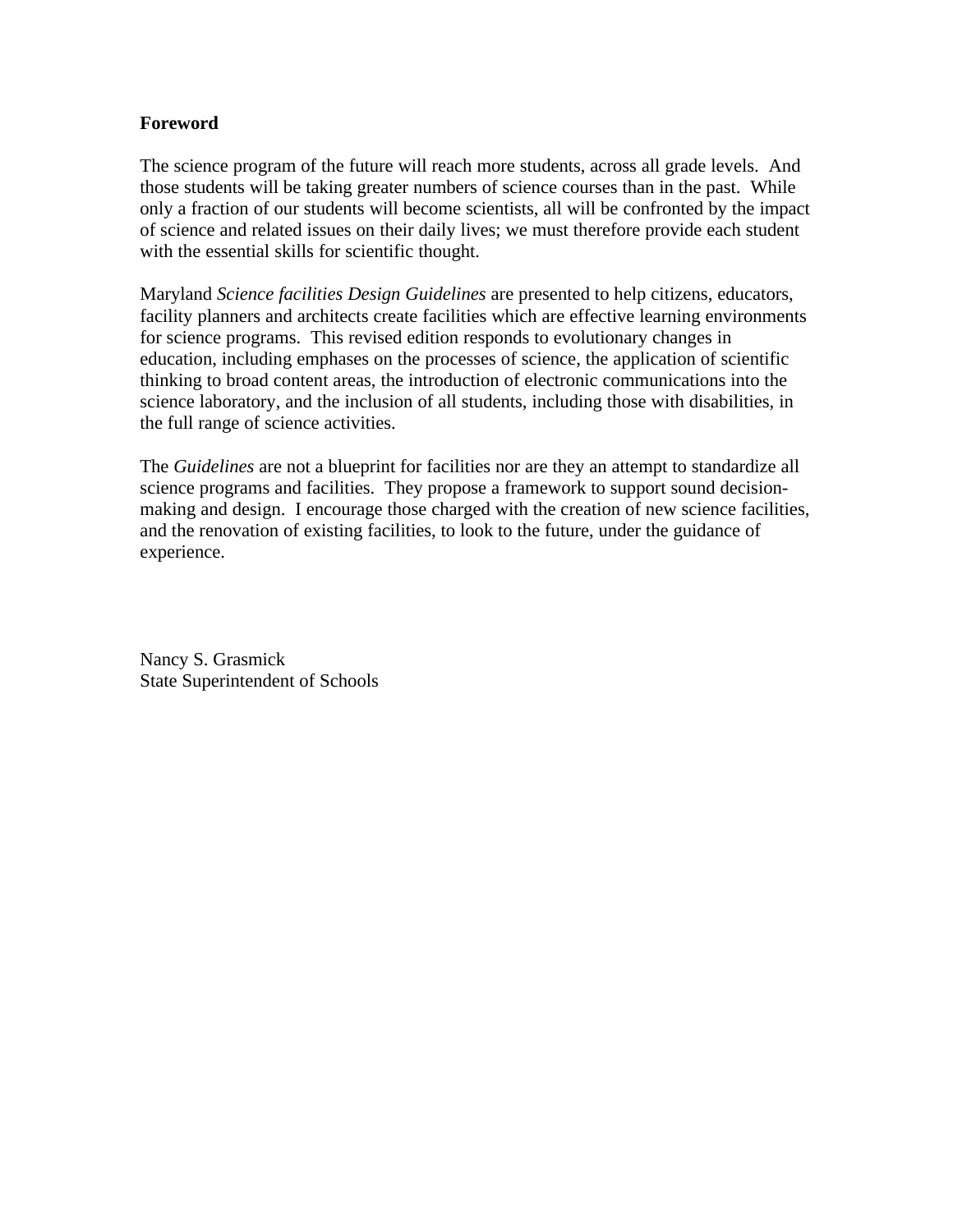**Foreword**

The science program of the future will reach more students, across all grade levels. And those students will be taking greater numbers of science courses than in the past. While only a fraction of our students will become scientists, all will be confronted by the impact of science and related issues on their daily lives; we must therefore provide each student with the essential skills for scientific thought.

Maryland *Science facilities Design Guidelines* are presented to help citizens, educators, facility planners and architects create facilities which are effective learning environments for science programs. This revised edition responds to evolutionary changes in education, including emphases on the processes of science, the application of scientific thinking to broad content areas, the introduction of electronic communications into the science laboratory, and the inclusion of all students, including those with disabilities, in the full range of science activities.

The *Guidelines* are not a blueprint for facilities nor are they an attempt to standardize all science programs and facilities. They propose a framework to support sound decision-making and design. I encourage those charged with the creation of new science facilities, and the renovation of existing facilities, to look to the future, under the guidance of experience.

Nancy S. Grasmick
State Superintendent of Schools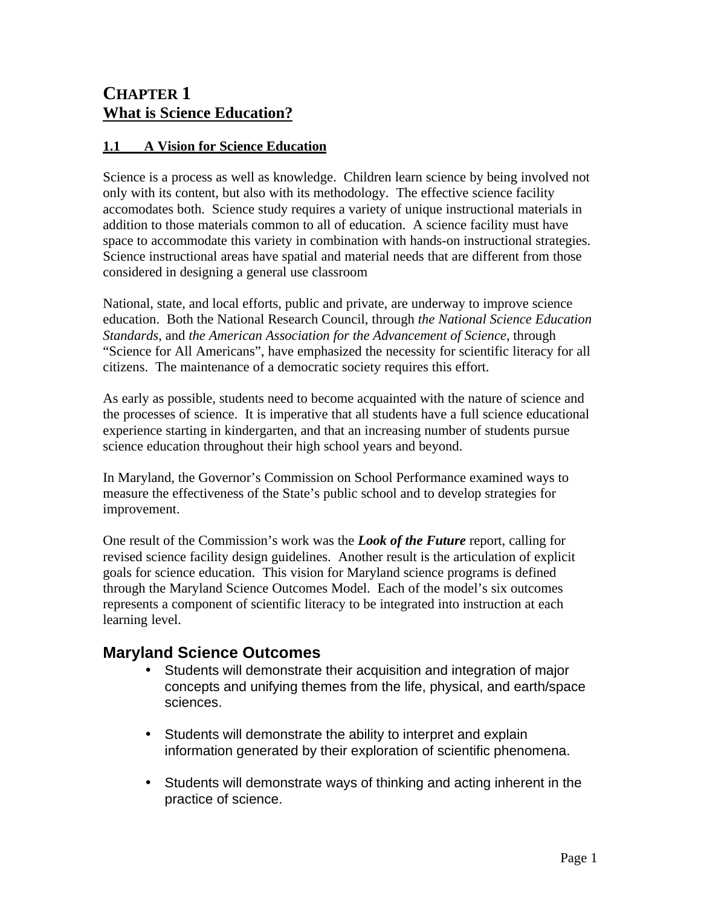# CHAPTER 1
## What is Science Education?

### 1.1 A Vision for Science Education

Science is a process as well as knowledge. Children learn science by being involved not only with its content, but also with its methodology. The effective science facility accomodates both. Science study requires a variety of unique instructional materials in addition to those materials common to all of education. A science facility must have space to accommodate this variety in combination with hands-on instructional strategies. Science instructional areas have spatial and material needs that are different from those considered in designing a general use classroom

National, state, and local efforts, public and private, are underway to improve science education. Both the National Research Council, through *the National Science Education Standards*, and *the American Association for the Advancement of Science*, through "Science for All Americans", have emphasized the necessity for scientific literacy for all citizens. The maintenance of a democratic society requires this effort.

As early as possible, students need to become acquainted with the nature of science and the processes of science. It is imperative that all students have a full science educational experience starting in kindergarten, and that an increasing number of students pursue science education throughout their high school years and beyond.

In Maryland, the Governor's Commission on School Performance examined ways to measure the effectiveness of the State's public school and to develop strategies for improvement.

One result of the Commission's work was the ***Look of the Future*** report, calling for revised science facility design guidelines. Another result is the articulation of explicit goals for science education. This vision for Maryland science programs is defined through the Maryland Science Outcomes Model. Each of the model's six outcomes represents a component of scientific literacy to be integrated into instruction at each learning level.

## Maryland Science Outcomes

- Students will demonstrate their acquisition and integration of major concepts and unifying themes from the life, physical, and earth/space sciences.
- Students will demonstrate the ability to interpret and explain information generated by their exploration of scientific phenomena.
- Students will demonstrate ways of thinking and acting inherent in the practice of science.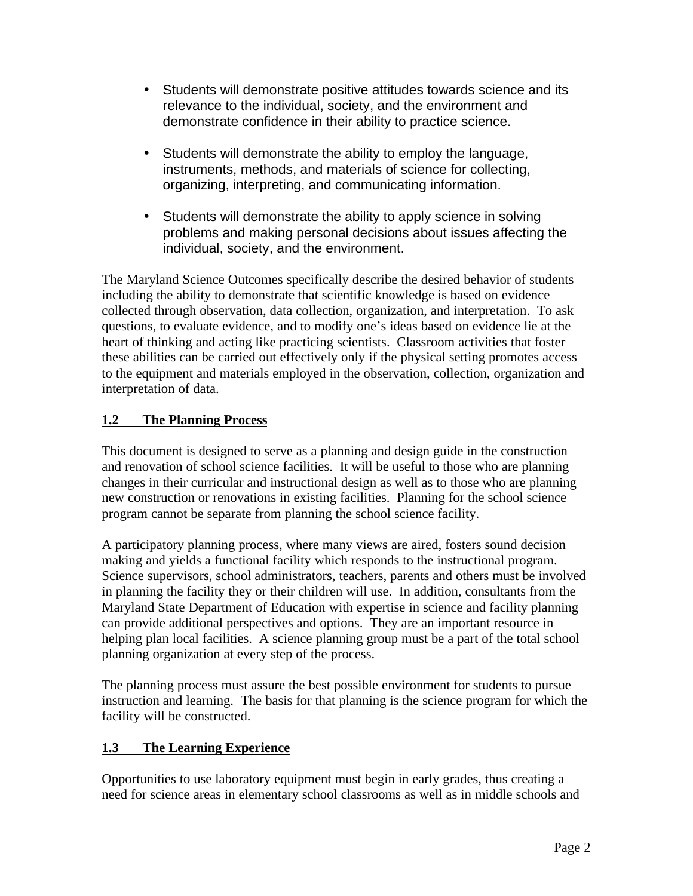- Students will demonstrate positive attitudes towards science and its relevance to the individual, society, and the environment and demonstrate confidence in their ability to practice science.

- Students will demonstrate the ability to employ the language, instruments, methods, and materials of science for collecting, organizing, interpreting, and communicating information.

- Students will demonstrate the ability to apply science in solving problems and making personal decisions about issues affecting the individual, society, and the environment.

The Maryland Science Outcomes specifically describe the desired behavior of students including the ability to demonstrate that scientific knowledge is based on evidence collected through observation, data collection, organization, and interpretation. To ask questions, to evaluate evidence, and to modify one's ideas based on evidence lie at the heart of thinking and acting like practicing scientists. Classroom activities that foster these abilities can be carried out effectively only if the physical setting promotes access to the equipment and materials employed in the observation, collection, organization and interpretation of data.

## 1.2 The Planning Process

This document is designed to serve as a planning and design guide in the construction and renovation of school science facilities. It will be useful to those who are planning changes in their curricular and instructional design as well as to those who are planning new construction or renovations in existing facilities. Planning for the school science program cannot be separate from planning the school science facility.

A participatory planning process, where many views are aired, fosters sound decision making and yields a functional facility which responds to the instructional program. Science supervisors, school administrators, teachers, parents and others must be involved in planning the facility they or their children will use. In addition, consultants from the Maryland State Department of Education with expertise in science and facility planning can provide additional perspectives and options. They are an important resource in helping plan local facilities. A science planning group must be a part of the total school planning organization at every step of the process.

The planning process must assure the best possible environment for students to pursue instruction and learning. The basis for that planning is the science program for which the facility will be constructed.

## 1.3 The Learning Experience

Opportunities to use laboratory equipment must begin in early grades, thus creating a need for science areas in elementary school classrooms as well as in middle schools and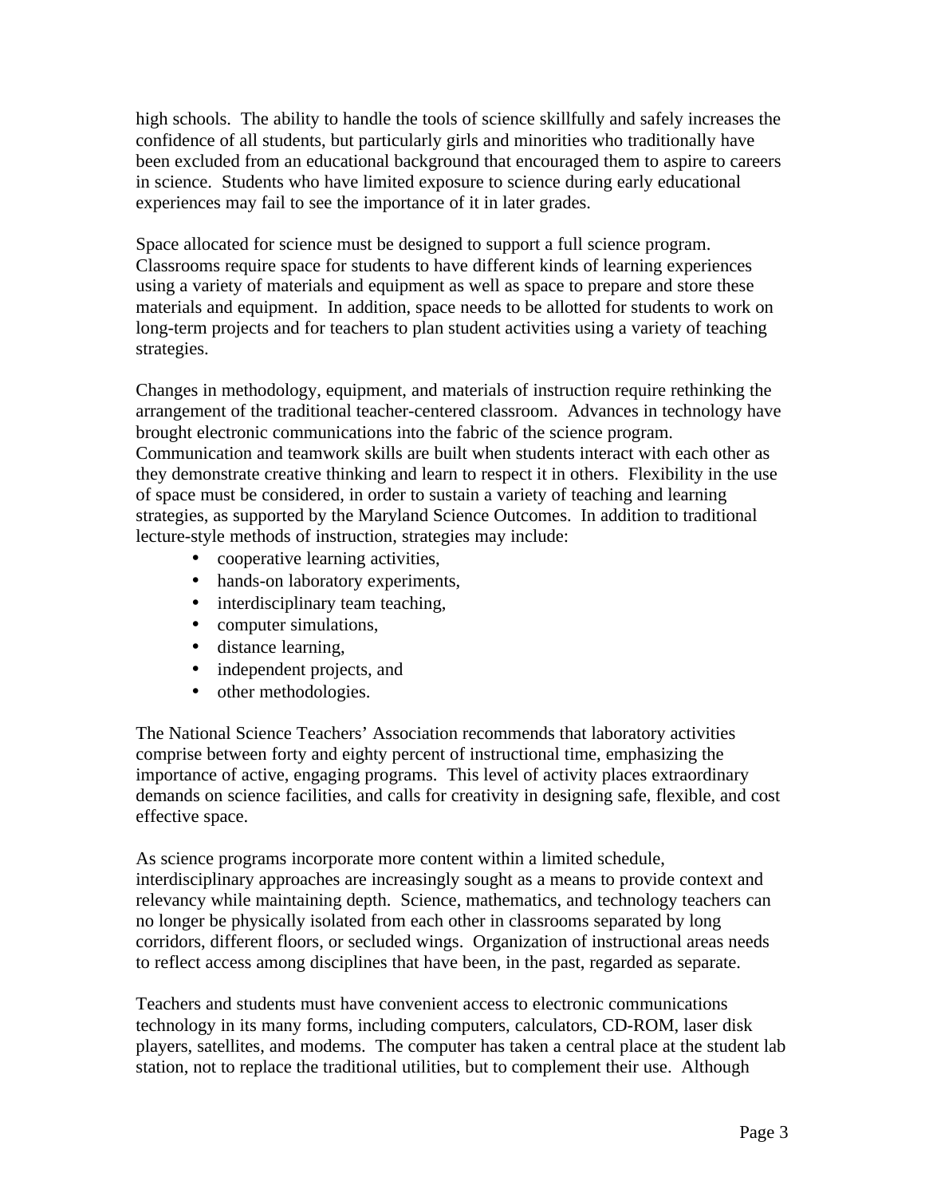high schools. The ability to handle the tools of science skillfully and safely increases the confidence of all students, but particularly girls and minorities who traditionally have been excluded from an educational background that encouraged them to aspire to careers in science. Students who have limited exposure to science during early educational experiences may fail to see the importance of it in later grades.

Space allocated for science must be designed to support a full science program. Classrooms require space for students to have different kinds of learning experiences using a variety of materials and equipment as well as space to prepare and store these materials and equipment. In addition, space needs to be allotted for students to work on long-term projects and for teachers to plan student activities using a variety of teaching strategies.

Changes in methodology, equipment, and materials of instruction require rethinking the arrangement of the traditional teacher-centered classroom. Advances in technology have brought electronic communications into the fabric of the science program. Communication and teamwork skills are built when students interact with each other as they demonstrate creative thinking and learn to respect it in others. Flexibility in the use of space must be considered, in order to sustain a variety of teaching and learning strategies, as supported by the Maryland Science Outcomes. In addition to traditional lecture-style methods of instruction, strategies may include:

- cooperative learning activities,
- hands-on laboratory experiments,
- interdisciplinary team teaching,
- computer simulations,
- distance learning,
- independent projects, and
- other methodologies.

The National Science Teachers' Association recommends that laboratory activities comprise between forty and eighty percent of instructional time, emphasizing the importance of active, engaging programs. This level of activity places extraordinary demands on science facilities, and calls for creativity in designing safe, flexible, and cost effective space.

As science programs incorporate more content within a limited schedule, interdisciplinary approaches are increasingly sought as a means to provide context and relevancy while maintaining depth. Science, mathematics, and technology teachers can no longer be physically isolated from each other in classrooms separated by long corridors, different floors, or secluded wings. Organization of instructional areas needs to reflect access among disciplines that have been, in the past, regarded as separate.

Teachers and students must have convenient access to electronic communications technology in its many forms, including computers, calculators, CD-ROM, laser disk players, satellites, and modems. The computer has taken a central place at the student lab station, not to replace the traditional utilities, but to complement their use. Although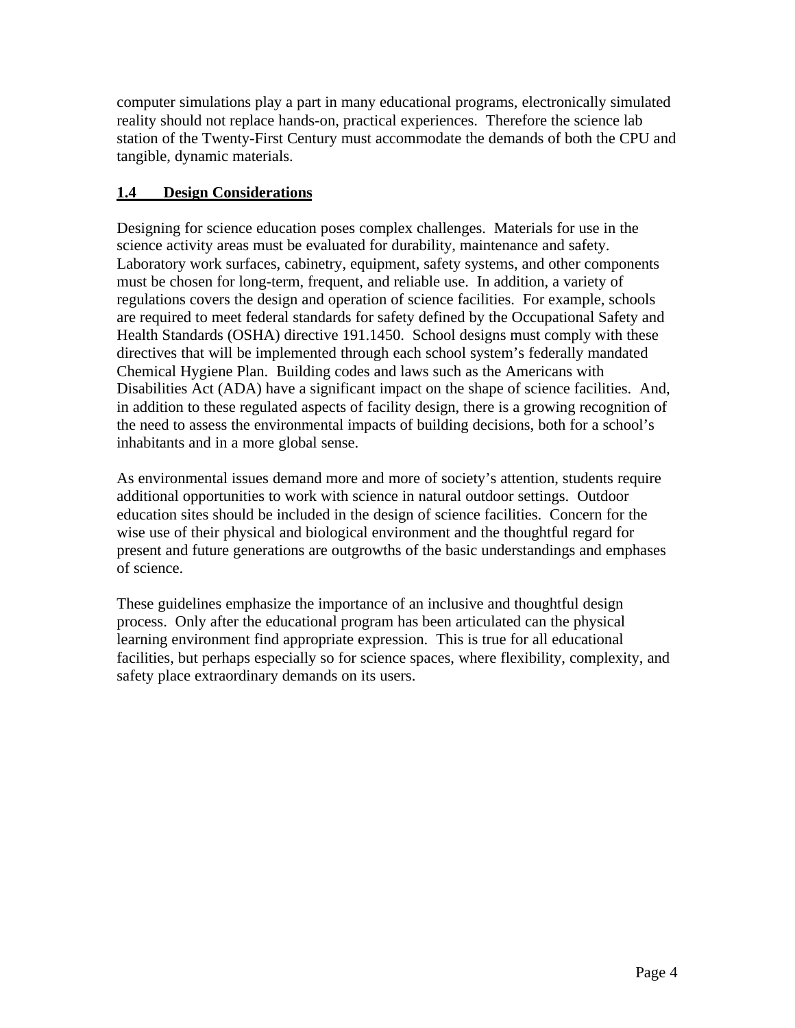computer simulations play a part in many educational programs, electronically simulated reality should not replace hands-on, practical experiences. Therefore the science lab station of the Twenty-First Century must accommodate the demands of both the CPU and tangible, dynamic materials.

## 1.4 Design Considerations

Designing for science education poses complex challenges. Materials for use in the science activity areas must be evaluated for durability, maintenance and safety. Laboratory work surfaces, cabinetry, equipment, safety systems, and other components must be chosen for long-term, frequent, and reliable use. In addition, a variety of regulations covers the design and operation of science facilities. For example, schools are required to meet federal standards for safety defined by the Occupational Safety and Health Standards (OSHA) directive 191.1450. School designs must comply with these directives that will be implemented through each school system's federally mandated Chemical Hygiene Plan. Building codes and laws such as the Americans with Disabilities Act (ADA) have a significant impact on the shape of science facilities. And, in addition to these regulated aspects of facility design, there is a growing recognition of the need to assess the environmental impacts of building decisions, both for a school's inhabitants and in a more global sense.

As environmental issues demand more and more of society's attention, students require additional opportunities to work with science in natural outdoor settings. Outdoor education sites should be included in the design of science facilities. Concern for the wise use of their physical and biological environment and the thoughtful regard for present and future generations are outgrowths of the basic understandings and emphases of science.

These guidelines emphasize the importance of an inclusive and thoughtful design process. Only after the educational program has been articulated can the physical learning environment find appropriate expression. This is true for all educational facilities, but perhaps especially so for science spaces, where flexibility, complexity, and safety place extraordinary demands on its users.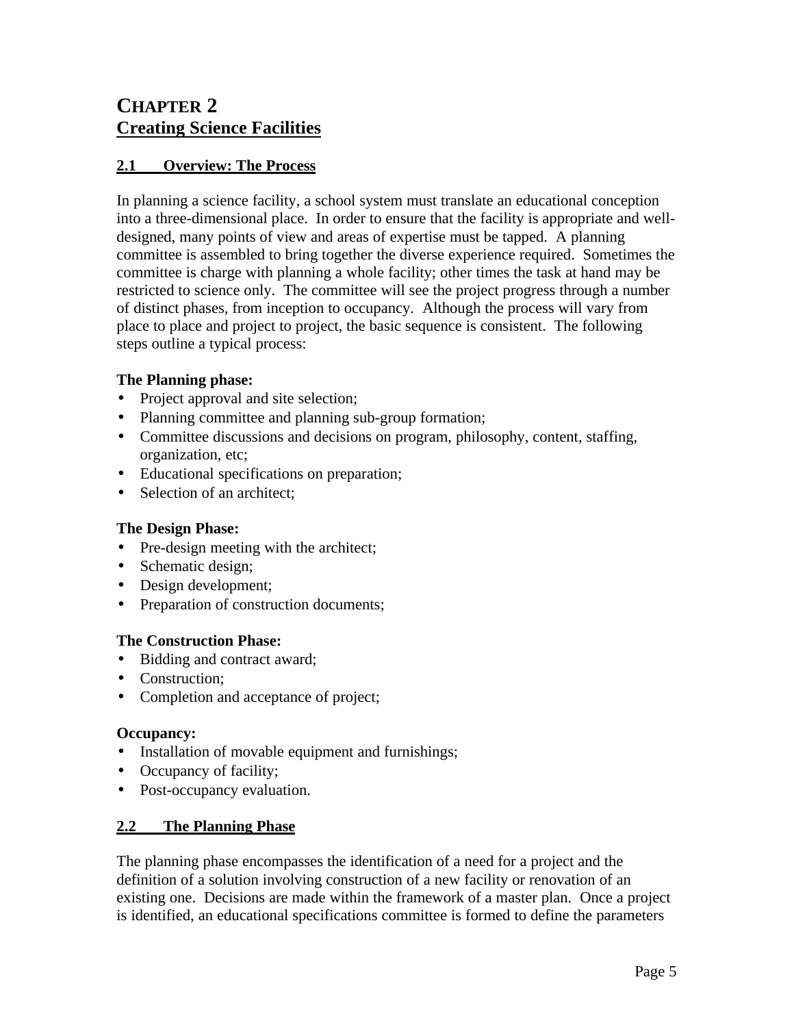# CHAPTER 2
## Creating Science Facilities

### 2.1 Overview: The Process

In planning a science facility, a school system must translate an educational conception into a three-dimensional place. In order to ensure that the facility is appropriate and well-designed, many points of view and areas of expertise must be tapped. A planning committee is assembled to bring together the diverse experience required. Sometimes the committee is charge with planning a whole facility; other times the task at hand may be restricted to science only. The committee will see the project progress through a number of distinct phases, from inception to occupancy. Although the process will vary from place to place and project to project, the basic sequence is consistent. The following steps outline a typical process:

**The Planning phase:**

- Project approval and site selection;
- Planning committee and planning sub-group formation;
- Committee discussions and decisions on program, philosophy, content, staffing, organization, etc;
- Educational specifications on preparation;
- Selection of an architect;

**The Design Phase:**

- Pre-design meeting with the architect;
- Schematic design;
- Design development;
- Preparation of construction documents;

**The Construction Phase:**

- Bidding and contract award;
- Construction;
- Completion and acceptance of project;

**Occupancy:**

- Installation of movable equipment and furnishings;
- Occupancy of facility;
- Post-occupancy evaluation.

### 2.2 The Planning Phase

The planning phase encompasses the identification of a need for a project and the definition of a solution involving construction of a new facility or renovation of an existing one. Decisions are made within the framework of a master plan. Once a project is identified, an educational specifications committee is formed to define the parameters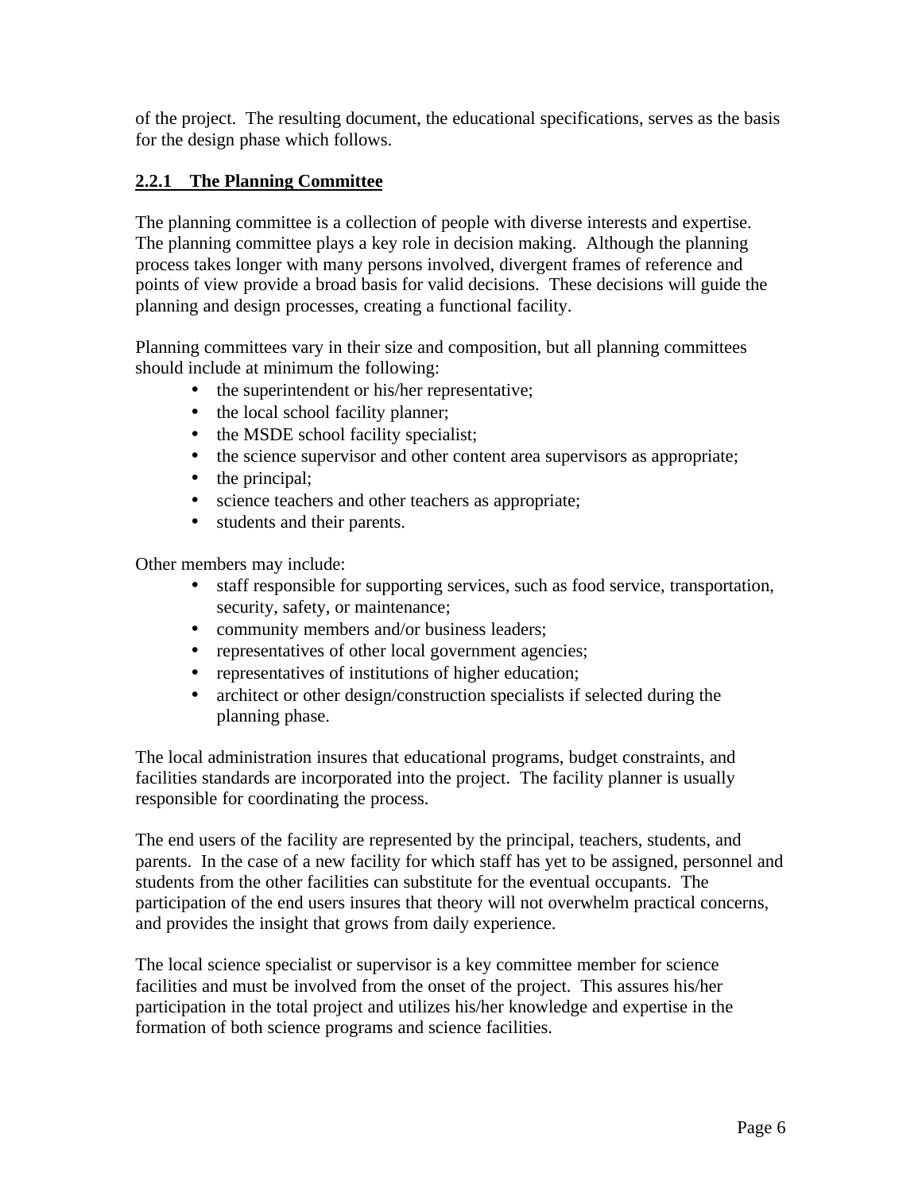of the project. The resulting document, the educational specifications, serves as the basis for the design phase which follows.

### 2.2.1 The Planning Committee

The planning committee is a collection of people with diverse interests and expertise. The planning committee plays a key role in decision making. Although the planning process takes longer with many persons involved, divergent frames of reference and points of view provide a broad basis for valid decisions. These decisions will guide the planning and design processes, creating a functional facility.

Planning committees vary in their size and composition, but all planning committees should include at minimum the following:

- the superintendent or his/her representative;
- the local school facility planner;
- the MSDE school facility specialist;
- the science supervisor and other content area supervisors as appropriate;
- the principal;
- science teachers and other teachers as appropriate;
- students and their parents.

Other members may include:

- staff responsible for supporting services, such as food service, transportation, security, safety, or maintenance;
- community members and/or business leaders;
- representatives of other local government agencies;
- representatives of institutions of higher education;
- architect or other design/construction specialists if selected during the planning phase.

The local administration insures that educational programs, budget constraints, and facilities standards are incorporated into the project. The facility planner is usually responsible for coordinating the process.

The end users of the facility are represented by the principal, teachers, students, and parents. In the case of a new facility for which staff has yet to be assigned, personnel and students from the other facilities can substitute for the eventual occupants. The participation of the end users insures that theory will not overwhelm practical concerns, and provides the insight that grows from daily experience.

The local science specialist or supervisor is a key committee member for science facilities and must be involved from the onset of the project. This assures his/her participation in the total project and utilizes his/her knowledge and expertise in the formation of both science programs and science facilities.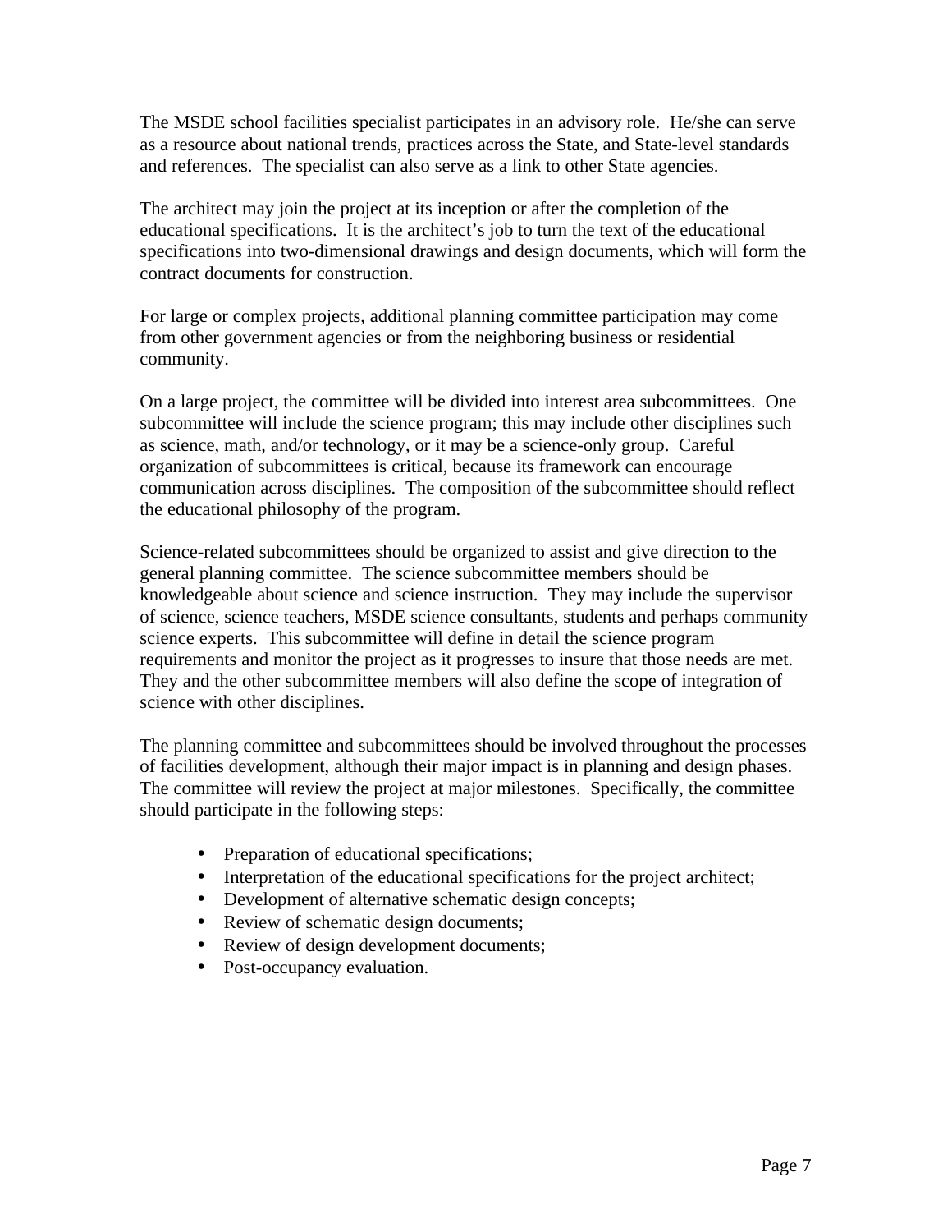The MSDE school facilities specialist participates in an advisory role. He/she can serve as a resource about national trends, practices across the State, and State-level standards and references. The specialist can also serve as a link to other State agencies.

The architect may join the project at its inception or after the completion of the educational specifications. It is the architect's job to turn the text of the educational specifications into two-dimensional drawings and design documents, which will form the contract documents for construction.

For large or complex projects, additional planning committee participation may come from other government agencies or from the neighboring business or residential community.

On a large project, the committee will be divided into interest area subcommittees. One subcommittee will include the science program; this may include other disciplines such as science, math, and/or technology, or it may be a science-only group. Careful organization of subcommittees is critical, because its framework can encourage communication across disciplines. The composition of the subcommittee should reflect the educational philosophy of the program.

Science-related subcommittees should be organized to assist and give direction to the general planning committee. The science subcommittee members should be knowledgeable about science and science instruction. They may include the supervisor of science, science teachers, MSDE science consultants, students and perhaps community science experts. This subcommittee will define in detail the science program requirements and monitor the project as it progresses to insure that those needs are met. They and the other subcommittee members will also define the scope of integration of science with other disciplines.

The planning committee and subcommittees should be involved throughout the processes of facilities development, although their major impact is in planning and design phases. The committee will review the project at major milestones. Specifically, the committee should participate in the following steps:

- Preparation of educational specifications;
- Interpretation of the educational specifications for the project architect;
- Development of alternative schematic design concepts;
- Review of schematic design documents;
- Review of design development documents;
- Post-occupancy evaluation.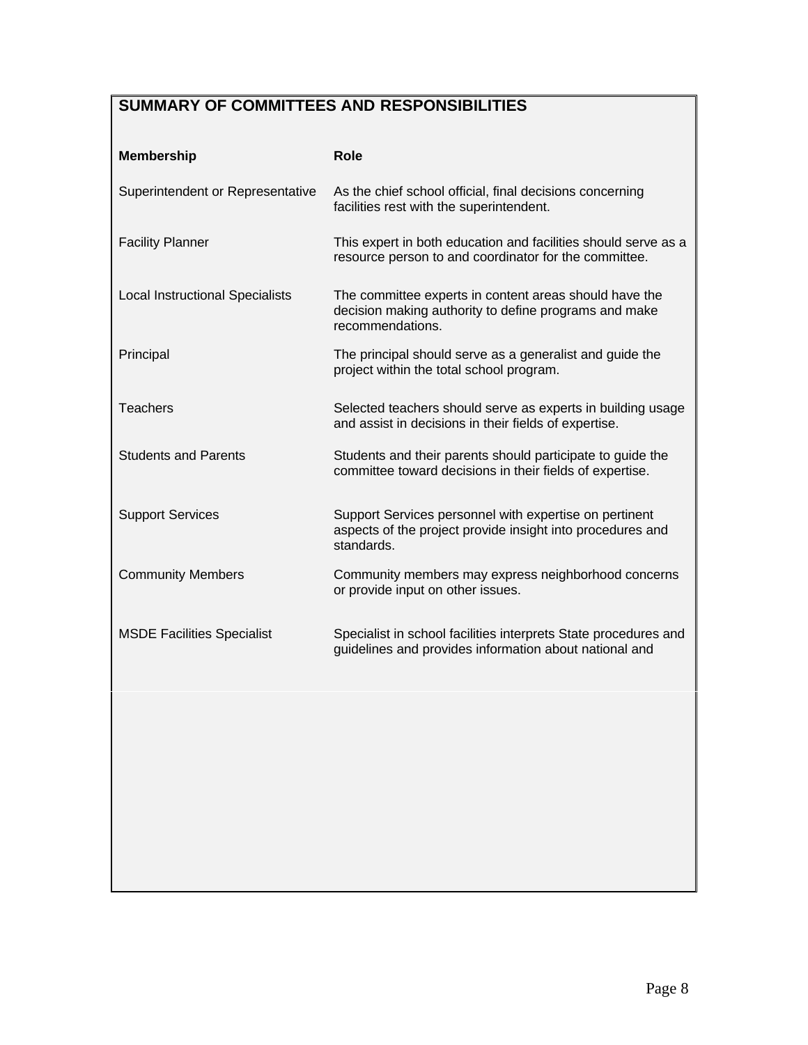## SUMMARY OF COMMITTEES AND RESPONSIBILITIES

| Membership | Role |
|---|---|
| Superintendent or Representative | As the chief school official, final decisions concerning facilities rest with the superintendent. |
| Facility Planner | This expert in both education and facilities should serve as a resource person to and coordinator for the committee. |
| Local Instructional Specialists | The committee experts in content areas should have the decision making authority to define programs and make recommendations. |
| Principal | The principal should serve as a generalist and guide the project within the total school program. |
| Teachers | Selected teachers should serve as experts in building usage and assist in decisions in their fields of expertise. |
| Students and Parents | Students and their parents should participate to guide the committee toward decisions in their fields of expertise. |
| Support Services | Support Services personnel with expertise on pertinent aspects of the project provide insight into procedures and standards. |
| Community Members | Community members may express neighborhood concerns or provide input on other issues. |
| MSDE Facilities Specialist | Specialist in school facilities interprets State procedures and guidelines and provides information about national and |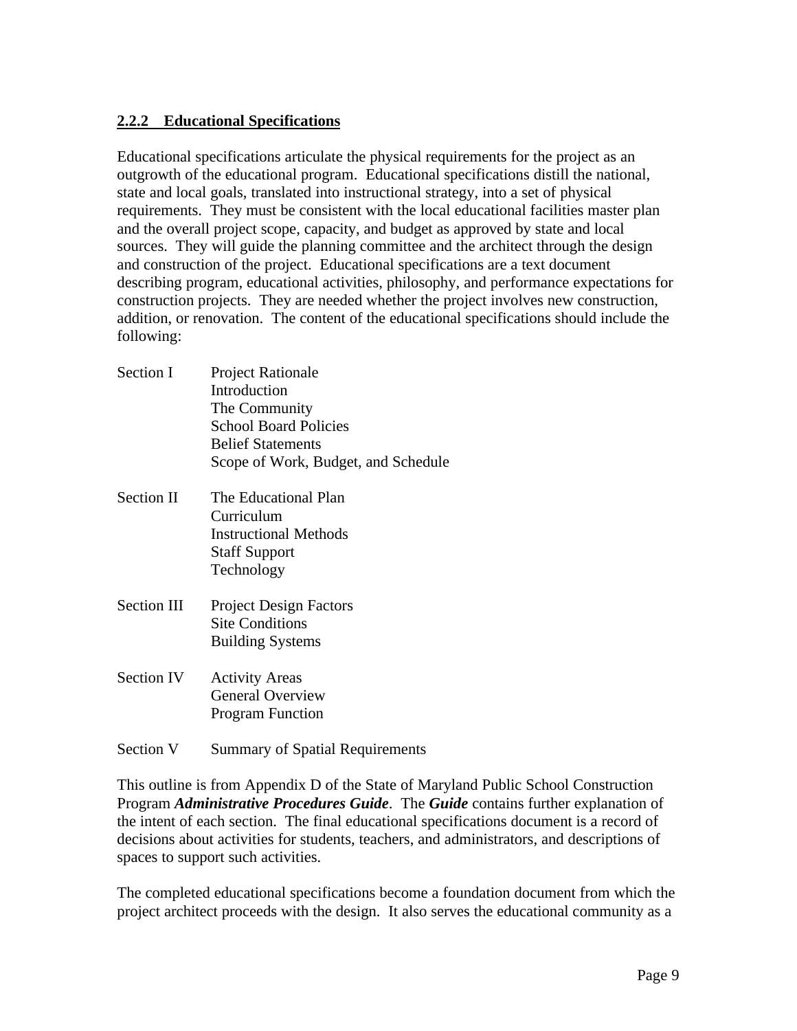### 2.2.2 Educational Specifications

Educational specifications articulate the physical requirements for the project as an outgrowth of the educational program. Educational specifications distill the national, state and local goals, translated into instructional strategy, into a set of physical requirements. They must be consistent with the local educational facilities master plan and the overall project scope, capacity, and budget as approved by state and local sources. They will guide the planning committee and the architect through the design and construction of the project. Educational specifications are a text document describing program, educational activities, philosophy, and performance expectations for construction projects. They are needed whether the project involves new construction, addition, or renovation. The content of the educational specifications should include the following:

Section I — Project Rationale
- Introduction
- The Community
- School Board Policies
- Belief Statements
- Scope of Work, Budget, and Schedule

Section II — The Educational Plan
- Curriculum
- Instructional Methods
- Staff Support
- Technology

Section III — Project Design Factors
- Site Conditions
- Building Systems

Section IV — Activity Areas
- General Overview
- Program Function

Section V — Summary of Spatial Requirements

This outline is from Appendix D of the State of Maryland Public School Construction Program ***Administrative Procedures Guide***. The ***Guide*** contains further explanation of the intent of each section. The final educational specifications document is a record of decisions about activities for students, teachers, and administrators, and descriptions of spaces to support such activities.

The completed educational specifications become a foundation document from which the project architect proceeds with the design. It also serves the educational community as a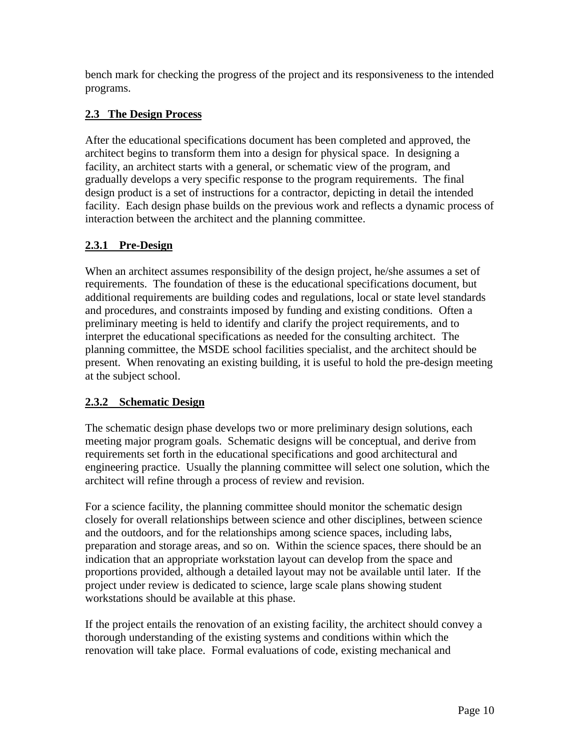bench mark for checking the progress of the project and its responsiveness to the intended programs.

## 2.3 The Design Process

After the educational specifications document has been completed and approved, the architect begins to transform them into a design for physical space. In designing a facility, an architect starts with a general, or schematic view of the program, and gradually develops a very specific response to the program requirements. The final design product is a set of instructions for a contractor, depicting in detail the intended facility. Each design phase builds on the previous work and reflects a dynamic process of interaction between the architect and the planning committee.

### 2.3.1 Pre-Design

When an architect assumes responsibility of the design project, he/she assumes a set of requirements. The foundation of these is the educational specifications document, but additional requirements are building codes and regulations, local or state level standards and procedures, and constraints imposed by funding and existing conditions. Often a preliminary meeting is held to identify and clarify the project requirements, and to interpret the educational specifications as needed for the consulting architect. The planning committee, the MSDE school facilities specialist, and the architect should be present. When renovating an existing building, it is useful to hold the pre-design meeting at the subject school.

### 2.3.2 Schematic Design

The schematic design phase develops two or more preliminary design solutions, each meeting major program goals. Schematic designs will be conceptual, and derive from requirements set forth in the educational specifications and good architectural and engineering practice. Usually the planning committee will select one solution, which the architect will refine through a process of review and revision.

For a science facility, the planning committee should monitor the schematic design closely for overall relationships between science and other disciplines, between science and the outdoors, and for the relationships among science spaces, including labs, preparation and storage areas, and so on. Within the science spaces, there should be an indication that an appropriate workstation layout can develop from the space and proportions provided, although a detailed layout may not be available until later. If the project under review is dedicated to science, large scale plans showing student workstations should be available at this phase.

If the project entails the renovation of an existing facility, the architect should convey a thorough understanding of the existing systems and conditions within which the renovation will take place. Formal evaluations of code, existing mechanical and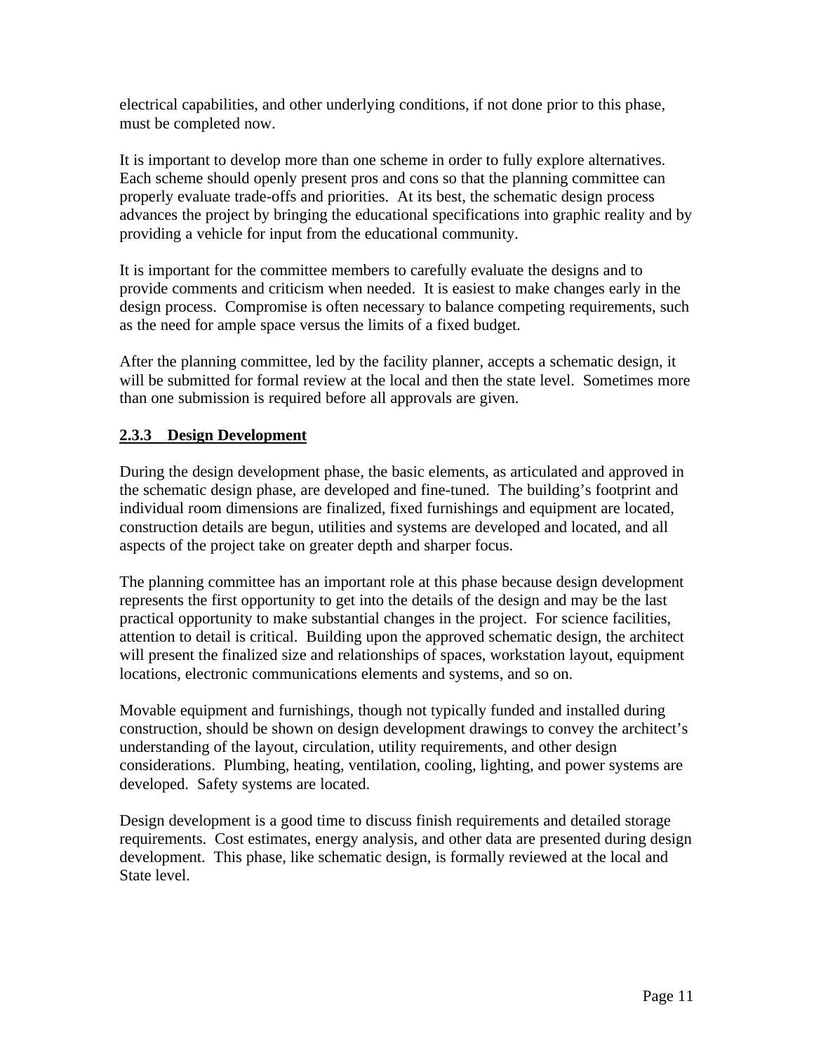electrical capabilities, and other underlying conditions, if not done prior to this phase, must be completed now.

It is important to develop more than one scheme in order to fully explore alternatives. Each scheme should openly present pros and cons so that the planning committee can properly evaluate trade-offs and priorities. At its best, the schematic design process advances the project by bringing the educational specifications into graphic reality and by providing a vehicle for input from the educational community.

It is important for the committee members to carefully evaluate the designs and to provide comments and criticism when needed. It is easiest to make changes early in the design process. Compromise is often necessary to balance competing requirements, such as the need for ample space versus the limits of a fixed budget.

After the planning committee, led by the facility planner, accepts a schematic design, it will be submitted for formal review at the local and then the state level. Sometimes more than one submission is required before all approvals are given.

### 2.3.3 Design Development

During the design development phase, the basic elements, as articulated and approved in the schematic design phase, are developed and fine-tuned. The building's footprint and individual room dimensions are finalized, fixed furnishings and equipment are located, construction details are begun, utilities and systems are developed and located, and all aspects of the project take on greater depth and sharper focus.

The planning committee has an important role at this phase because design development represents the first opportunity to get into the details of the design and may be the last practical opportunity to make substantial changes in the project. For science facilities, attention to detail is critical. Building upon the approved schematic design, the architect will present the finalized size and relationships of spaces, workstation layout, equipment locations, electronic communications elements and systems, and so on.

Movable equipment and furnishings, though not typically funded and installed during construction, should be shown on design development drawings to convey the architect's understanding of the layout, circulation, utility requirements, and other design considerations. Plumbing, heating, ventilation, cooling, lighting, and power systems are developed. Safety systems are located.

Design development is a good time to discuss finish requirements and detailed storage requirements. Cost estimates, energy analysis, and other data are presented during design development. This phase, like schematic design, is formally reviewed at the local and State level.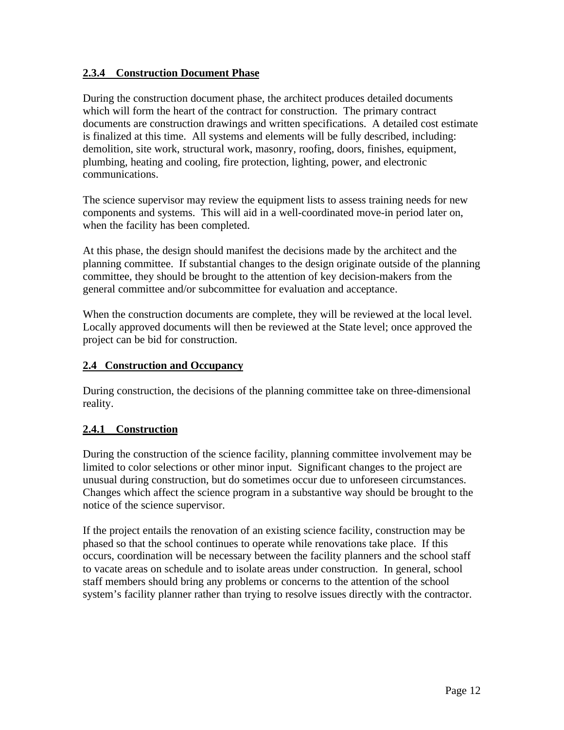### 2.3.4 Construction Document Phase

During the construction document phase, the architect produces detailed documents which will form the heart of the contract for construction. The primary contract documents are construction drawings and written specifications. A detailed cost estimate is finalized at this time. All systems and elements will be fully described, including: demolition, site work, structural work, masonry, roofing, doors, finishes, equipment, plumbing, heating and cooling, fire protection, lighting, power, and electronic communications.

The science supervisor may review the equipment lists to assess training needs for new components and systems. This will aid in a well-coordinated move-in period later on, when the facility has been completed.

At this phase, the design should manifest the decisions made by the architect and the planning committee. If substantial changes to the design originate outside of the planning committee, they should be brought to the attention of key decision-makers from the general committee and/or subcommittee for evaluation and acceptance.

When the construction documents are complete, they will be reviewed at the local level. Locally approved documents will then be reviewed at the State level; once approved the project can be bid for construction.

## 2.4 Construction and Occupancy

During construction, the decisions of the planning committee take on three-dimensional reality.

### 2.4.1 Construction

During the construction of the science facility, planning committee involvement may be limited to color selections or other minor input. Significant changes to the project are unusual during construction, but do sometimes occur due to unforeseen circumstances. Changes which affect the science program in a substantive way should be brought to the notice of the science supervisor.

If the project entails the renovation of an existing science facility, construction may be phased so that the school continues to operate while renovations take place. If this occurs, coordination will be necessary between the facility planners and the school staff to vacate areas on schedule and to isolate areas under construction. In general, school staff members should bring any problems or concerns to the attention of the school system's facility planner rather than trying to resolve issues directly with the contractor.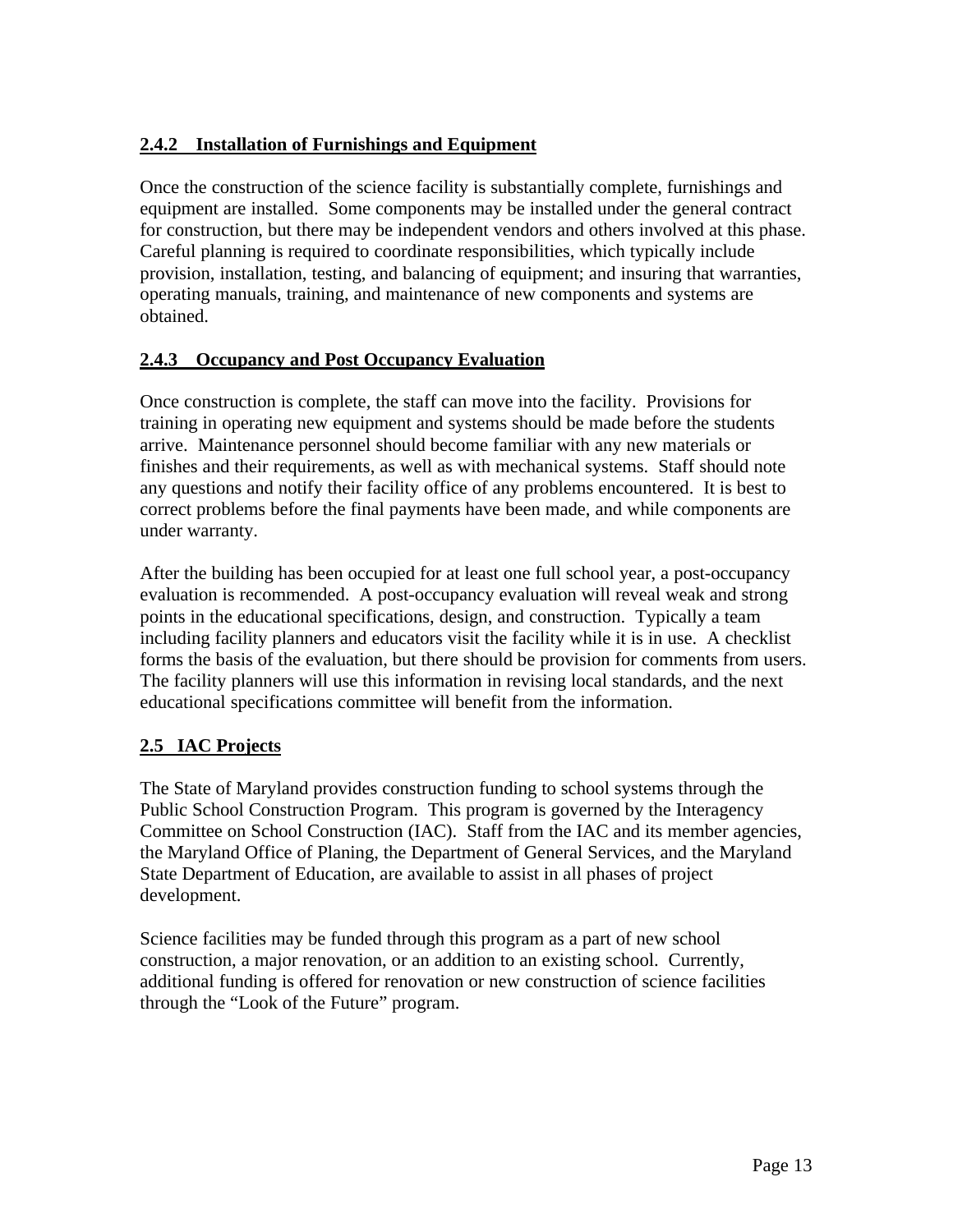### 2.4.2 Installation of Furnishings and Equipment

Once the construction of the science facility is substantially complete, furnishings and equipment are installed. Some components may be installed under the general contract for construction, but there may be independent vendors and others involved at this phase. Careful planning is required to coordinate responsibilities, which typically include provision, installation, testing, and balancing of equipment; and insuring that warranties, operating manuals, training, and maintenance of new components and systems are obtained.

### 2.4.3 Occupancy and Post Occupancy Evaluation

Once construction is complete, the staff can move into the facility. Provisions for training in operating new equipment and systems should be made before the students arrive. Maintenance personnel should become familiar with any new materials or finishes and their requirements, as well as with mechanical systems. Staff should note any questions and notify their facility office of any problems encountered. It is best to correct problems before the final payments have been made, and while components are under warranty.

After the building has been occupied for at least one full school year, a post-occupancy evaluation is recommended. A post-occupancy evaluation will reveal weak and strong points in the educational specifications, design, and construction. Typically a team including facility planners and educators visit the facility while it is in use. A checklist forms the basis of the evaluation, but there should be provision for comments from users. The facility planners will use this information in revising local standards, and the next educational specifications committee will benefit from the information.

## 2.5 IAC Projects

The State of Maryland provides construction funding to school systems through the Public School Construction Program. This program is governed by the Interagency Committee on School Construction (IAC). Staff from the IAC and its member agencies, the Maryland Office of Planing, the Department of General Services, and the Maryland State Department of Education, are available to assist in all phases of project development.

Science facilities may be funded through this program as a part of new school construction, a major renovation, or an addition to an existing school. Currently, additional funding is offered for renovation or new construction of science facilities through the “Look of the Future” program.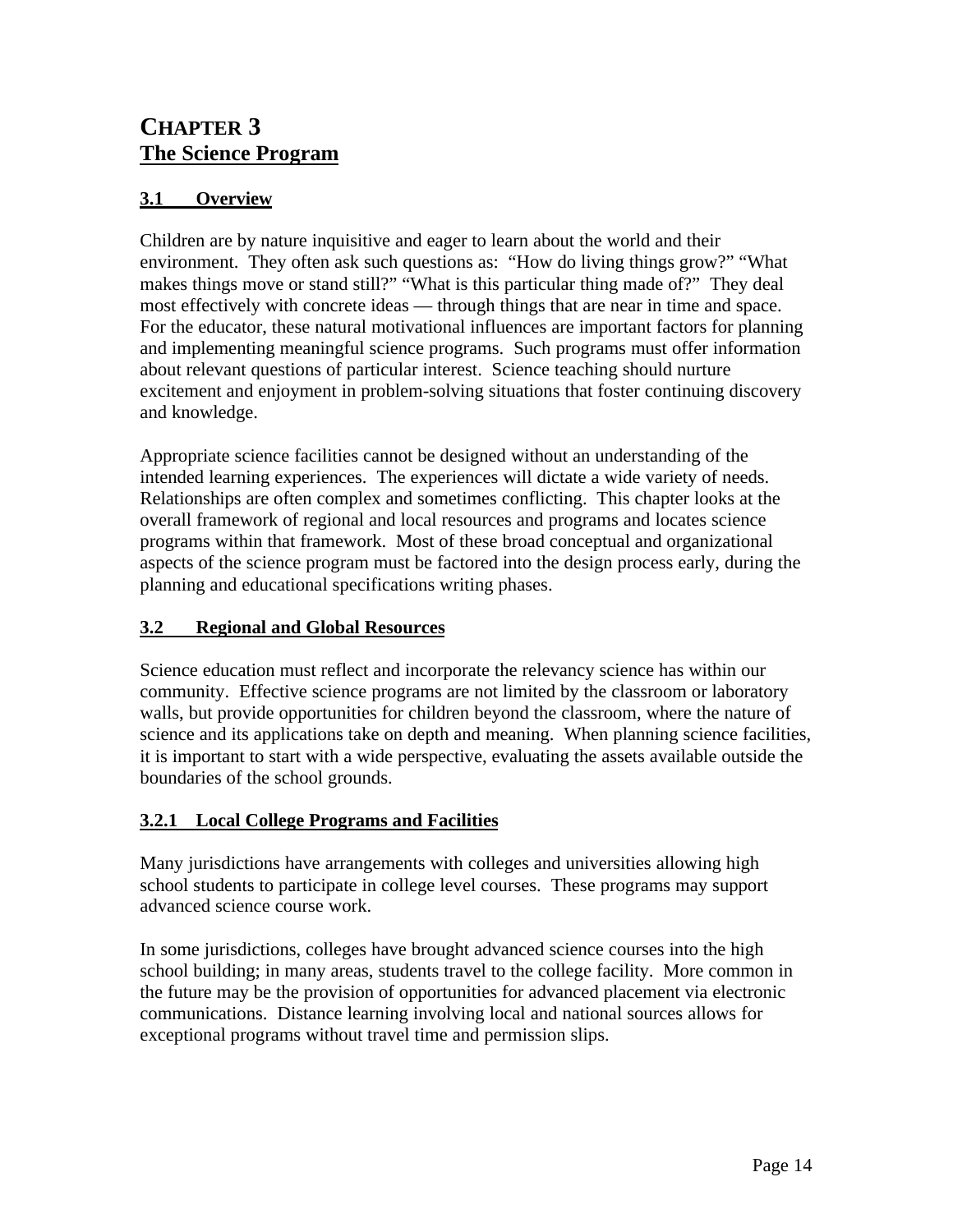# CHAPTER 3
# The Science Program

## 3.1 Overview

Children are by nature inquisitive and eager to learn about the world and their environment. They often ask such questions as: "How do living things grow?" "What makes things move or stand still?" "What is this particular thing made of?" They deal most effectively with concrete ideas — through things that are near in time and space. For the educator, these natural motivational influences are important factors for planning and implementing meaningful science programs. Such programs must offer information about relevant questions of particular interest. Science teaching should nurture excitement and enjoyment in problem-solving situations that foster continuing discovery and knowledge.

Appropriate science facilities cannot be designed without an understanding of the intended learning experiences. The experiences will dictate a wide variety of needs. Relationships are often complex and sometimes conflicting. This chapter looks at the overall framework of regional and local resources and programs and locates science programs within that framework. Most of these broad conceptual and organizational aspects of the science program must be factored into the design process early, during the planning and educational specifications writing phases.

## 3.2 Regional and Global Resources

Science education must reflect and incorporate the relevancy science has within our community. Effective science programs are not limited by the classroom or laboratory walls, but provide opportunities for children beyond the classroom, where the nature of science and its applications take on depth and meaning. When planning science facilities, it is important to start with a wide perspective, evaluating the assets available outside the boundaries of the school grounds.

### 3.2.1 Local College Programs and Facilities

Many jurisdictions have arrangements with colleges and universities allowing high school students to participate in college level courses. These programs may support advanced science course work.

In some jurisdictions, colleges have brought advanced science courses into the high school building; in many areas, students travel to the college facility. More common in the future may be the provision of opportunities for advanced placement via electronic communications. Distance learning involving local and national sources allows for exceptional programs without travel time and permission slips.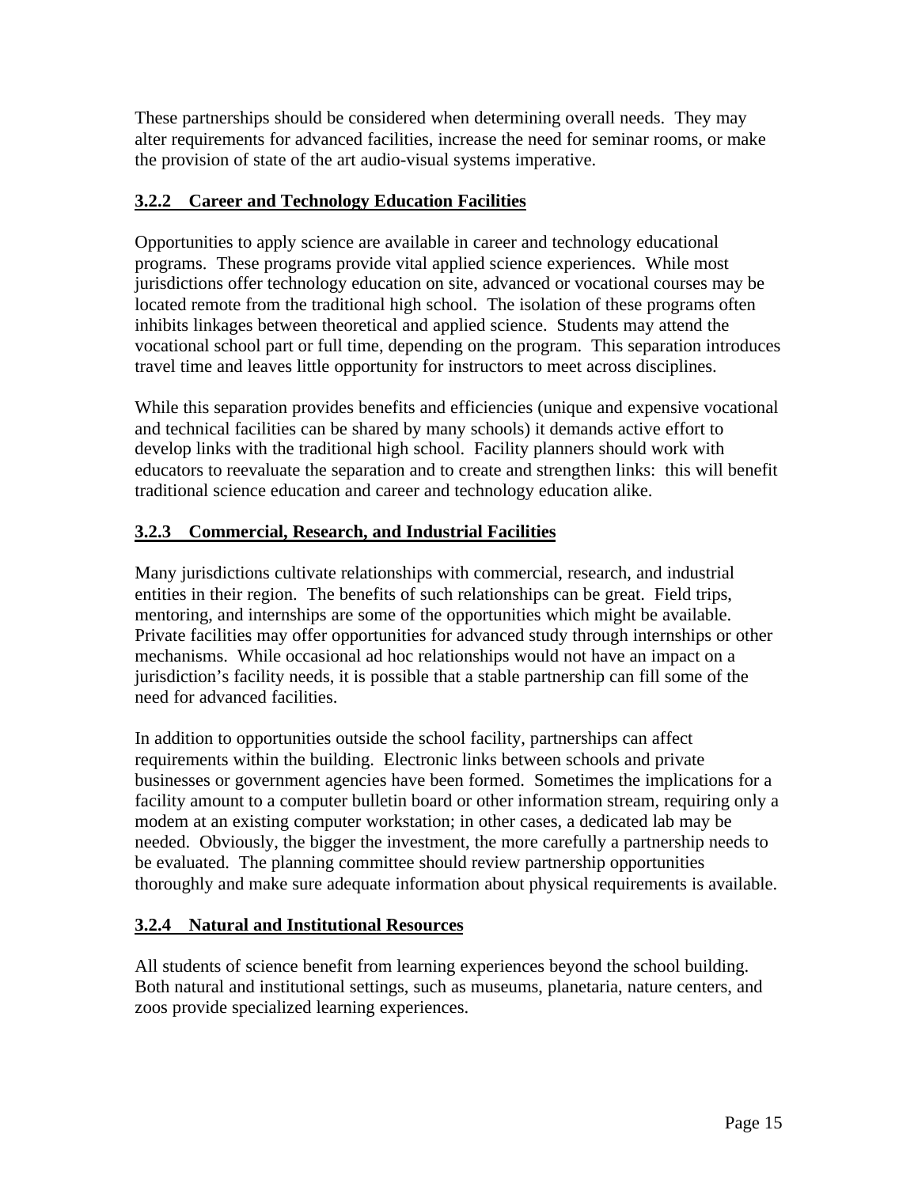These partnerships should be considered when determining overall needs. They may alter requirements for advanced facilities, increase the need for seminar rooms, or make the provision of state of the art audio-visual systems imperative.

### 3.2.2 Career and Technology Education Facilities

Opportunities to apply science are available in career and technology educational programs. These programs provide vital applied science experiences. While most jurisdictions offer technology education on site, advanced or vocational courses may be located remote from the traditional high school. The isolation of these programs often inhibits linkages between theoretical and applied science. Students may attend the vocational school part or full time, depending on the program. This separation introduces travel time and leaves little opportunity for instructors to meet across disciplines.

While this separation provides benefits and efficiencies (unique and expensive vocational and technical facilities can be shared by many schools) it demands active effort to develop links with the traditional high school. Facility planners should work with educators to reevaluate the separation and to create and strengthen links: this will benefit traditional science education and career and technology education alike.

### 3.2.3 Commercial, Research, and Industrial Facilities

Many jurisdictions cultivate relationships with commercial, research, and industrial entities in their region. The benefits of such relationships can be great. Field trips, mentoring, and internships are some of the opportunities which might be available. Private facilities may offer opportunities for advanced study through internships or other mechanisms. While occasional ad hoc relationships would not have an impact on a jurisdiction's facility needs, it is possible that a stable partnership can fill some of the need for advanced facilities.

In addition to opportunities outside the school facility, partnerships can affect requirements within the building. Electronic links between schools and private businesses or government agencies have been formed. Sometimes the implications for a facility amount to a computer bulletin board or other information stream, requiring only a modem at an existing computer workstation; in other cases, a dedicated lab may be needed. Obviously, the bigger the investment, the more carefully a partnership needs to be evaluated. The planning committee should review partnership opportunities thoroughly and make sure adequate information about physical requirements is available.

### 3.2.4 Natural and Institutional Resources

All students of science benefit from learning experiences beyond the school building. Both natural and institutional settings, such as museums, planetaria, nature centers, and zoos provide specialized learning experiences.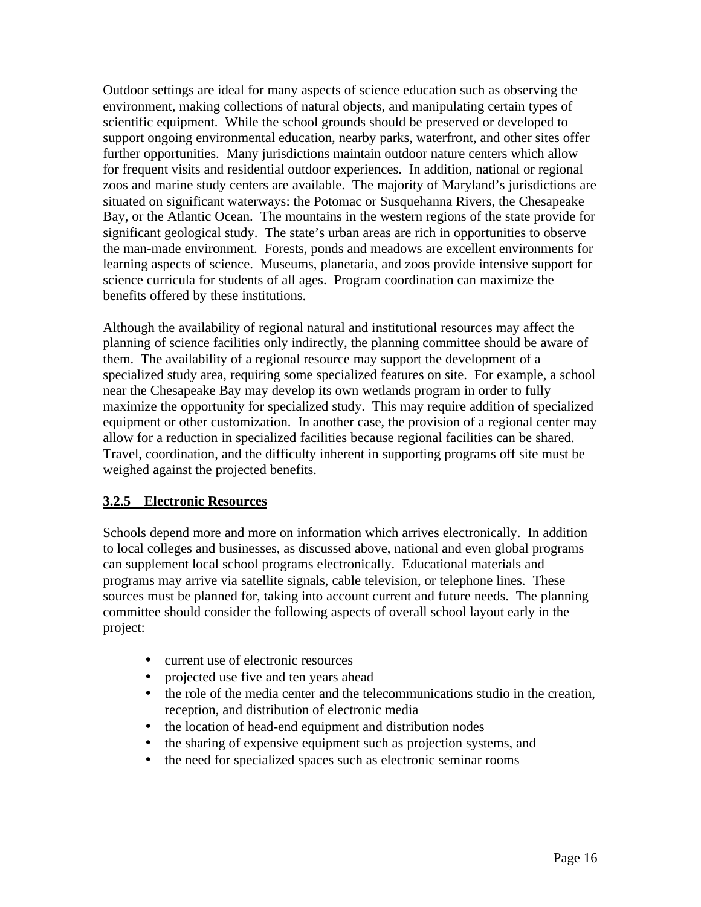Outdoor settings are ideal for many aspects of science education such as observing the environment, making collections of natural objects, and manipulating certain types of scientific equipment. While the school grounds should be preserved or developed to support ongoing environmental education, nearby parks, waterfront, and other sites offer further opportunities. Many jurisdictions maintain outdoor nature centers which allow for frequent visits and residential outdoor experiences. In addition, national or regional zoos and marine study centers are available. The majority of Maryland's jurisdictions are situated on significant waterways: the Potomac or Susquehanna Rivers, the Chesapeake Bay, or the Atlantic Ocean. The mountains in the western regions of the state provide for significant geological study. The state's urban areas are rich in opportunities to observe the man-made environment. Forests, ponds and meadows are excellent environments for learning aspects of science. Museums, planetaria, and zoos provide intensive support for science curricula for students of all ages. Program coordination can maximize the benefits offered by these institutions.

Although the availability of regional natural and institutional resources may affect the planning of science facilities only indirectly, the planning committee should be aware of them. The availability of a regional resource may support the development of a specialized study area, requiring some specialized features on site. For example, a school near the Chesapeake Bay may develop its own wetlands program in order to fully maximize the opportunity for specialized study. This may require addition of specialized equipment or other customization. In another case, the provision of a regional center may allow for a reduction in specialized facilities because regional facilities can be shared. Travel, coordination, and the difficulty inherent in supporting programs off site must be weighed against the projected benefits.

### 3.2.5 Electronic Resources

Schools depend more and more on information which arrives electronically. In addition to local colleges and businesses, as discussed above, national and even global programs can supplement local school programs electronically. Educational materials and programs may arrive via satellite signals, cable television, or telephone lines. These sources must be planned for, taking into account current and future needs. The planning committee should consider the following aspects of overall school layout early in the project:

- current use of electronic resources
- projected use five and ten years ahead
- the role of the media center and the telecommunications studio in the creation, reception, and distribution of electronic media
- the location of head-end equipment and distribution nodes
- the sharing of expensive equipment such as projection systems, and
- the need for specialized spaces such as electronic seminar rooms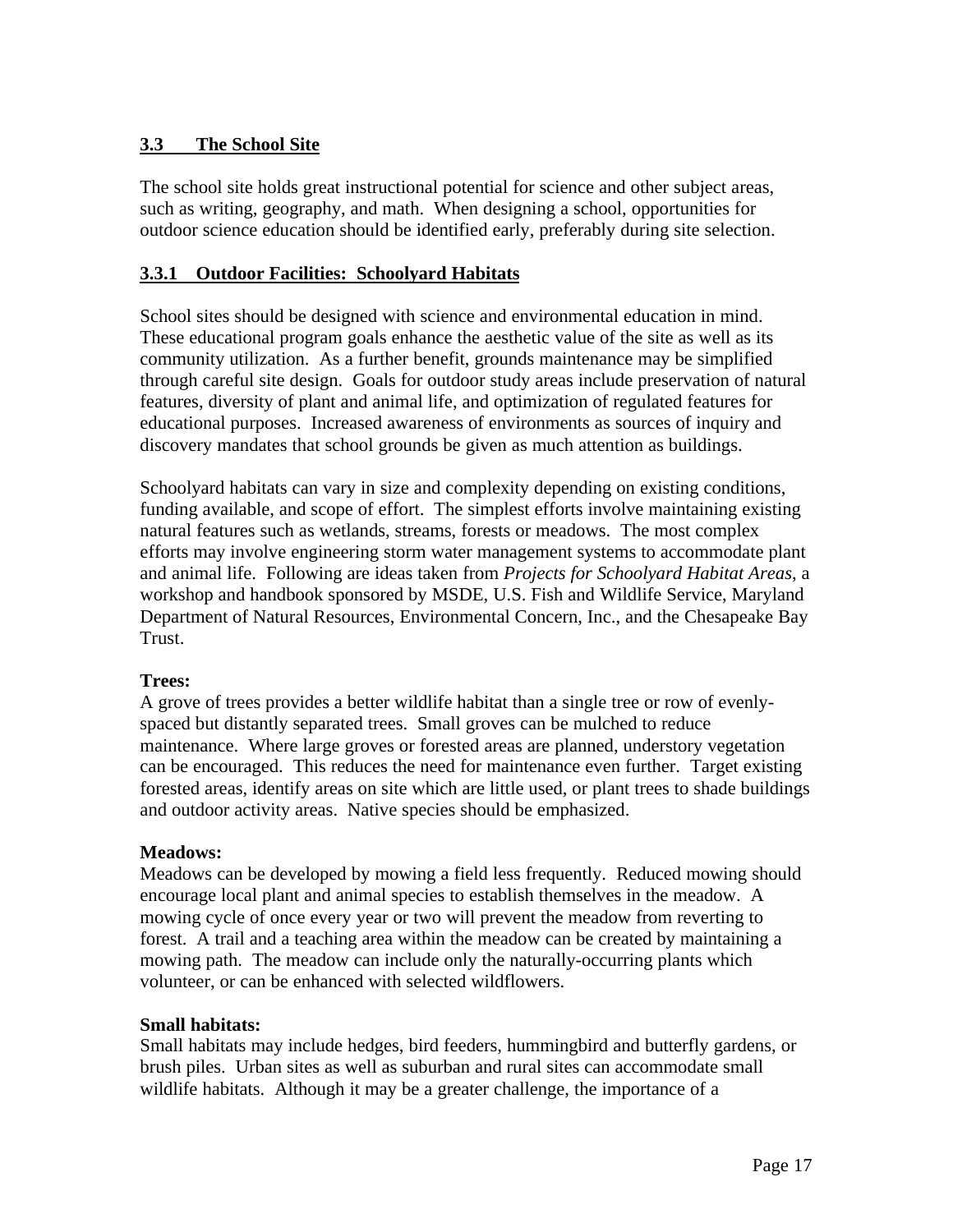## 3.3 The School Site

The school site holds great instructional potential for science and other subject areas, such as writing, geography, and math. When designing a school, opportunities for outdoor science education should be identified early, preferably during site selection.

### 3.3.1 Outdoor Facilities: Schoolyard Habitats

School sites should be designed with science and environmental education in mind. These educational program goals enhance the aesthetic value of the site as well as its community utilization. As a further benefit, grounds maintenance may be simplified through careful site design. Goals for outdoor study areas include preservation of natural features, diversity of plant and animal life, and optimization of regulated features for educational purposes. Increased awareness of environments as sources of inquiry and discovery mandates that school grounds be given as much attention as buildings.

Schoolyard habitats can vary in size and complexity depending on existing conditions, funding available, and scope of effort. The simplest efforts involve maintaining existing natural features such as wetlands, streams, forests or meadows. The most complex efforts may involve engineering storm water management systems to accommodate plant and animal life. Following are ideas taken from *Projects for Schoolyard Habitat Areas*, a workshop and handbook sponsored by MSDE, U.S. Fish and Wildlife Service, Maryland Department of Natural Resources, Environmental Concern, Inc., and the Chesapeake Bay Trust.

**Trees:**
A grove of trees provides a better wildlife habitat than a single tree or row of evenly-spaced but distantly separated trees. Small groves can be mulched to reduce maintenance. Where large groves or forested areas are planned, understory vegetation can be encouraged. This reduces the need for maintenance even further. Target existing forested areas, identify areas on site which are little used, or plant trees to shade buildings and outdoor activity areas. Native species should be emphasized.

**Meadows:**
Meadows can be developed by mowing a field less frequently. Reduced mowing should encourage local plant and animal species to establish themselves in the meadow. A mowing cycle of once every year or two will prevent the meadow from reverting to forest. A trail and a teaching area within the meadow can be created by maintaining a mowing path. The meadow can include only the naturally-occurring plants which volunteer, or can be enhanced with selected wildflowers.

**Small habitats:**
Small habitats may include hedges, bird feeders, hummingbird and butterfly gardens, or brush piles. Urban sites as well as suburban and rural sites can accommodate small wildlife habitats. Although it may be a greater challenge, the importance of a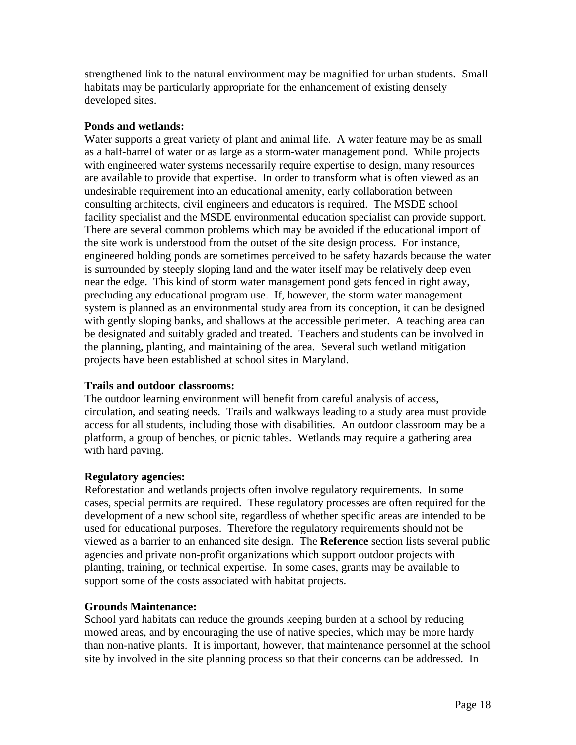strengthened link to the natural environment may be magnified for urban students.  Small habitats may be particularly appropriate for the enhancement of existing densely developed sites.

**Ponds and wetlands:**
Water supports a great variety of plant and animal life.  A water feature may be as small as a half-barrel of water or as large as a storm-water management pond.  While projects with engineered water systems necessarily require expertise to design, many resources are available to provide that expertise.  In order to transform what is often viewed as an undesirable requirement into an educational amenity, early collaboration between consulting architects, civil engineers and educators is required.  The MSDE school facility specialist and the MSDE environmental education specialist can provide support. There are several common problems which may be avoided if the educational import of the site work is understood from the outset of the site design process.  For instance, engineered holding ponds are sometimes perceived to be safety hazards because the water is surrounded by steeply sloping land and the water itself may be relatively deep even near the edge.  This kind of storm water management pond gets fenced in right away, precluding any educational program use.  If, however, the storm water management system is planned as an environmental study area from its conception, it can be designed with gently sloping banks, and shallows at the accessible perimeter.  A teaching area can be designated and suitably graded and treated.  Teachers and students can be involved in the planning, planting, and maintaining of the area.  Several such wetland mitigation projects have been established at school sites in Maryland.

**Trails and outdoor classrooms:**
The outdoor learning environment will benefit from careful analysis of access, circulation, and seating needs.  Trails and walkways leading to a study area must provide access for all students, including those with disabilities.  An outdoor classroom may be a platform, a group of benches, or picnic tables.  Wetlands may require a gathering area with hard paving.

**Regulatory agencies:**
Reforestation and wetlands projects often involve regulatory requirements.  In some cases, special permits are required.  These regulatory processes are often required for the development of a new school site, regardless of whether specific areas are intended to be used for educational purposes.  Therefore the regulatory requirements should not be viewed as a barrier to an enhanced site design.  The **Reference** section lists several public agencies and private non-profit organizations which support outdoor projects with planting, training, or technical expertise.  In some cases, grants may be available to support some of the costs associated with habitat projects.

**Grounds Maintenance:**
School yard habitats can reduce the grounds keeping burden at a school by reducing mowed areas, and by encouraging the use of native species, which may be more hardy than non-native plants.  It is important, however, that maintenance personnel at the school site by involved in the site planning process so that their concerns can be addressed.  In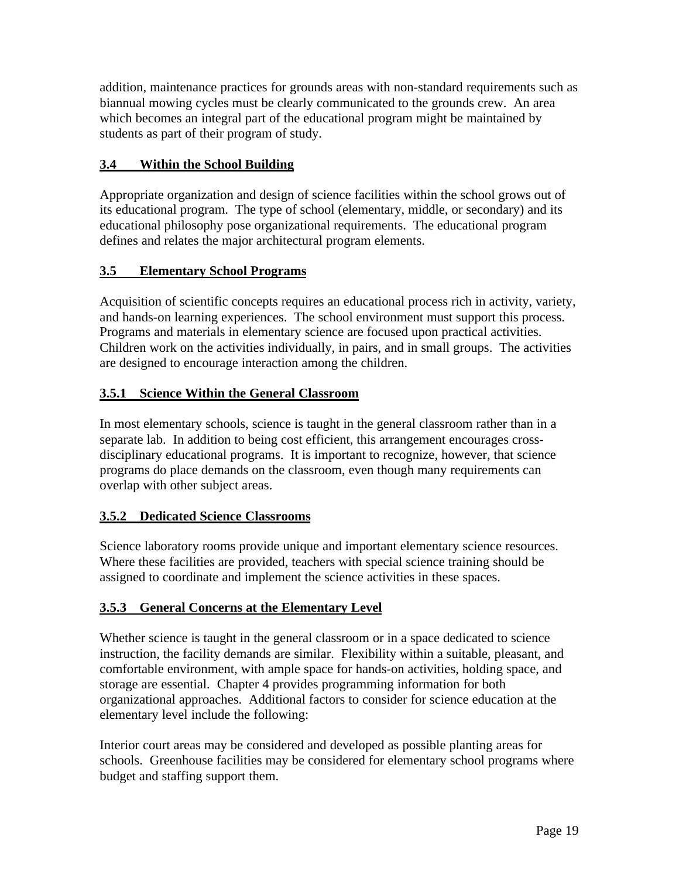addition, maintenance practices for grounds areas with non-standard requirements such as biannual mowing cycles must be clearly communicated to the grounds crew. An area which becomes an integral part of the educational program might be maintained by students as part of their program of study.

## 3.4 Within the School Building

Appropriate organization and design of science facilities within the school grows out of its educational program. The type of school (elementary, middle, or secondary) and its educational philosophy pose organizational requirements. The educational program defines and relates the major architectural program elements.

## 3.5 Elementary School Programs

Acquisition of scientific concepts requires an educational process rich in activity, variety, and hands-on learning experiences. The school environment must support this process. Programs and materials in elementary science are focused upon practical activities. Children work on the activities individually, in pairs, and in small groups. The activities are designed to encourage interaction among the children.

### 3.5.1 Science Within the General Classroom

In most elementary schools, science is taught in the general classroom rather than in a separate lab. In addition to being cost efficient, this arrangement encourages cross-disciplinary educational programs. It is important to recognize, however, that science programs do place demands on the classroom, even though many requirements can overlap with other subject areas.

### 3.5.2 Dedicated Science Classrooms

Science laboratory rooms provide unique and important elementary science resources. Where these facilities are provided, teachers with special science training should be assigned to coordinate and implement the science activities in these spaces.

### 3.5.3 General Concerns at the Elementary Level

Whether science is taught in the general classroom or in a space dedicated to science instruction, the facility demands are similar. Flexibility within a suitable, pleasant, and comfortable environment, with ample space for hands-on activities, holding space, and storage are essential. Chapter 4 provides programming information for both organizational approaches. Additional factors to consider for science education at the elementary level include the following:

Interior court areas may be considered and developed as possible planting areas for schools. Greenhouse facilities may be considered for elementary school programs where budget and staffing support them.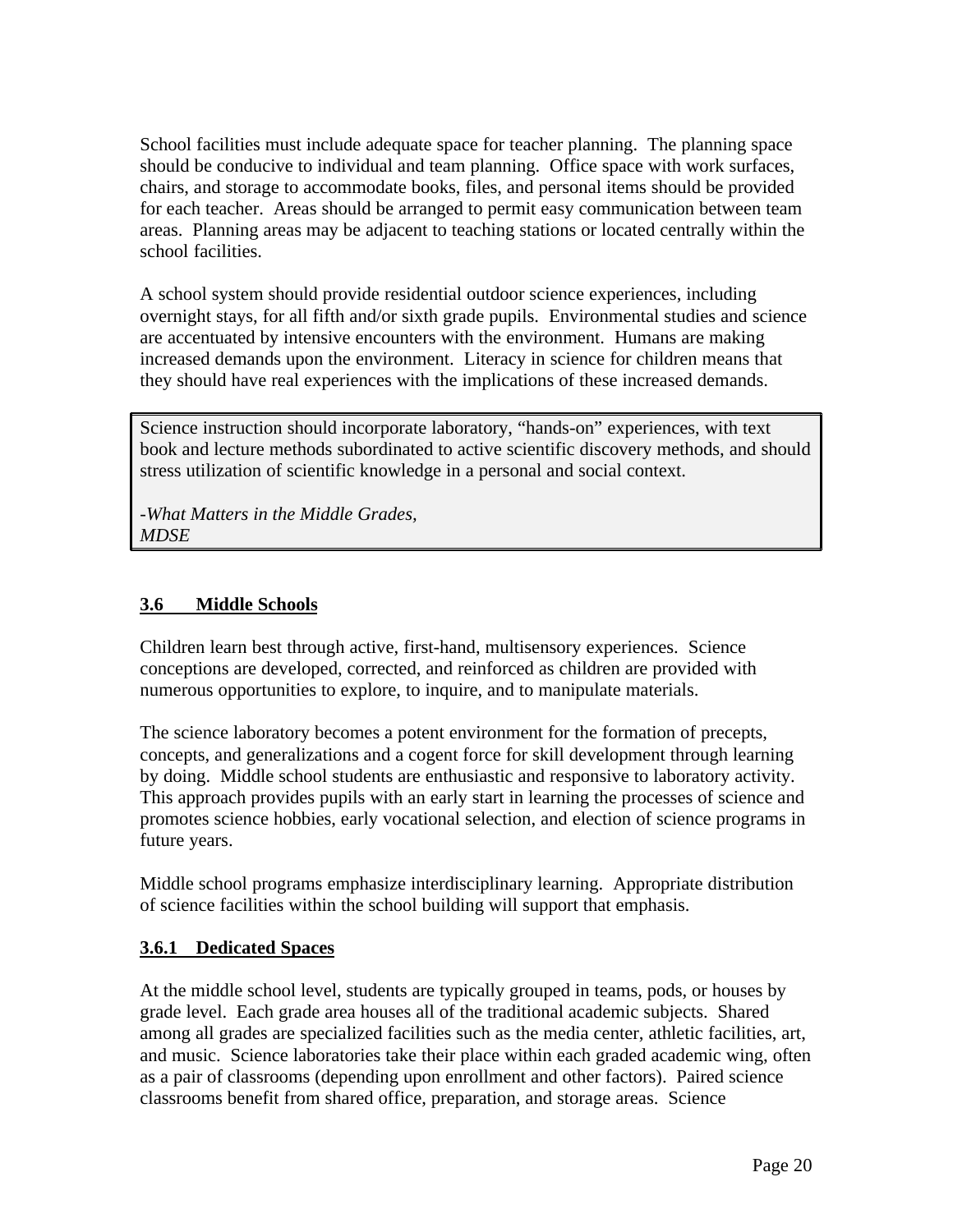School facilities must include adequate space for teacher planning. The planning space should be conducive to individual and team planning. Office space with work surfaces, chairs, and storage to accommodate books, files, and personal items should be provided for each teacher. Areas should be arranged to permit easy communication between team areas. Planning areas may be adjacent to teaching stations or located centrally within the school facilities.

A school system should provide residential outdoor science experiences, including overnight stays, for all fifth and/or sixth grade pupils. Environmental studies and science are accentuated by intensive encounters with the environment. Humans are making increased demands upon the environment. Literacy in science for children means that they should have real experiences with the implications of these increased demands.

> Science instruction should incorporate laboratory, "hands-on" experiences, with text book and lecture methods subordinated to active scientific discovery methods, and should stress utilization of scientific knowledge in a personal and social context.
>
> -*What Matters in the Middle Grades, MDSE*

## 3.6 Middle Schools

Children learn best through active, first-hand, multisensory experiences. Science conceptions are developed, corrected, and reinforced as children are provided with numerous opportunities to explore, to inquire, and to manipulate materials.

The science laboratory becomes a potent environment for the formation of precepts, concepts, and generalizations and a cogent force for skill development through learning by doing. Middle school students are enthusiastic and responsive to laboratory activity. This approach provides pupils with an early start in learning the processes of science and promotes science hobbies, early vocational selection, and election of science programs in future years.

Middle school programs emphasize interdisciplinary learning. Appropriate distribution of science facilities within the school building will support that emphasis.

### 3.6.1 Dedicated Spaces

At the middle school level, students are typically grouped in teams, pods, or houses by grade level. Each grade area houses all of the traditional academic subjects. Shared among all grades are specialized facilities such as the media center, athletic facilities, art, and music. Science laboratories take their place within each graded academic wing, often as a pair of classrooms (depending upon enrollment and other factors). Paired science classrooms benefit from shared office, preparation, and storage areas. Science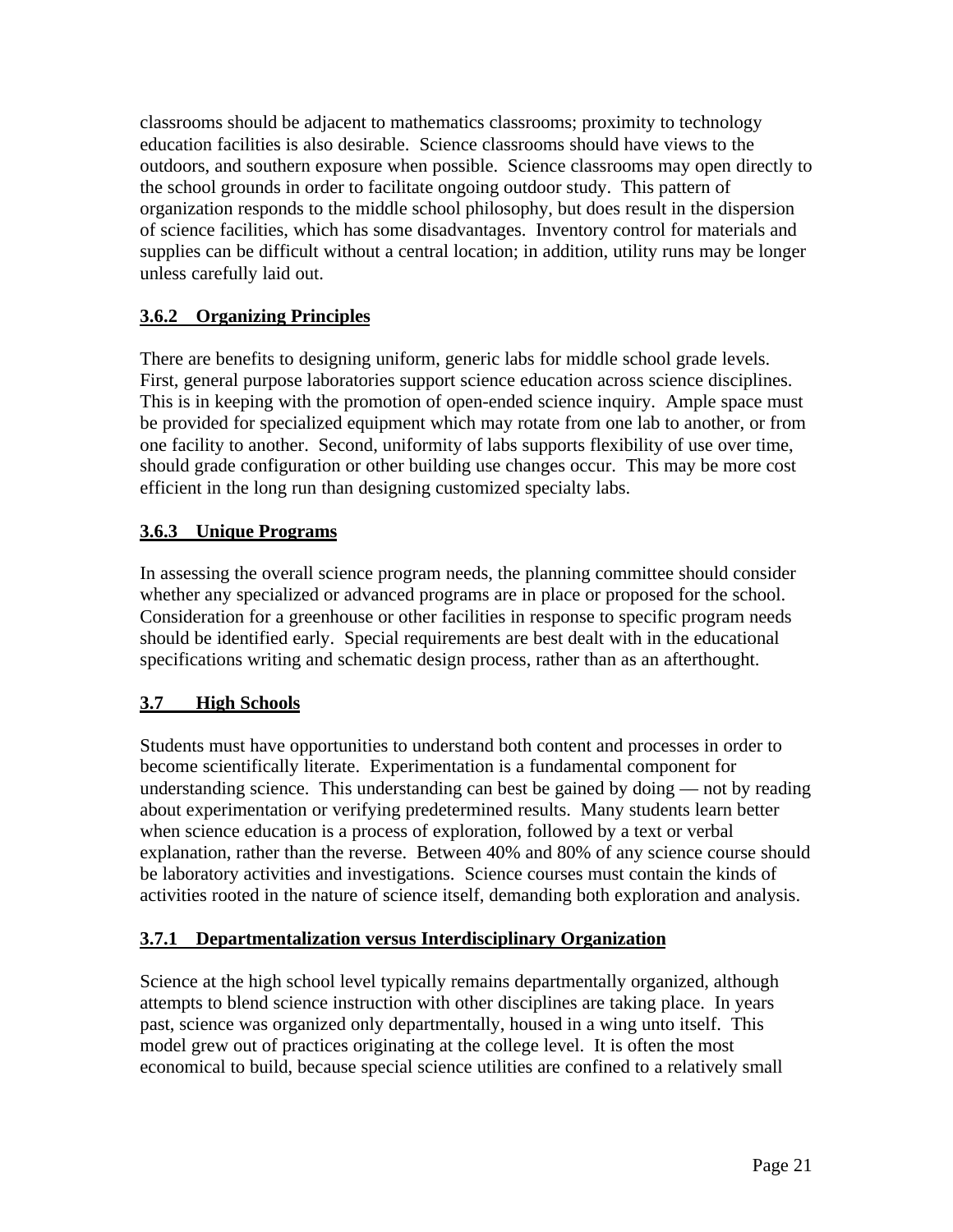classrooms should be adjacent to mathematics classrooms; proximity to technology education facilities is also desirable. Science classrooms should have views to the outdoors, and southern exposure when possible. Science classrooms may open directly to the school grounds in order to facilitate ongoing outdoor study. This pattern of organization responds to the middle school philosophy, but does result in the dispersion of science facilities, which has some disadvantages. Inventory control for materials and supplies can be difficult without a central location; in addition, utility runs may be longer unless carefully laid out.

### 3.6.2 Organizing Principles

There are benefits to designing uniform, generic labs for middle school grade levels. First, general purpose laboratories support science education across science disciplines. This is in keeping with the promotion of open-ended science inquiry. Ample space must be provided for specialized equipment which may rotate from one lab to another, or from one facility to another. Second, uniformity of labs supports flexibility of use over time, should grade configuration or other building use changes occur. This may be more cost efficient in the long run than designing customized specialty labs.

### 3.6.3 Unique Programs

In assessing the overall science program needs, the planning committee should consider whether any specialized or advanced programs are in place or proposed for the school. Consideration for a greenhouse or other facilities in response to specific program needs should be identified early. Special requirements are best dealt with in the educational specifications writing and schematic design process, rather than as an afterthought.

## 3.7 High Schools

Students must have opportunities to understand both content and processes in order to become scientifically literate. Experimentation is a fundamental component for understanding science. This understanding can best be gained by doing — not by reading about experimentation or verifying predetermined results. Many students learn better when science education is a process of exploration, followed by a text or verbal explanation, rather than the reverse. Between 40% and 80% of any science course should be laboratory activities and investigations. Science courses must contain the kinds of activities rooted in the nature of science itself, demanding both exploration and analysis.

### 3.7.1 Departmentalization versus Interdisciplinary Organization

Science at the high school level typically remains departmentally organized, although attempts to blend science instruction with other disciplines are taking place. In years past, science was organized only departmentally, housed in a wing unto itself. This model grew out of practices originating at the college level. It is often the most economical to build, because special science utilities are confined to a relatively small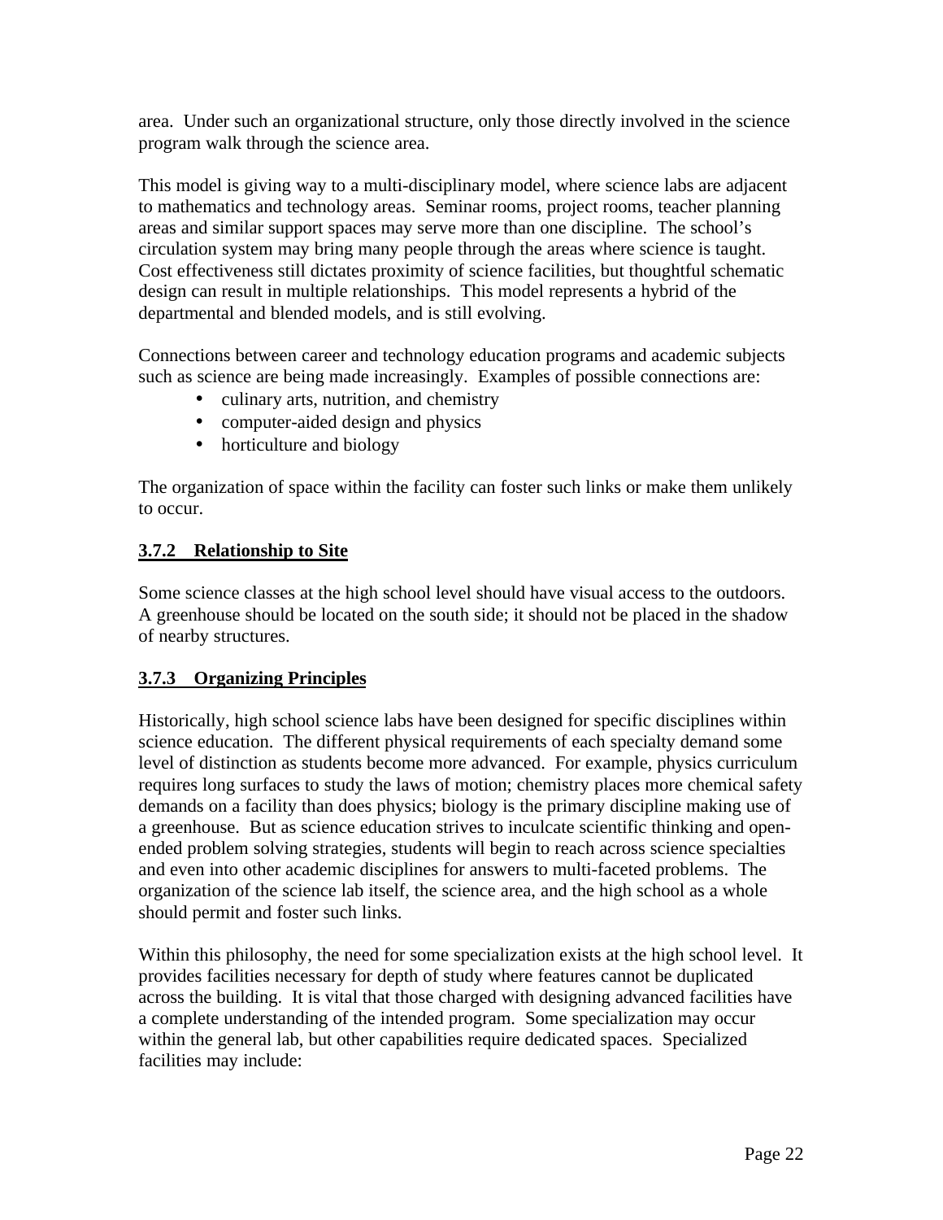area. Under such an organizational structure, only those directly involved in the science program walk through the science area.

This model is giving way to a multi-disciplinary model, where science labs are adjacent to mathematics and technology areas. Seminar rooms, project rooms, teacher planning areas and similar support spaces may serve more than one discipline. The school's circulation system may bring many people through the areas where science is taught. Cost effectiveness still dictates proximity of science facilities, but thoughtful schematic design can result in multiple relationships. This model represents a hybrid of the departmental and blended models, and is still evolving.

Connections between career and technology education programs and academic subjects such as science are being made increasingly. Examples of possible connections are:

- culinary arts, nutrition, and chemistry
- computer-aided design and physics
- horticulture and biology

The organization of space within the facility can foster such links or make them unlikely to occur.

### 3.7.2 Relationship to Site

Some science classes at the high school level should have visual access to the outdoors. A greenhouse should be located on the south side; it should not be placed in the shadow of nearby structures.

### 3.7.3 Organizing Principles

Historically, high school science labs have been designed for specific disciplines within science education. The different physical requirements of each specialty demand some level of distinction as students become more advanced. For example, physics curriculum requires long surfaces to study the laws of motion; chemistry places more chemical safety demands on a facility than does physics; biology is the primary discipline making use of a greenhouse. But as science education strives to inculcate scientific thinking and open-ended problem solving strategies, students will begin to reach across science specialties and even into other academic disciplines for answers to multi-faceted problems. The organization of the science lab itself, the science area, and the high school as a whole should permit and foster such links.

Within this philosophy, the need for some specialization exists at the high school level. It provides facilities necessary for depth of study where features cannot be duplicated across the building. It is vital that those charged with designing advanced facilities have a complete understanding of the intended program. Some specialization may occur within the general lab, but other capabilities require dedicated spaces. Specialized facilities may include: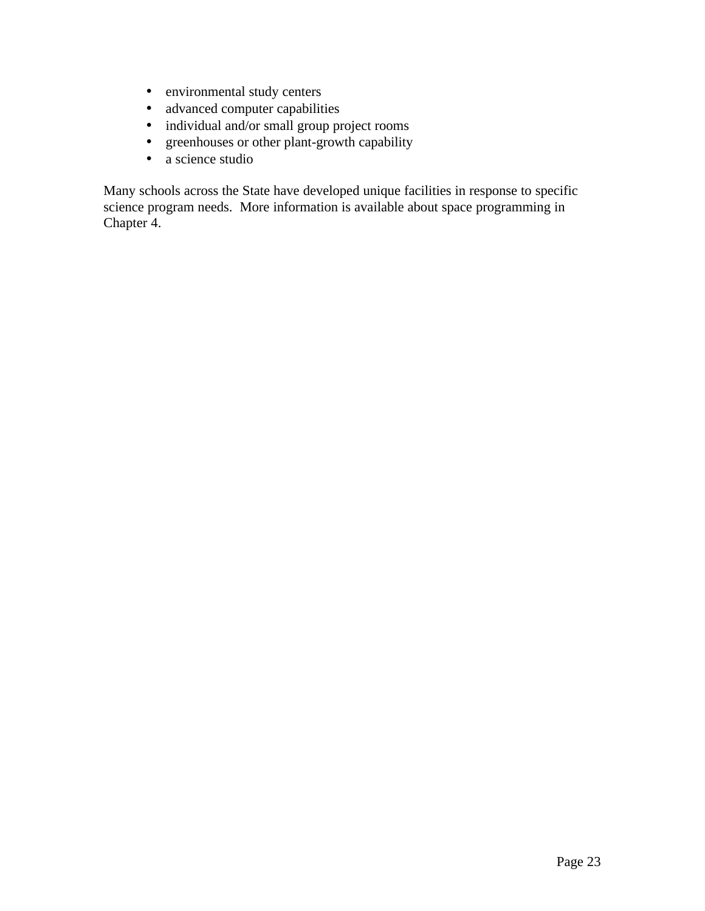- environmental study centers
- advanced computer capabilities
- individual and/or small group project rooms
- greenhouses or other plant-growth capability
- a science studio

Many schools across the State have developed unique facilities in response to specific science program needs.  More information is available about space programming in Chapter 4.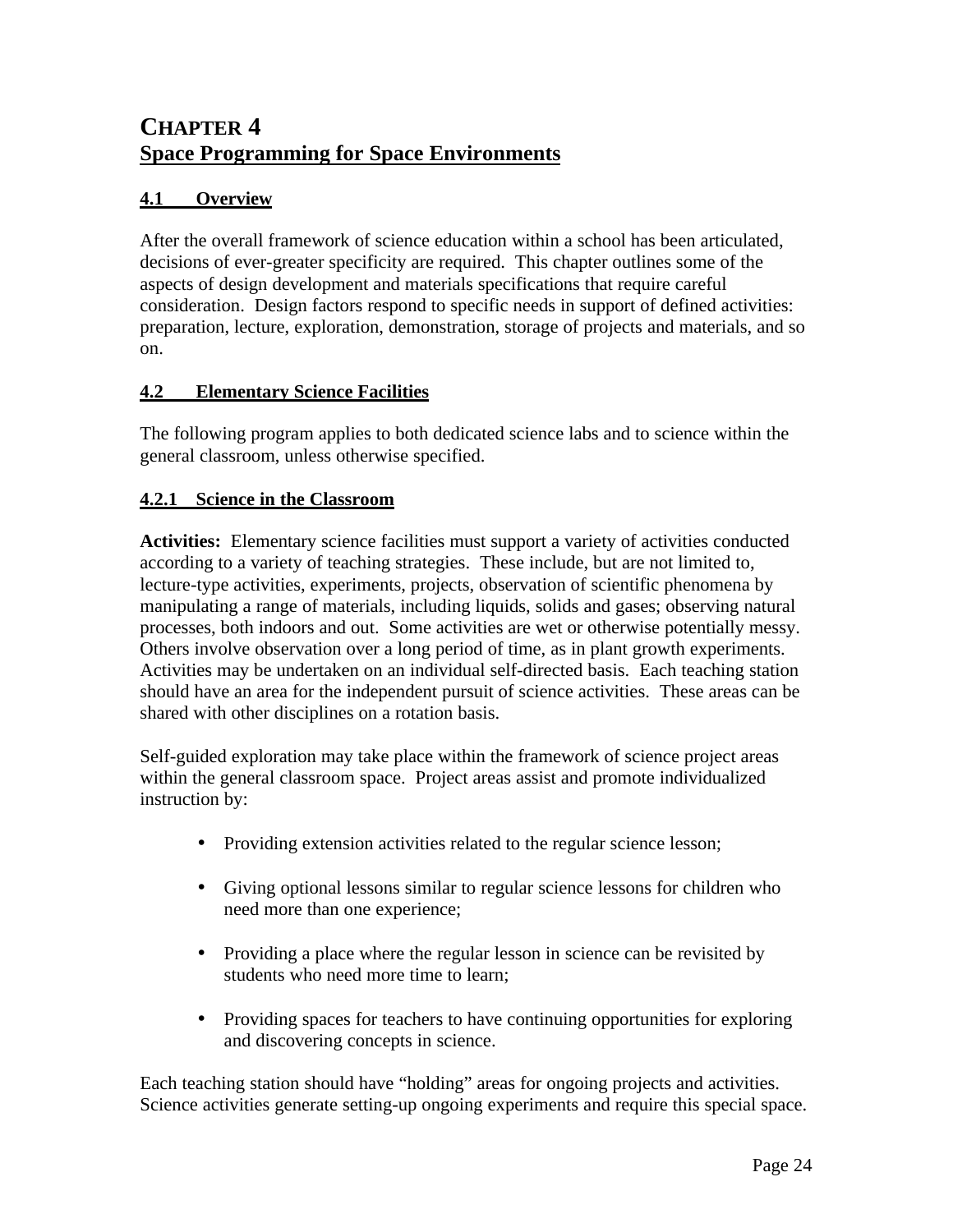# CHAPTER 4
## Space Programming for Space Environments

### 4.1 Overview

After the overall framework of science education within a school has been articulated, decisions of ever-greater specificity are required. This chapter outlines some of the aspects of design development and materials specifications that require careful consideration. Design factors respond to specific needs in support of defined activities: preparation, lecture, exploration, demonstration, storage of projects and materials, and so on.

### 4.2 Elementary Science Facilities

The following program applies to both dedicated science labs and to science within the general classroom, unless otherwise specified.

#### 4.2.1 Science in the Classroom

**Activities:** Elementary science facilities must support a variety of activities conducted according to a variety of teaching strategies. These include, but are not limited to, lecture-type activities, experiments, projects, observation of scientific phenomena by manipulating a range of materials, including liquids, solids and gases; observing natural processes, both indoors and out. Some activities are wet or otherwise potentially messy. Others involve observation over a long period of time, as in plant growth experiments. Activities may be undertaken on an individual self-directed basis. Each teaching station should have an area for the independent pursuit of science activities. These areas can be shared with other disciplines on a rotation basis.

Self-guided exploration may take place within the framework of science project areas within the general classroom space. Project areas assist and promote individualized instruction by:

- Providing extension activities related to the regular science lesson;
- Giving optional lessons similar to regular science lessons for children who need more than one experience;
- Providing a place where the regular lesson in science can be revisited by students who need more time to learn;
- Providing spaces for teachers to have continuing opportunities for exploring and discovering concepts in science.

Each teaching station should have "holding" areas for ongoing projects and activities. Science activities generate setting-up ongoing experiments and require this special space.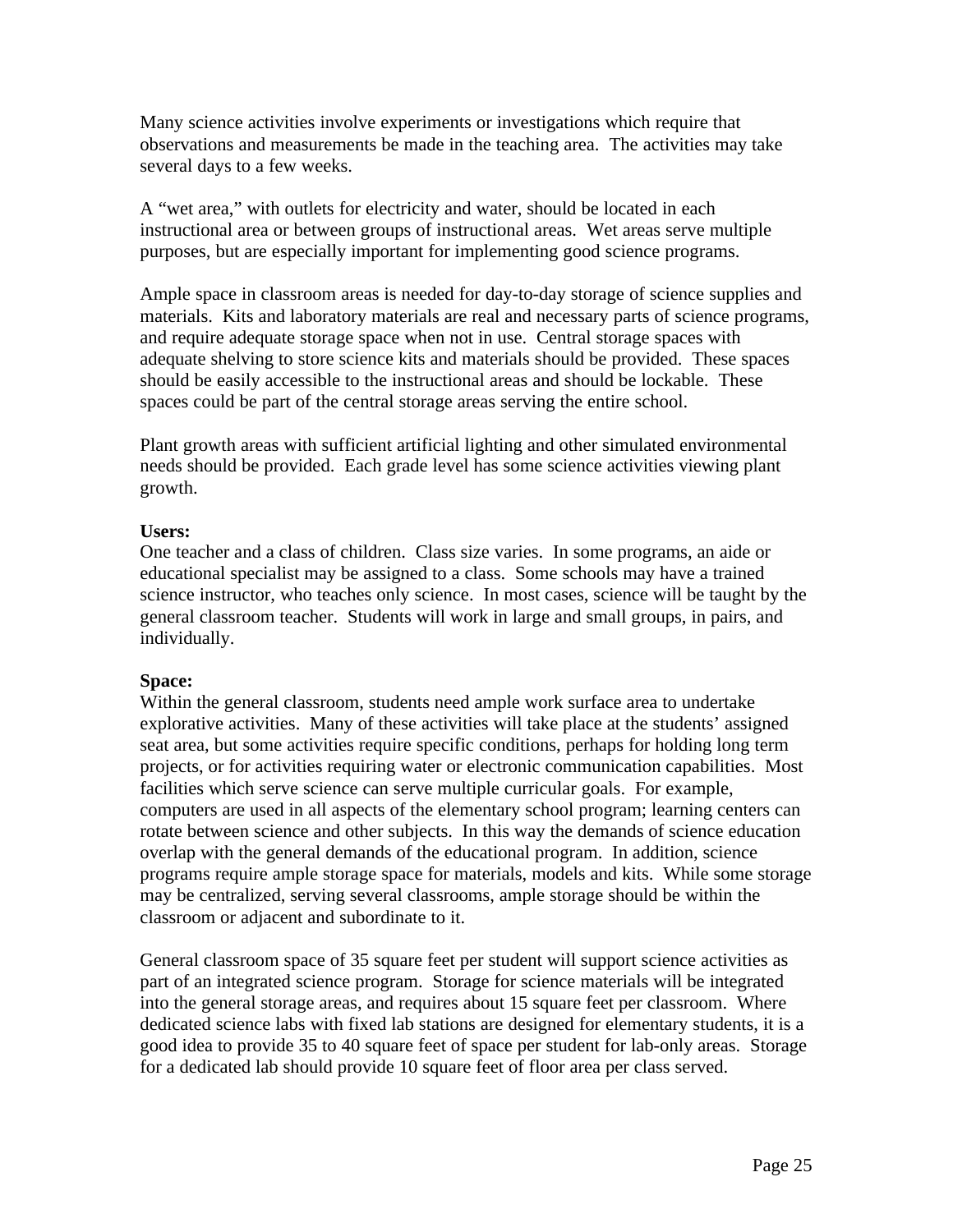Many science activities involve experiments or investigations which require that observations and measurements be made in the teaching area. The activities may take several days to a few weeks.

A "wet area," with outlets for electricity and water, should be located in each instructional area or between groups of instructional areas. Wet areas serve multiple purposes, but are especially important for implementing good science programs.

Ample space in classroom areas is needed for day-to-day storage of science supplies and materials. Kits and laboratory materials are real and necessary parts of science programs, and require adequate storage space when not in use. Central storage spaces with adequate shelving to store science kits and materials should be provided. These spaces should be easily accessible to the instructional areas and should be lockable. These spaces could be part of the central storage areas serving the entire school.

Plant growth areas with sufficient artificial lighting and other simulated environmental needs should be provided. Each grade level has some science activities viewing plant growth.

**Users:**
One teacher and a class of children. Class size varies. In some programs, an aide or educational specialist may be assigned to a class. Some schools may have a trained science instructor, who teaches only science. In most cases, science will be taught by the general classroom teacher. Students will work in large and small groups, in pairs, and individually.

**Space:**
Within the general classroom, students need ample work surface area to undertake explorative activities. Many of these activities will take place at the students' assigned seat area, but some activities require specific conditions, perhaps for holding long term projects, or for activities requiring water or electronic communication capabilities. Most facilities which serve science can serve multiple curricular goals. For example, computers are used in all aspects of the elementary school program; learning centers can rotate between science and other subjects. In this way the demands of science education overlap with the general demands of the educational program. In addition, science programs require ample storage space for materials, models and kits. While some storage may be centralized, serving several classrooms, ample storage should be within the classroom or adjacent and subordinate to it.

General classroom space of 35 square feet per student will support science activities as part of an integrated science program. Storage for science materials will be integrated into the general storage areas, and requires about 15 square feet per classroom. Where dedicated science labs with fixed lab stations are designed for elementary students, it is a good idea to provide 35 to 40 square feet of space per student for lab-only areas. Storage for a dedicated lab should provide 10 square feet of floor area per class served.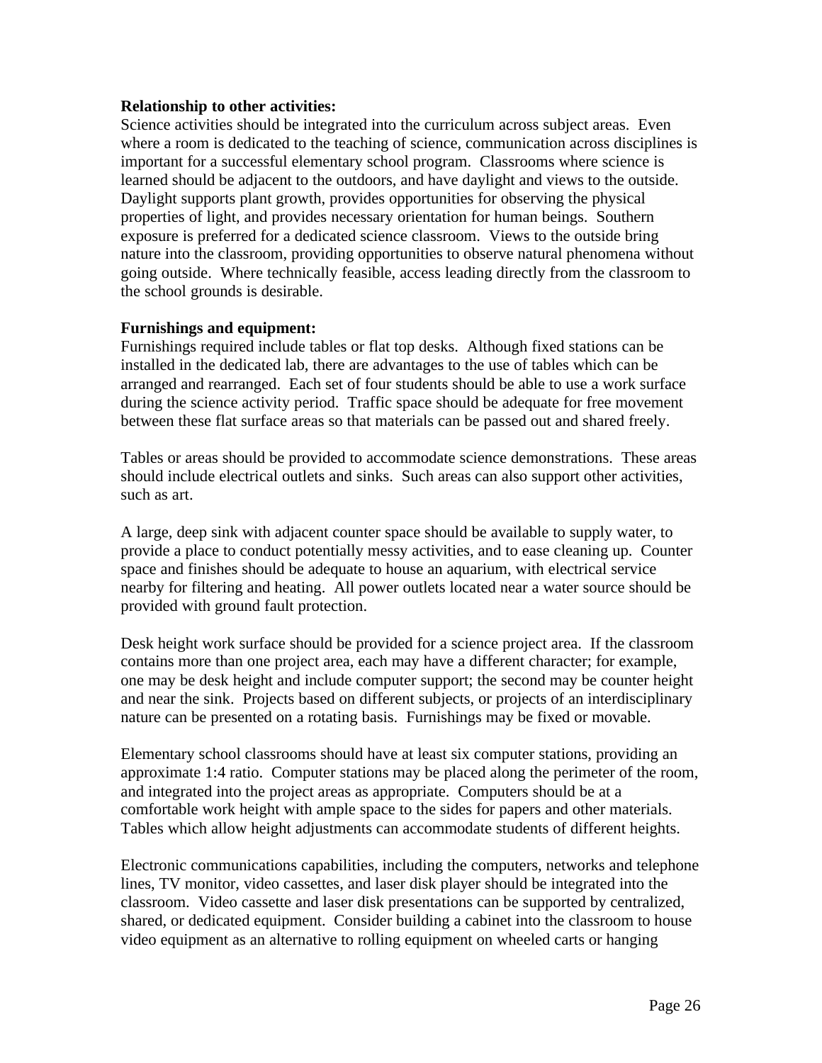**Relationship to other activities:**
Science activities should be integrated into the curriculum across subject areas. Even where a room is dedicated to the teaching of science, communication across disciplines is important for a successful elementary school program. Classrooms where science is learned should be adjacent to the outdoors, and have daylight and views to the outside. Daylight supports plant growth, provides opportunities for observing the physical properties of light, and provides necessary orientation for human beings. Southern exposure is preferred for a dedicated science classroom. Views to the outside bring nature into the classroom, providing opportunities to observe natural phenomena without going outside. Where technically feasible, access leading directly from the classroom to the school grounds is desirable.

**Furnishings and equipment:**
Furnishings required include tables or flat top desks. Although fixed stations can be installed in the dedicated lab, there are advantages to the use of tables which can be arranged and rearranged. Each set of four students should be able to use a work surface during the science activity period. Traffic space should be adequate for free movement between these flat surface areas so that materials can be passed out and shared freely.

Tables or areas should be provided to accommodate science demonstrations. These areas should include electrical outlets and sinks. Such areas can also support other activities, such as art.

A large, deep sink with adjacent counter space should be available to supply water, to provide a place to conduct potentially messy activities, and to ease cleaning up. Counter space and finishes should be adequate to house an aquarium, with electrical service nearby for filtering and heating. All power outlets located near a water source should be provided with ground fault protection.

Desk height work surface should be provided for a science project area. If the classroom contains more than one project area, each may have a different character; for example, one may be desk height and include computer support; the second may be counter height and near the sink. Projects based on different subjects, or projects of an interdisciplinary nature can be presented on a rotating basis. Furnishings may be fixed or movable.

Elementary school classrooms should have at least six computer stations, providing an approximate 1:4 ratio. Computer stations may be placed along the perimeter of the room, and integrated into the project areas as appropriate. Computers should be at a comfortable work height with ample space to the sides for papers and other materials. Tables which allow height adjustments can accommodate students of different heights.

Electronic communications capabilities, including the computers, networks and telephone lines, TV monitor, video cassettes, and laser disk player should be integrated into the classroom. Video cassette and laser disk presentations can be supported by centralized, shared, or dedicated equipment. Consider building a cabinet into the classroom to house video equipment as an alternative to rolling equipment on wheeled carts or hanging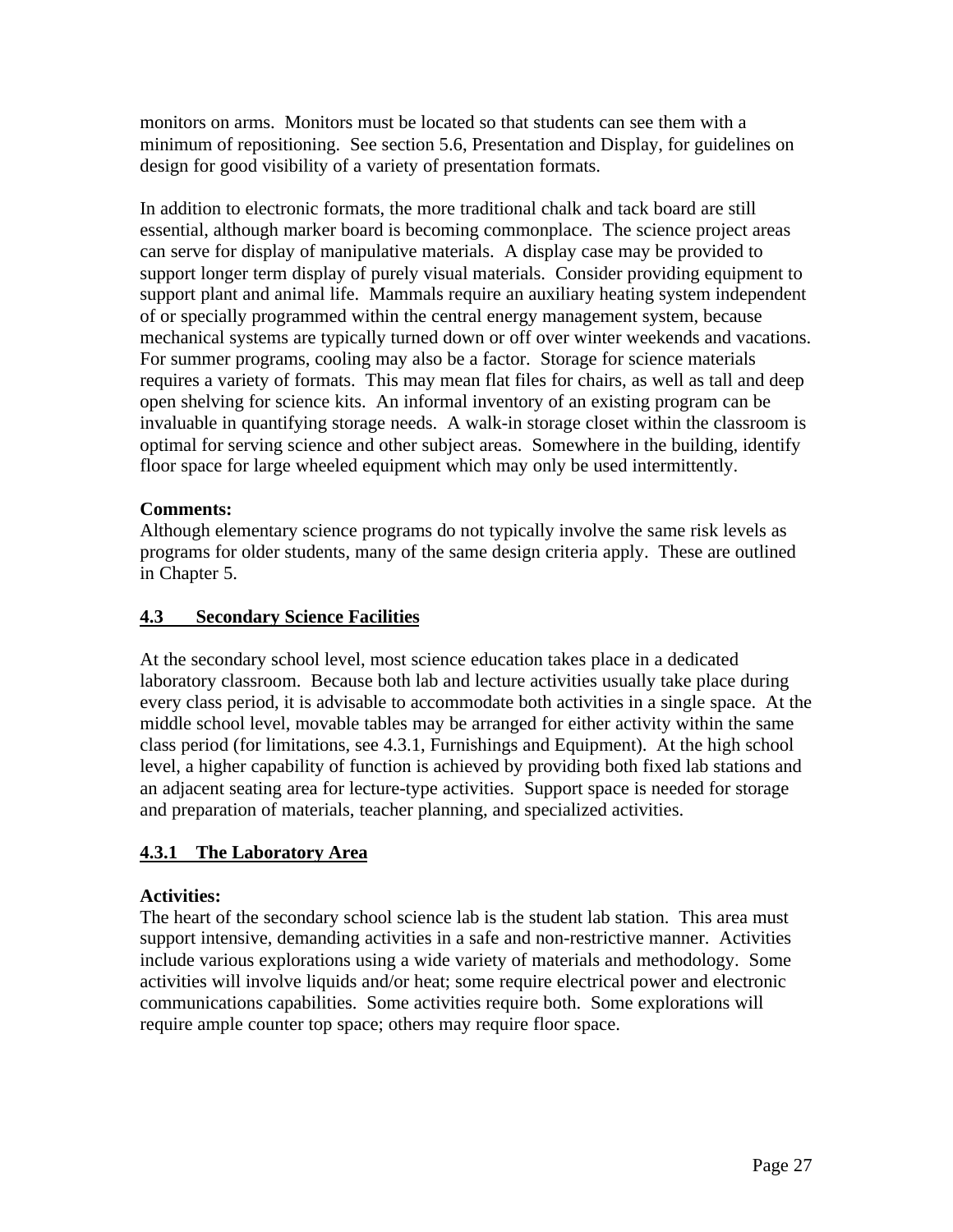monitors on arms. Monitors must be located so that students can see them with a minimum of repositioning. See section 5.6, Presentation and Display, for guidelines on design for good visibility of a variety of presentation formats.

In addition to electronic formats, the more traditional chalk and tack board are still essential, although marker board is becoming commonplace. The science project areas can serve for display of manipulative materials. A display case may be provided to support longer term display of purely visual materials. Consider providing equipment to support plant and animal life. Mammals require an auxiliary heating system independent of or specially programmed within the central energy management system, because mechanical systems are typically turned down or off over winter weekends and vacations. For summer programs, cooling may also be a factor. Storage for science materials requires a variety of formats. This may mean flat files for chairs, as well as tall and deep open shelving for science kits. An informal inventory of an existing program can be invaluable in quantifying storage needs. A walk-in storage closet within the classroom is optimal for serving science and other subject areas. Somewhere in the building, identify floor space for large wheeled equipment which may only be used intermittently.

**Comments:**
Although elementary science programs do not typically involve the same risk levels as programs for older students, many of the same design criteria apply. These are outlined in Chapter 5.

## 4.3 Secondary Science Facilities

At the secondary school level, most science education takes place in a dedicated laboratory classroom. Because both lab and lecture activities usually take place during every class period, it is advisable to accommodate both activities in a single space. At the middle school level, movable tables may be arranged for either activity within the same class period (for limitations, see 4.3.1, Furnishings and Equipment). At the high school level, a higher capability of function is achieved by providing both fixed lab stations and an adjacent seating area for lecture-type activities. Support space is needed for storage and preparation of materials, teacher planning, and specialized activities.

### 4.3.1 The Laboratory Area

**Activities:**
The heart of the secondary school science lab is the student lab station. This area must support intensive, demanding activities in a safe and non-restrictive manner. Activities include various explorations using a wide variety of materials and methodology. Some activities will involve liquids and/or heat; some require electrical power and electronic communications capabilities. Some activities require both. Some explorations will require ample counter top space; others may require floor space.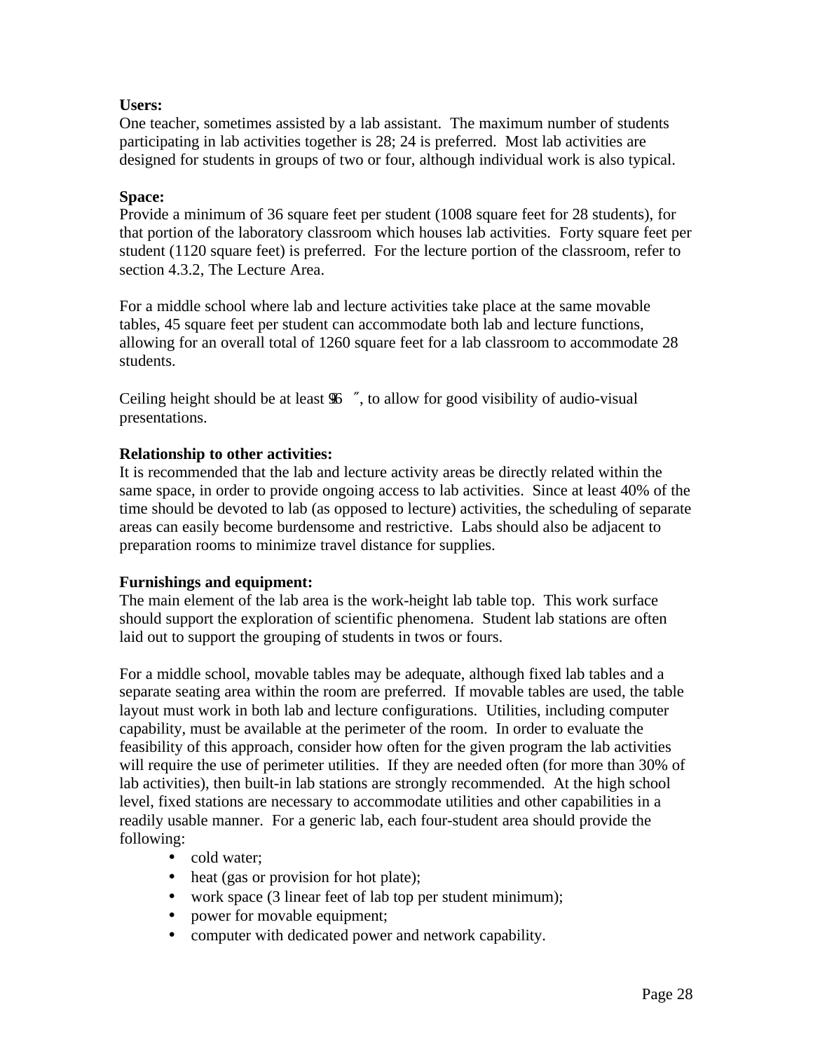**Users:**
One teacher, sometimes assisted by a lab assistant. The maximum number of students participating in lab activities together is 28; 24 is preferred. Most lab activities are designed for students in groups of two or four, although individual work is also typical.

**Space:**
Provide a minimum of 36 square feet per student (1008 square feet for 28 students), for that portion of the laboratory classroom which houses lab activities. Forty square feet per student (1120 square feet) is preferred. For the lecture portion of the classroom, refer to section 4.3.2, The Lecture Area.

For a middle school where lab and lecture activities take place at the same movable tables, 45 square feet per student can accommodate both lab and lecture functions, allowing for an overall total of 1260 square feet for a lab classroom to accommodate 28 students.

Ceiling height should be at least 9′6″, to allow for good visibility of audio-visual presentations.

**Relationship to other activities:**
It is recommended that the lab and lecture activity areas be directly related within the same space, in order to provide ongoing access to lab activities. Since at least 40% of the time should be devoted to lab (as opposed to lecture) activities, the scheduling of separate areas can easily become burdensome and restrictive. Labs should also be adjacent to preparation rooms to minimize travel distance for supplies.

**Furnishings and equipment:**
The main element of the lab area is the work-height lab table top. This work surface should support the exploration of scientific phenomena. Student lab stations are often laid out to support the grouping of students in twos or fours.

For a middle school, movable tables may be adequate, although fixed lab tables and a separate seating area within the room are preferred. If movable tables are used, the table layout must work in both lab and lecture configurations. Utilities, including computer capability, must be available at the perimeter of the room. In order to evaluate the feasibility of this approach, consider how often for the given program the lab activities will require the use of perimeter utilities. If they are needed often (for more than 30% of lab activities), then built-in lab stations are strongly recommended. At the high school level, fixed stations are necessary to accommodate utilities and other capabilities in a readily usable manner. For a generic lab, each four-student area should provide the following:

- cold water;
- heat (gas or provision for hot plate);
- work space (3 linear feet of lab top per student minimum);
- power for movable equipment;
- computer with dedicated power and network capability.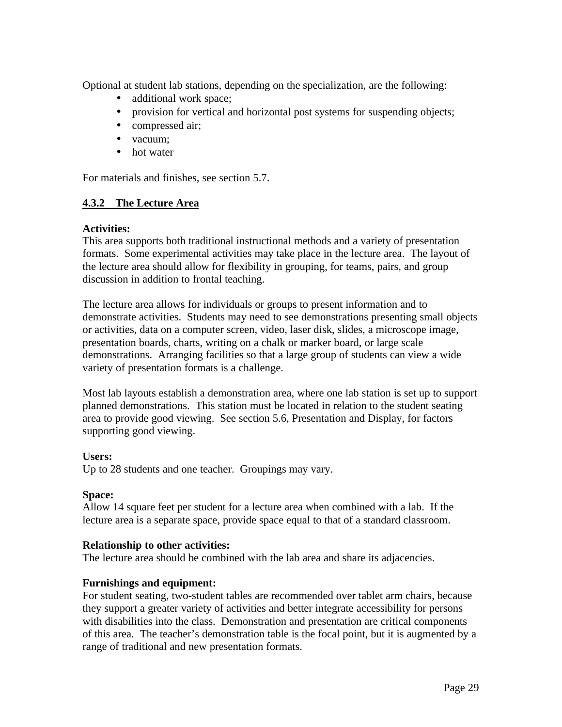Optional at student lab stations, depending on the specialization, are the following:

- additional work space;
- provision for vertical and horizontal post systems for suspending objects;
- compressed air;
- vacuum;
- hot water

For materials and finishes, see section 5.7.

#### 4.3.2 The Lecture Area

**Activities:**
This area supports both traditional instructional methods and a variety of presentation formats. Some experimental activities may take place in the lecture area. The layout of the lecture area should allow for flexibility in grouping, for teams, pairs, and group discussion in addition to frontal teaching.

The lecture area allows for individuals or groups to present information and to demonstrate activities. Students may need to see demonstrations presenting small objects or activities, data on a computer screen, video, laser disk, slides, a microscope image, presentation boards, charts, writing on a chalk or marker board, or large scale demonstrations. Arranging facilities so that a large group of students can view a wide variety of presentation formats is a challenge.

Most lab layouts establish a demonstration area, where one lab station is set up to support planned demonstrations. This station must be located in relation to the student seating area to provide good viewing. See section 5.6, Presentation and Display, for factors supporting good viewing.

**Users:**
Up to 28 students and one teacher. Groupings may vary.

**Space:**
Allow 14 square feet per student for a lecture area when combined with a lab. If the lecture area is a separate space, provide space equal to that of a standard classroom.

**Relationship to other activities:**
The lecture area should be combined with the lab area and share its adjacencies.

**Furnishings and equipment:**
For student seating, two-student tables are recommended over tablet arm chairs, because they support a greater variety of activities and better integrate accessibility for persons with disabilities into the class. Demonstration and presentation are critical components of this area. The teacher's demonstration table is the focal point, but it is augmented by a range of traditional and new presentation formats.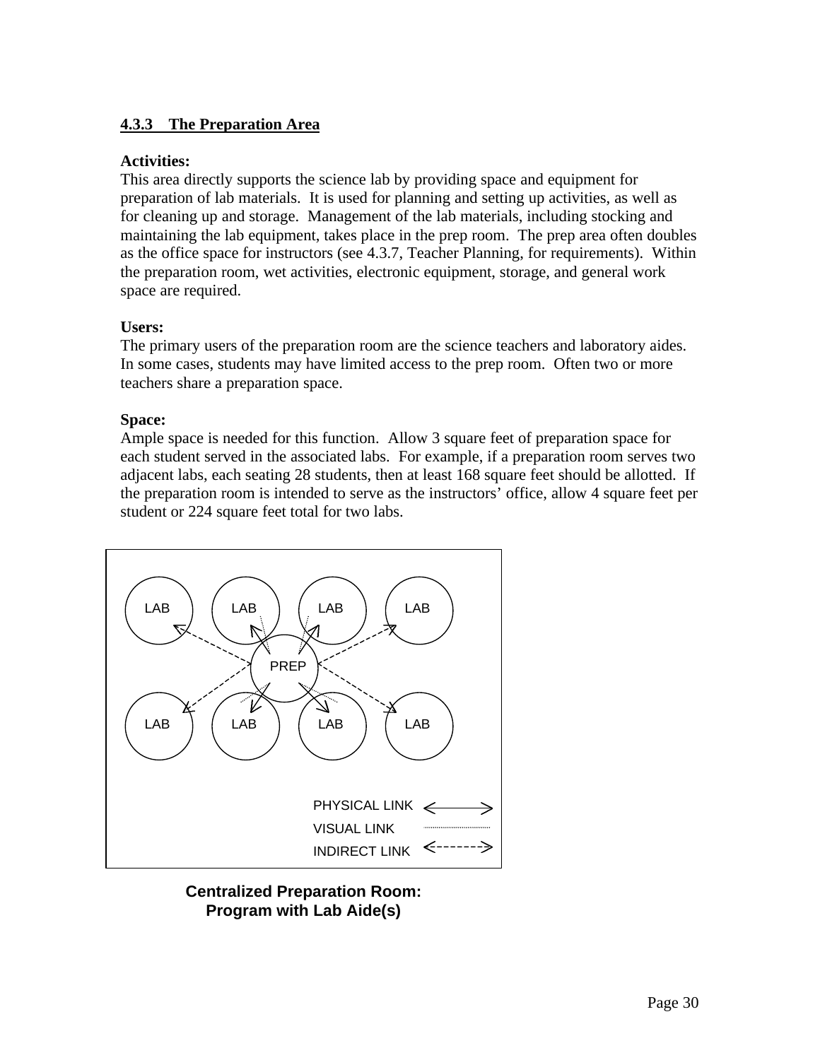### 4.3.3 The Preparation Area

**Activities:**
This area directly supports the science lab by providing space and equipment for preparation of lab materials. It is used for planning and setting up activities, as well as for cleaning up and storage. Management of the lab materials, including stocking and maintaining the lab equipment, takes place in the prep room. The prep area often doubles as the office space for instructors (see 4.3.7, Teacher Planning, for requirements). Within the preparation room, wet activities, electronic equipment, storage, and general work space are required.

**Users:**
The primary users of the preparation room are the science teachers and laboratory aides. In some cases, students may have limited access to the prep room. Often two or more teachers share a preparation space.

**Space:**
Ample space is needed for this function. Allow 3 square feet of preparation space for each student served in the associated labs. For example, if a preparation room serves two adjacent labs, each seating 28 students, then at least 168 square feet should be allotted. If the preparation room is intended to serve as the instructors' office, allow 4 square feet per student or 224 square feet total for two labs.

LAB LAB LAB LAB

PREP

LAB LAB LAB LAB

PHYSICAL LINK

VISUAL LINK

INDIRECT LINK

**Centralized Preparation Room: Program with Lab Aide(s)**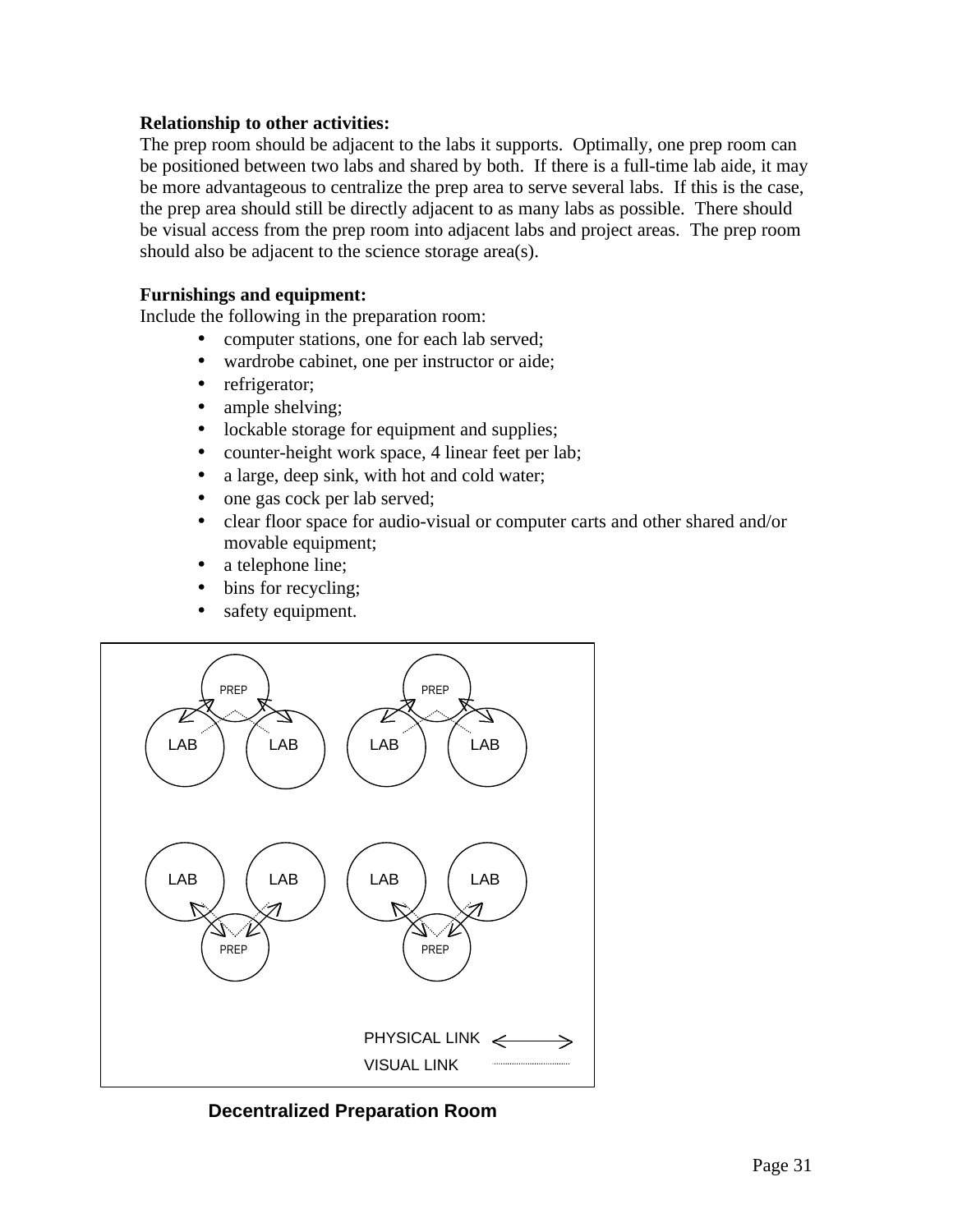**Relationship to other activities:**
The prep room should be adjacent to the labs it supports. Optimally, one prep room can be positioned between two labs and shared by both. If there is a full-time lab aide, it may be more advantageous to centralize the prep area to serve several labs. If this is the case, the prep area should still be directly adjacent to as many labs as possible. There should be visual access from the prep room into adjacent labs and project areas. The prep room should also be adjacent to the science storage area(s).

**Furnishings and equipment:**
Include the following in the preparation room:

- computer stations, one for each lab served;
- wardrobe cabinet, one per instructor or aide;
- refrigerator;
- ample shelving;
- lockable storage for equipment and supplies;
- counter-height work space, 4 linear feet per lab;
- a large, deep sink, with hot and cold water;
- one gas cock per lab served;
- clear floor space for audio-visual or computer carts and other shared and/or movable equipment;
- a telephone line;
- bins for recycling;
- safety equipment.

**Decentralized Preparation Room**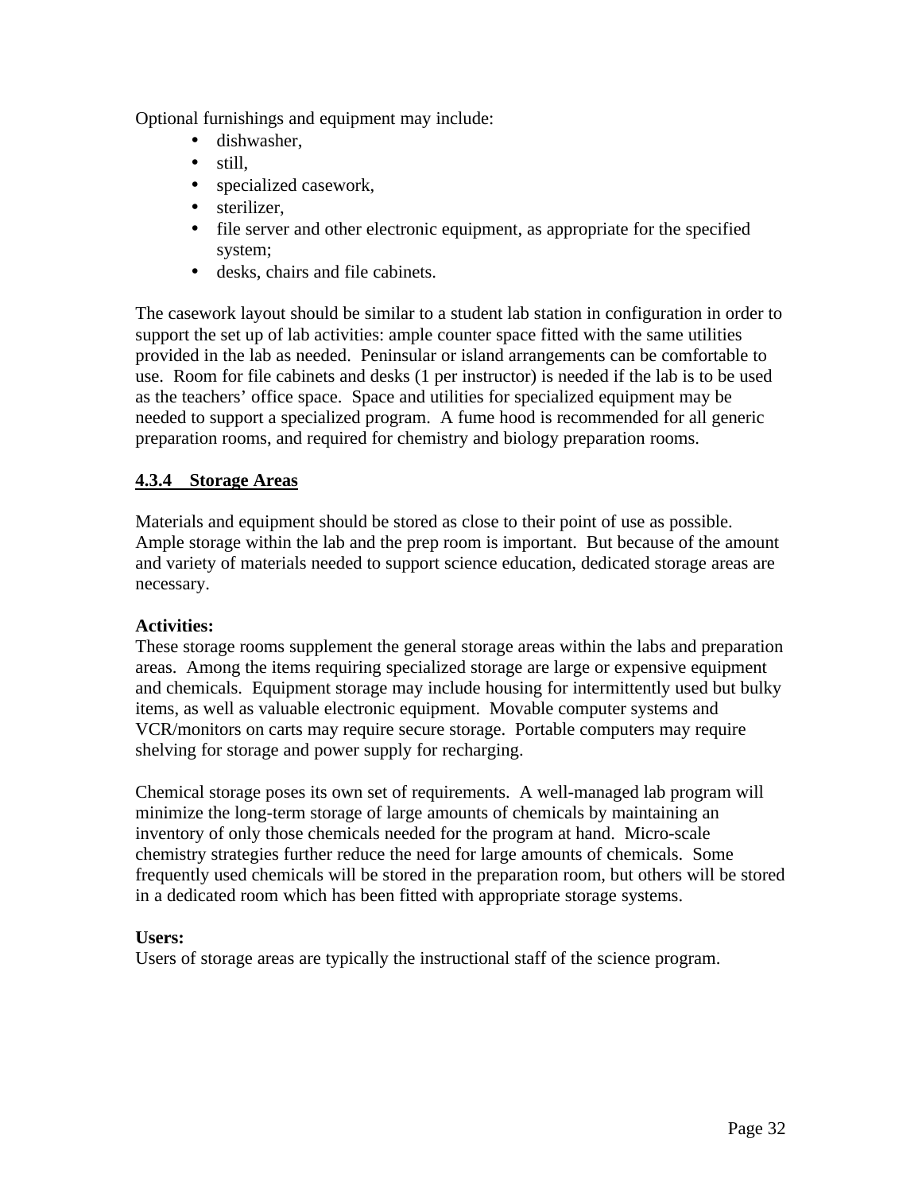Optional furnishings and equipment may include:

- dishwasher,
- still,
- specialized casework,
- sterilizer,
- file server and other electronic equipment, as appropriate for the specified system;
- desks, chairs and file cabinets.

The casework layout should be similar to a student lab station in configuration in order to support the set up of lab activities: ample counter space fitted with the same utilities provided in the lab as needed. Peninsular or island arrangements can be comfortable to use. Room for file cabinets and desks (1 per instructor) is needed if the lab is to be used as the teachers' office space. Space and utilities for specialized equipment may be needed to support a specialized program. A fume hood is recommended for all generic preparation rooms, and required for chemistry and biology preparation rooms.

### 4.3.4 Storage Areas

Materials and equipment should be stored as close to their point of use as possible. Ample storage within the lab and the prep room is important. But because of the amount and variety of materials needed to support science education, dedicated storage areas are necessary.

**Activities:**
These storage rooms supplement the general storage areas within the labs and preparation areas. Among the items requiring specialized storage are large or expensive equipment and chemicals. Equipment storage may include housing for intermittently used but bulky items, as well as valuable electronic equipment. Movable computer systems and VCR/monitors on carts may require secure storage. Portable computers may require shelving for storage and power supply for recharging.

Chemical storage poses its own set of requirements. A well-managed lab program will minimize the long-term storage of large amounts of chemicals by maintaining an inventory of only those chemicals needed for the program at hand. Micro-scale chemistry strategies further reduce the need for large amounts of chemicals. Some frequently used chemicals will be stored in the preparation room, but others will be stored in a dedicated room which has been fitted with appropriate storage systems.

**Users:**
Users of storage areas are typically the instructional staff of the science program.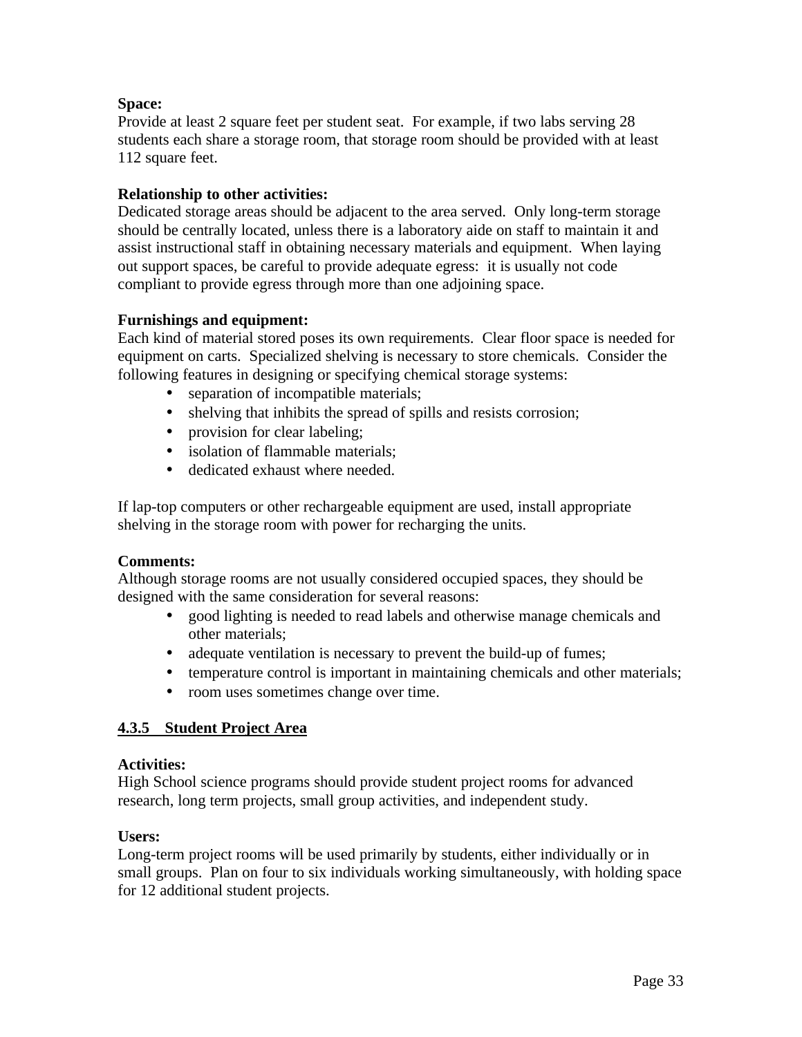**Space:**
Provide at least 2 square feet per student seat. For example, if two labs serving 28 students each share a storage room, that storage room should be provided with at least 112 square feet.

**Relationship to other activities:**
Dedicated storage areas should be adjacent to the area served. Only long-term storage should be centrally located, unless there is a laboratory aide on staff to maintain it and assist instructional staff in obtaining necessary materials and equipment. When laying out support spaces, be careful to provide adequate egress: it is usually not code compliant to provide egress through more than one adjoining space.

**Furnishings and equipment:**
Each kind of material stored poses its own requirements. Clear floor space is needed for equipment on carts. Specialized shelving is necessary to store chemicals. Consider the following features in designing or specifying chemical storage systems:

- separation of incompatible materials;
- shelving that inhibits the spread of spills and resists corrosion;
- provision for clear labeling;
- isolation of flammable materials;
- dedicated exhaust where needed.

If lap-top computers or other rechargeable equipment are used, install appropriate shelving in the storage room with power for recharging the units.

**Comments:**
Although storage rooms are not usually considered occupied spaces, they should be designed with the same consideration for several reasons:

- good lighting is needed to read labels and otherwise manage chemicals and other materials;
- adequate ventilation is necessary to prevent the build-up of fumes;
- temperature control is important in maintaining chemicals and other materials;
- room uses sometimes change over time.

### 4.3.5 Student Project Area

**Activities:**
High School science programs should provide student project rooms for advanced research, long term projects, small group activities, and independent study.

**Users:**
Long-term project rooms will be used primarily by students, either individually or in small groups. Plan on four to six individuals working simultaneously, with holding space for 12 additional student projects.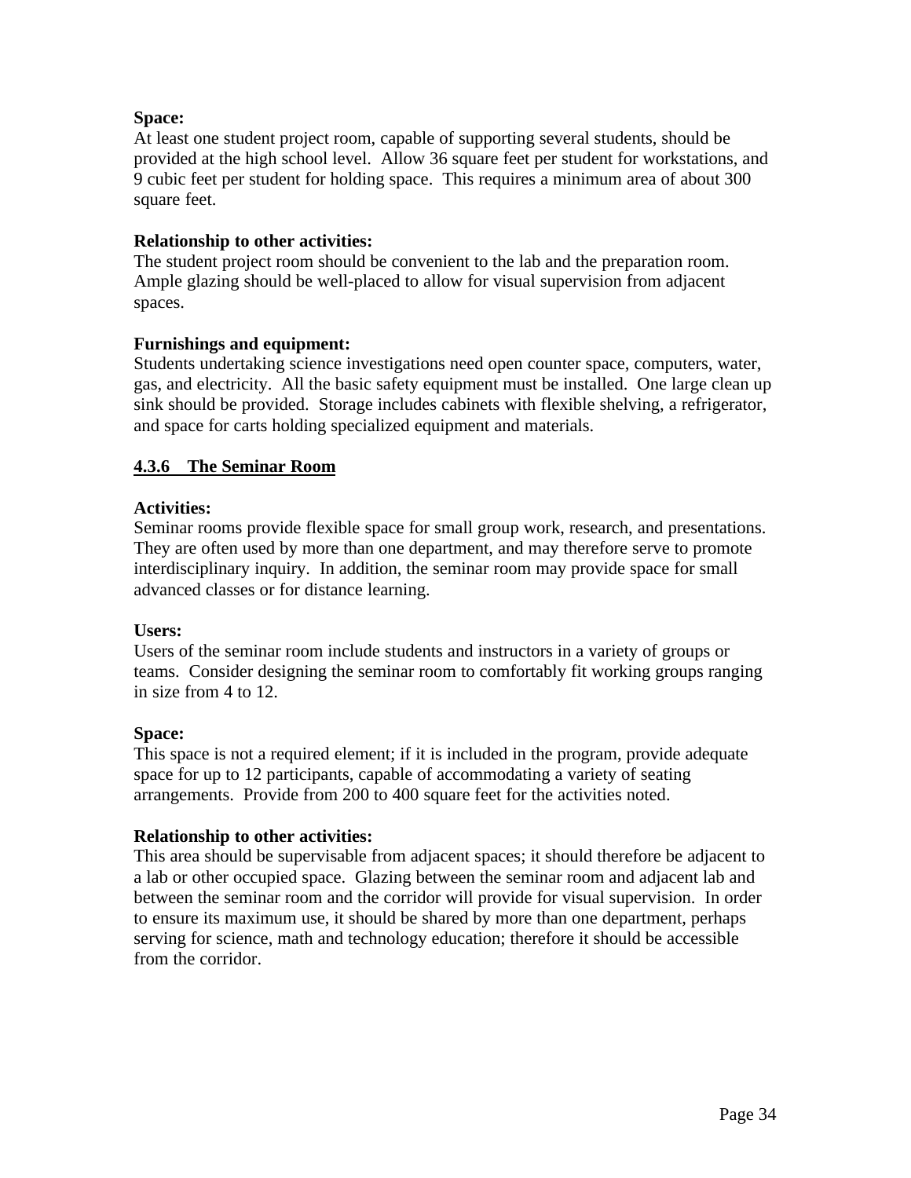**Space:**
At least one student project room, capable of supporting several students, should be provided at the high school level. Allow 36 square feet per student for workstations, and 9 cubic feet per student for holding space. This requires a minimum area of about 300 square feet.

**Relationship to other activities:**
The student project room should be convenient to the lab and the preparation room. Ample glazing should be well-placed to allow for visual supervision from adjacent spaces.

**Furnishings and equipment:**
Students undertaking science investigations need open counter space, computers, water, gas, and electricity. All the basic safety equipment must be installed. One large clean up sink should be provided. Storage includes cabinets with flexible shelving, a refrigerator, and space for carts holding specialized equipment and materials.

### 4.3.6 The Seminar Room

**Activities:**
Seminar rooms provide flexible space for small group work, research, and presentations. They are often used by more than one department, and may therefore serve to promote interdisciplinary inquiry. In addition, the seminar room may provide space for small advanced classes or for distance learning.

**Users:**
Users of the seminar room include students and instructors in a variety of groups or teams. Consider designing the seminar room to comfortably fit working groups ranging in size from 4 to 12.

**Space:**
This space is not a required element; if it is included in the program, provide adequate space for up to 12 participants, capable of accommodating a variety of seating arrangements. Provide from 200 to 400 square feet for the activities noted.

**Relationship to other activities:**
This area should be supervisable from adjacent spaces; it should therefore be adjacent to a lab or other occupied space. Glazing between the seminar room and adjacent lab and between the seminar room and the corridor will provide for visual supervision. In order to ensure its maximum use, it should be shared by more than one department, perhaps serving for science, math and technology education; therefore it should be accessible from the corridor.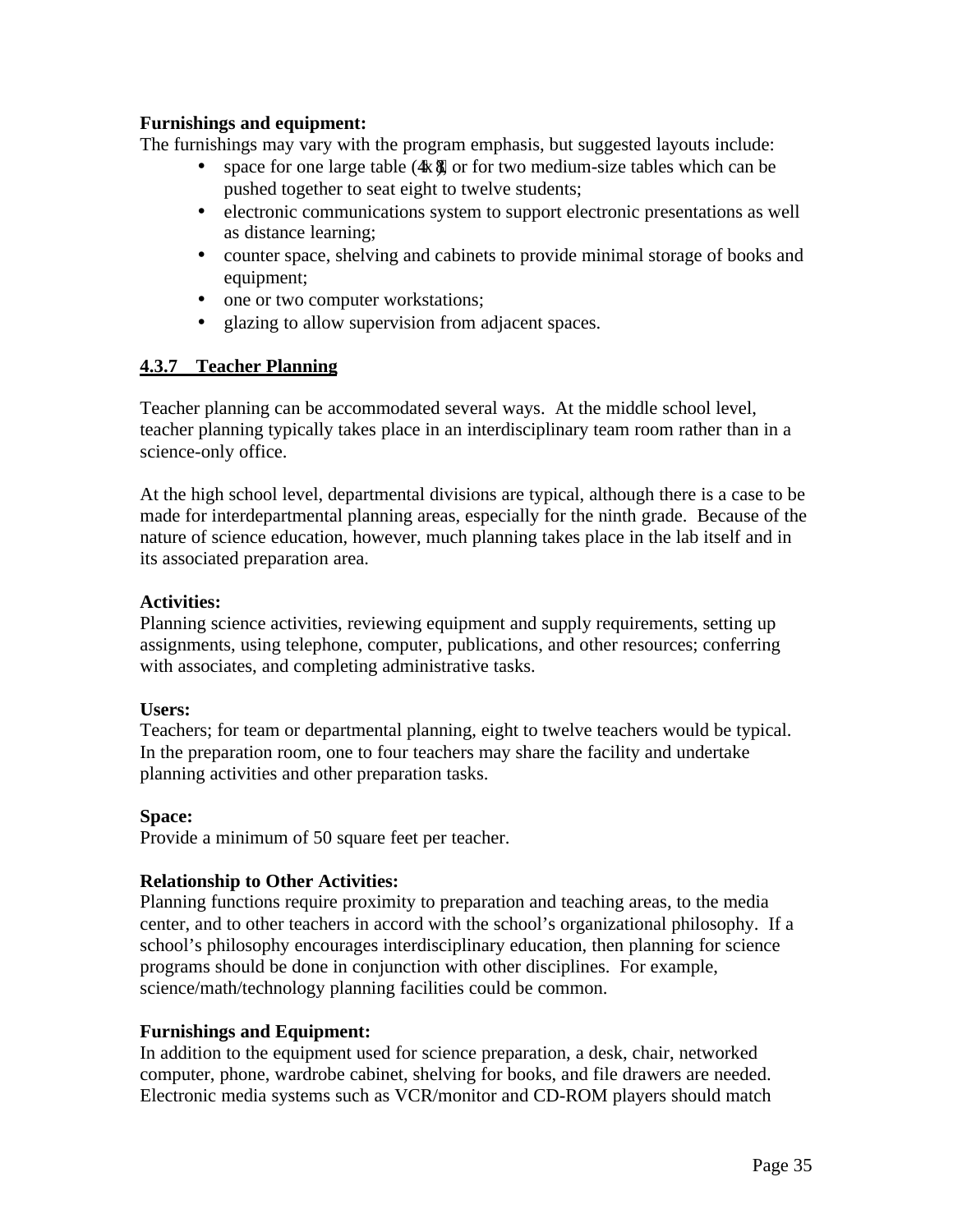**Furnishings and equipment:**
The furnishings may vary with the program emphasis, but suggested layouts include:

- space for one large table (4' x 8'), or for two medium-size tables which can be pushed together to seat eight to twelve students;
- electronic communications system to support electronic presentations as well as distance learning;
- counter space, shelving and cabinets to provide minimal storage of books and equipment;
- one or two computer workstations;
- glazing to allow supervision from adjacent spaces.

### 4.3.7 Teacher Planning

Teacher planning can be accommodated several ways. At the middle school level, teacher planning typically takes place in an interdisciplinary team room rather than in a science-only office.

At the high school level, departmental divisions are typical, although there is a case to be made for interdepartmental planning areas, especially for the ninth grade. Because of the nature of science education, however, much planning takes place in the lab itself and in its associated preparation area.

**Activities:**
Planning science activities, reviewing equipment and supply requirements, setting up assignments, using telephone, computer, publications, and other resources; conferring with associates, and completing administrative tasks.

**Users:**
Teachers; for team or departmental planning, eight to twelve teachers would be typical. In the preparation room, one to four teachers may share the facility and undertake planning activities and other preparation tasks.

**Space:**
Provide a minimum of 50 square feet per teacher.

**Relationship to Other Activities:**
Planning functions require proximity to preparation and teaching areas, to the media center, and to other teachers in accord with the school's organizational philosophy. If a school's philosophy encourages interdisciplinary education, then planning for science programs should be done in conjunction with other disciplines. For example, science/math/technology planning facilities could be common.

**Furnishings and Equipment:**
In addition to the equipment used for science preparation, a desk, chair, networked computer, phone, wardrobe cabinet, shelving for books, and file drawers are needed. Electronic media systems such as VCR/monitor and CD-ROM players should match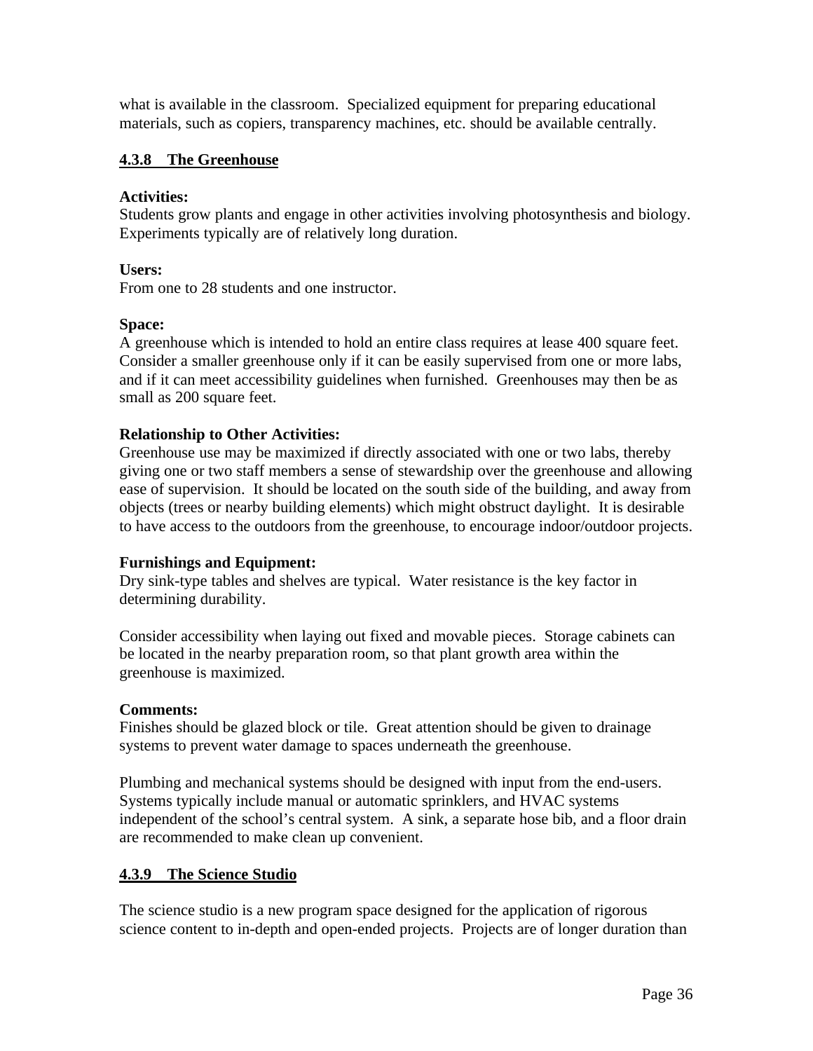what is available in the classroom. Specialized equipment for preparing educational materials, such as copiers, transparency machines, etc. should be available centrally.

### 4.3.8 The Greenhouse

**Activities:**
Students grow plants and engage in other activities involving photosynthesis and biology. Experiments typically are of relatively long duration.

**Users:**
From one to 28 students and one instructor.

**Space:**
A greenhouse which is intended to hold an entire class requires at lease 400 square feet. Consider a smaller greenhouse only if it can be easily supervised from one or more labs, and if it can meet accessibility guidelines when furnished. Greenhouses may then be as small as 200 square feet.

**Relationship to Other Activities:**
Greenhouse use may be maximized if directly associated with one or two labs, thereby giving one or two staff members a sense of stewardship over the greenhouse and allowing ease of supervision. It should be located on the south side of the building, and away from objects (trees or nearby building elements) which might obstruct daylight. It is desirable to have access to the outdoors from the greenhouse, to encourage indoor/outdoor projects.

**Furnishings and Equipment:**
Dry sink-type tables and shelves are typical. Water resistance is the key factor in determining durability.

Consider accessibility when laying out fixed and movable pieces. Storage cabinets can be located in the nearby preparation room, so that plant growth area within the greenhouse is maximized.

**Comments:**
Finishes should be glazed block or tile. Great attention should be given to drainage systems to prevent water damage to spaces underneath the greenhouse.

Plumbing and mechanical systems should be designed with input from the end-users. Systems typically include manual or automatic sprinklers, and HVAC systems independent of the school's central system. A sink, a separate hose bib, and a floor drain are recommended to make clean up convenient.

### 4.3.9 The Science Studio

The science studio is a new program space designed for the application of rigorous science content to in-depth and open-ended projects. Projects are of longer duration than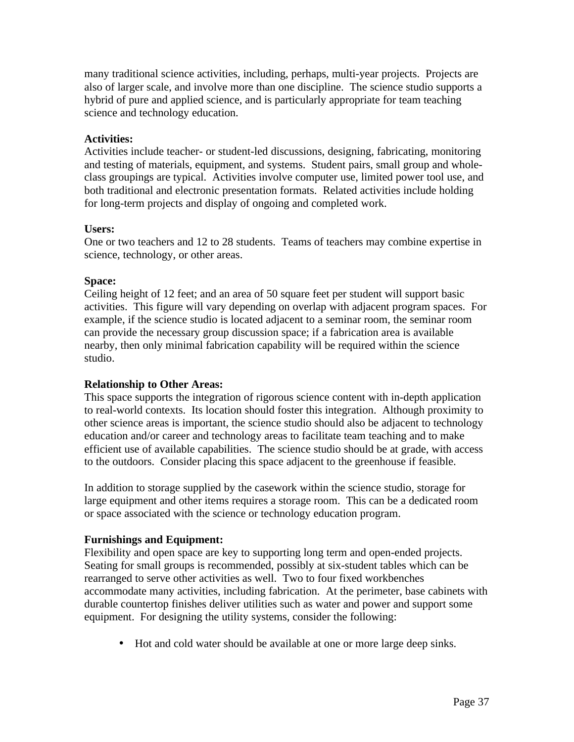many traditional science activities, including, perhaps, multi-year projects. Projects are also of larger scale, and involve more than one discipline. The science studio supports a hybrid of pure and applied science, and is particularly appropriate for team teaching science and technology education.

**Activities:**
Activities include teacher- or student-led discussions, designing, fabricating, monitoring and testing of materials, equipment, and systems. Student pairs, small group and whole-class groupings are typical. Activities involve computer use, limited power tool use, and both traditional and electronic presentation formats. Related activities include holding for long-term projects and display of ongoing and completed work.

**Users:**
One or two teachers and 12 to 28 students. Teams of teachers may combine expertise in science, technology, or other areas.

**Space:**
Ceiling height of 12 feet; and an area of 50 square feet per student will support basic activities. This figure will vary depending on overlap with adjacent program spaces. For example, if the science studio is located adjacent to a seminar room, the seminar room can provide the necessary group discussion space; if a fabrication area is available nearby, then only minimal fabrication capability will be required within the science studio.

**Relationship to Other Areas:**
This space supports the integration of rigorous science content with in-depth application to real-world contexts. Its location should foster this integration. Although proximity to other science areas is important, the science studio should also be adjacent to technology education and/or career and technology areas to facilitate team teaching and to make efficient use of available capabilities. The science studio should be at grade, with access to the outdoors. Consider placing this space adjacent to the greenhouse if feasible.

In addition to storage supplied by the casework within the science studio, storage for large equipment and other items requires a storage room. This can be a dedicated room or space associated with the science or technology education program.

**Furnishings and Equipment:**
Flexibility and open space are key to supporting long term and open-ended projects. Seating for small groups is recommended, possibly at six-student tables which can be rearranged to serve other activities as well. Two to four fixed workbenches accommodate many activities, including fabrication. At the perimeter, base cabinets with durable countertop finishes deliver utilities such as water and power and support some equipment. For designing the utility systems, consider the following:

- Hot and cold water should be available at one or more large deep sinks.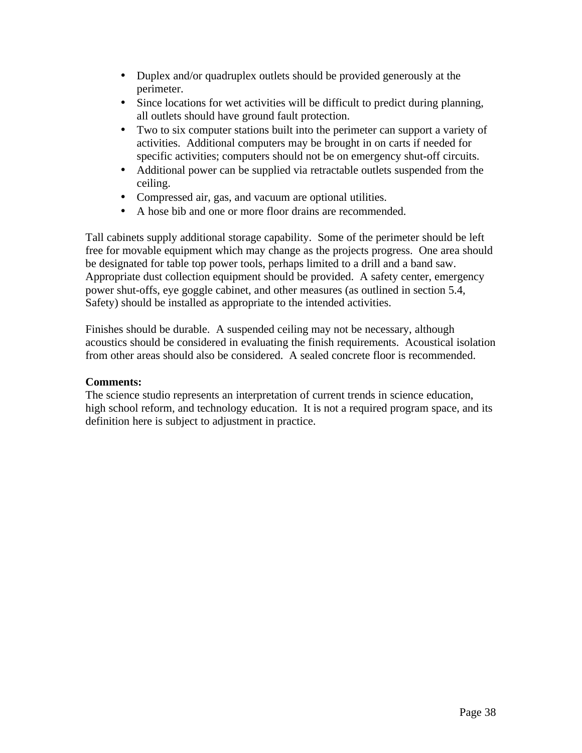- Duplex and/or quadruplex outlets should be provided generously at the perimeter.
- Since locations for wet activities will be difficult to predict during planning, all outlets should have ground fault protection.
- Two to six computer stations built into the perimeter can support a variety of activities.  Additional computers may be brought in on carts if needed for specific activities; computers should not be on emergency shut-off circuits.
- Additional power can be supplied via retractable outlets suspended from the ceiling.
- Compressed air, gas, and vacuum are optional utilities.
- A hose bib and one or more floor drains are recommended.

Tall cabinets supply additional storage capability.  Some of the perimeter should be left free for movable equipment which may change as the projects progress.  One area should be designated for table top power tools, perhaps limited to a drill and a band saw.  Appropriate dust collection equipment should be provided.  A safety center, emergency power shut-offs, eye goggle cabinet, and other measures (as outlined in section 5.4, Safety) should be installed as appropriate to the intended activities.

Finishes should be durable.  A suspended ceiling may not be necessary, although acoustics should be considered in evaluating the finish requirements.  Acoustical isolation from other areas should also be considered.  A sealed concrete floor is recommended.

**Comments:**
The science studio represents an interpretation of current trends in science education, high school reform, and technology education.  It is not a required program space, and its definition here is subject to adjustment in practice.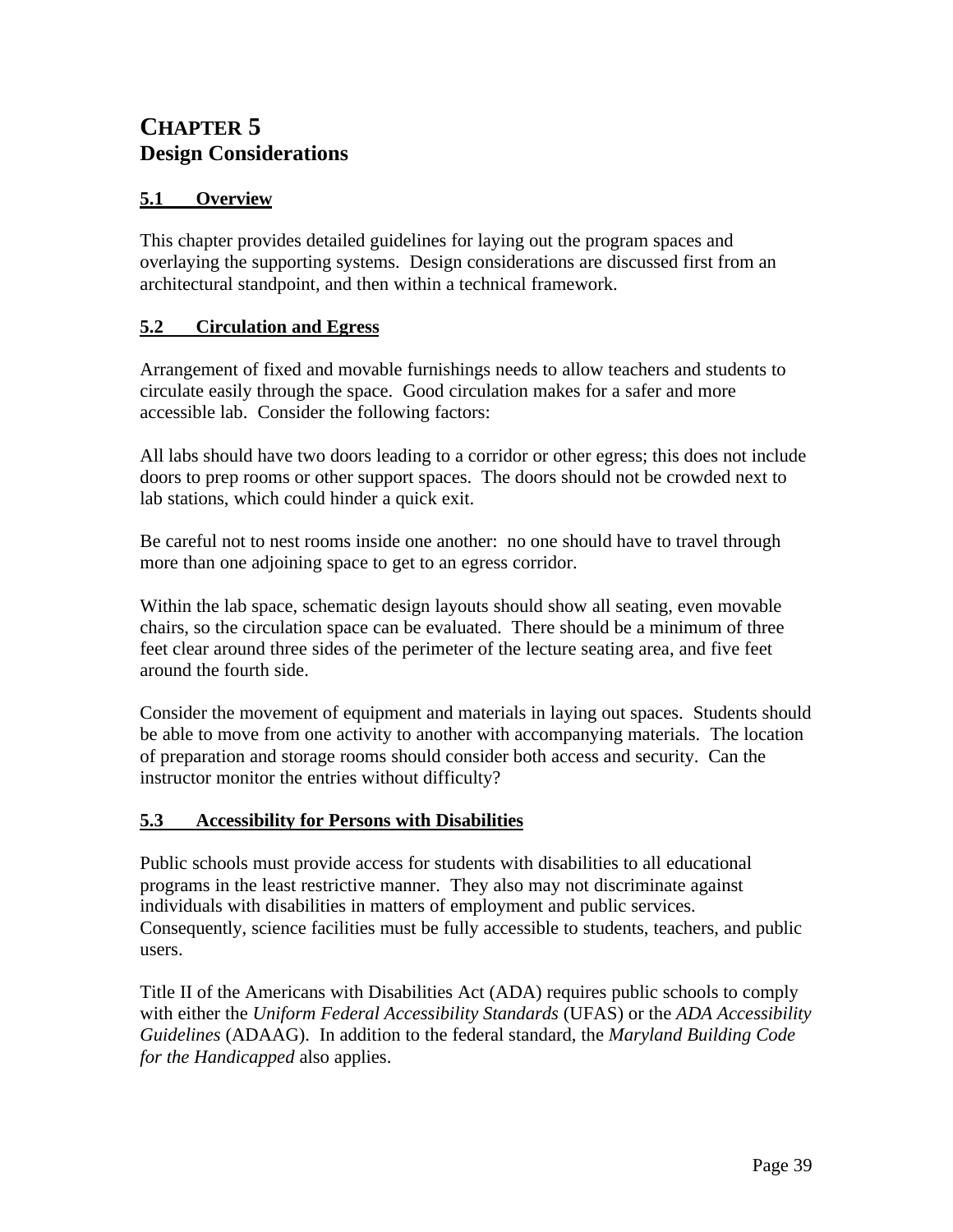# CHAPTER 5
# Design Considerations

## 5.1 Overview

This chapter provides detailed guidelines for laying out the program spaces and overlaying the supporting systems. Design considerations are discussed first from an architectural standpoint, and then within a technical framework.

## 5.2 Circulation and Egress

Arrangement of fixed and movable furnishings needs to allow teachers and students to circulate easily through the space. Good circulation makes for a safer and more accessible lab. Consider the following factors:

All labs should have two doors leading to a corridor or other egress; this does not include doors to prep rooms or other support spaces. The doors should not be crowded next to lab stations, which could hinder a quick exit.

Be careful not to nest rooms inside one another: no one should have to travel through more than one adjoining space to get to an egress corridor.

Within the lab space, schematic design layouts should show all seating, even movable chairs, so the circulation space can be evaluated. There should be a minimum of three feet clear around three sides of the perimeter of the lecture seating area, and five feet around the fourth side.

Consider the movement of equipment and materials in laying out spaces. Students should be able to move from one activity to another with accompanying materials. The location of preparation and storage rooms should consider both access and security. Can the instructor monitor the entries without difficulty?

## 5.3 Accessibility for Persons with Disabilities

Public schools must provide access for students with disabilities to all educational programs in the least restrictive manner. They also may not discriminate against individuals with disabilities in matters of employment and public services. Consequently, science facilities must be fully accessible to students, teachers, and public users.

Title II of the Americans with Disabilities Act (ADA) requires public schools to comply with either the *Uniform Federal Accessibility Standards* (UFAS) or the *ADA Accessibility Guidelines* (ADAAG). In addition to the federal standard, the *Maryland Building Code for the Handicapped* also applies.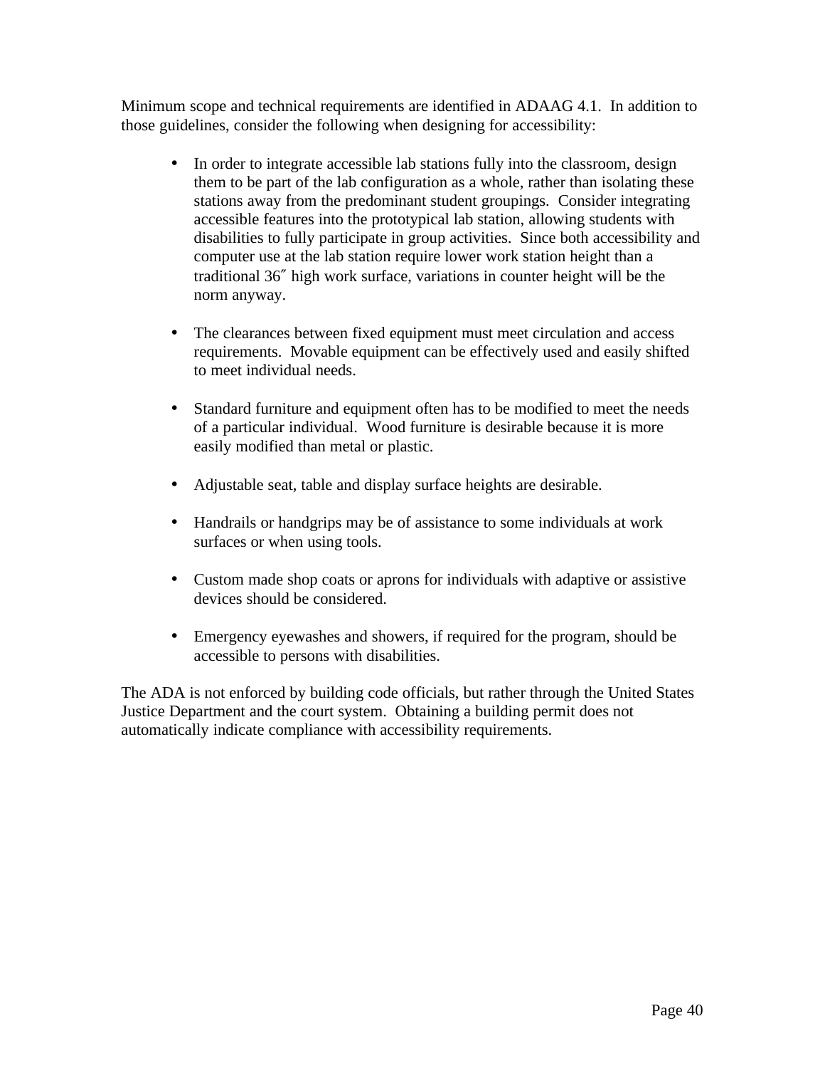Minimum scope and technical requirements are identified in ADAAG 4.1. In addition to those guidelines, consider the following when designing for accessibility:

- In order to integrate accessible lab stations fully into the classroom, design them to be part of the lab configuration as a whole, rather than isolating these stations away from the predominant student groupings. Consider integrating accessible features into the prototypical lab station, allowing students with disabilities to fully participate in group activities. Since both accessibility and computer use at the lab station require lower work station height than a traditional 36″ high work surface, variations in counter height will be the norm anyway.

- The clearances between fixed equipment must meet circulation and access requirements. Movable equipment can be effectively used and easily shifted to meet individual needs.

- Standard furniture and equipment often has to be modified to meet the needs of a particular individual. Wood furniture is desirable because it is more easily modified than metal or plastic.

- Adjustable seat, table and display surface heights are desirable.

- Handrails or handgrips may be of assistance to some individuals at work surfaces or when using tools.

- Custom made shop coats or aprons for individuals with adaptive or assistive devices should be considered.

- Emergency eyewashes and showers, if required for the program, should be accessible to persons with disabilities.

The ADA is not enforced by building code officials, but rather through the United States Justice Department and the court system. Obtaining a building permit does not automatically indicate compliance with accessibility requirements.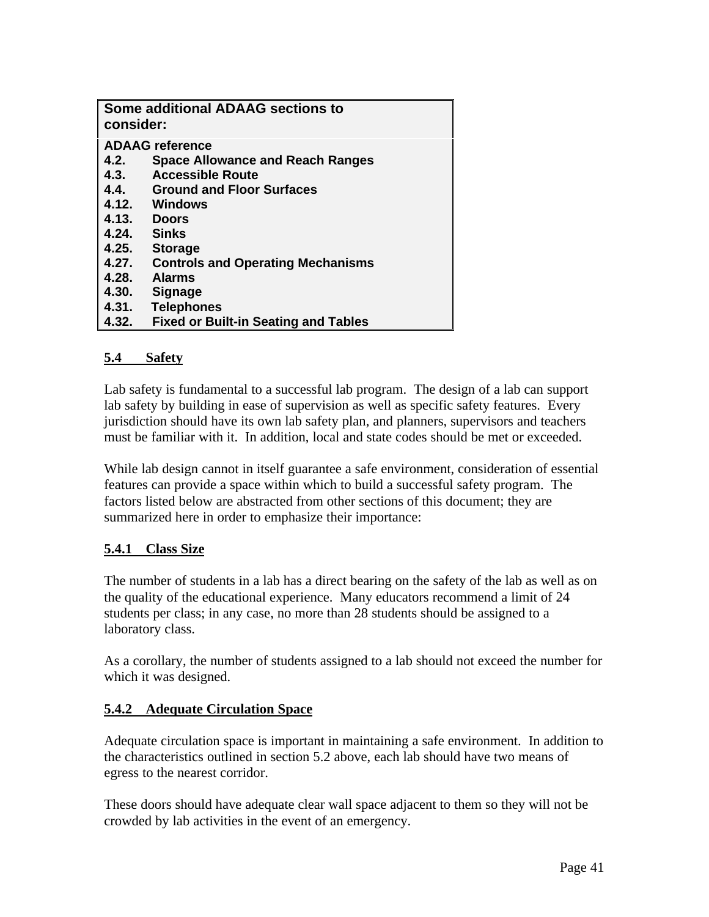| Some additional ADAAG sections to consider: |
| --- |
| **ADAAG reference** |
| **4.2. Space Allowance and Reach Ranges** |
| **4.3. Accessible Route** |
| **4.4. Ground and Floor Surfaces** |
| **4.12. Windows** |
| **4.13. Doors** |
| **4.24. Sinks** |
| **4.25. Storage** |
| **4.27. Controls and Operating Mechanisms** |
| **4.28. Alarms** |
| **4.30. Signage** |
| **4.31. Telephones** |
| **4.32. Fixed or Built-in Seating and Tables** |

## 5.4 Safety

Lab safety is fundamental to a successful lab program. The design of a lab can support lab safety by building in ease of supervision as well as specific safety features. Every jurisdiction should have its own lab safety plan, and planners, supervisors and teachers must be familiar with it. In addition, local and state codes should be met or exceeded.

While lab design cannot in itself guarantee a safe environment, consideration of essential features can provide a space within which to build a successful safety program. The factors listed below are abstracted from other sections of this document; they are summarized here in order to emphasize their importance:

### 5.4.1 Class Size

The number of students in a lab has a direct bearing on the safety of the lab as well as on the quality of the educational experience. Many educators recommend a limit of 24 students per class; in any case, no more than 28 students should be assigned to a laboratory class.

As a corollary, the number of students assigned to a lab should not exceed the number for which it was designed.

### 5.4.2 Adequate Circulation Space

Adequate circulation space is important in maintaining a safe environment. In addition to the characteristics outlined in section 5.2 above, each lab should have two means of egress to the nearest corridor.

These doors should have adequate clear wall space adjacent to them so they will not be crowded by lab activities in the event of an emergency.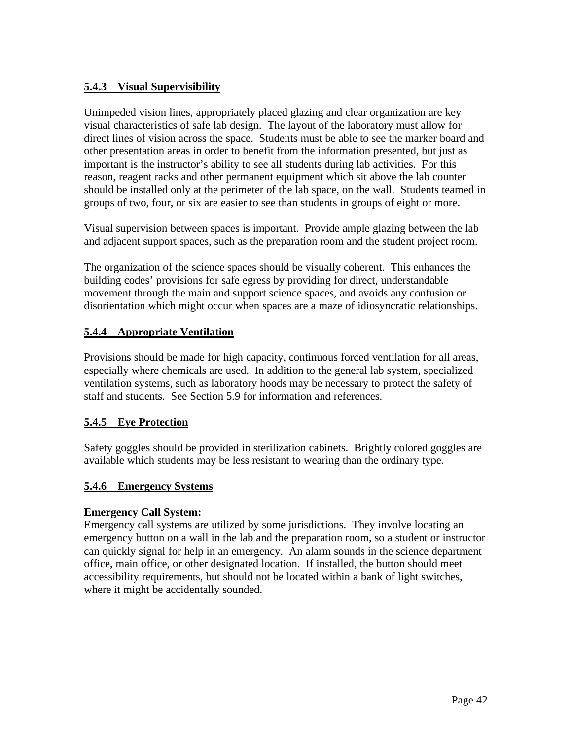### 5.4.3 Visual Supervisibility

Unimpeded vision lines, appropriately placed glazing and clear organization are key visual characteristics of safe lab design. The layout of the laboratory must allow for direct lines of vision across the space. Students must be able to see the marker board and other presentation areas in order to benefit from the information presented, but just as important is the instructor's ability to see all students during lab activities. For this reason, reagent racks and other permanent equipment which sit above the lab counter should be installed only at the perimeter of the lab space, on the wall. Students teamed in groups of two, four, or six are easier to see than students in groups of eight or more.

Visual supervision between spaces is important. Provide ample glazing between the lab and adjacent support spaces, such as the preparation room and the student project room.

The organization of the science spaces should be visually coherent. This enhances the building codes' provisions for safe egress by providing for direct, understandable movement through the main and support science spaces, and avoids any confusion or disorientation which might occur when spaces are a maze of idiosyncratic relationships.

### 5.4.4 Appropriate Ventilation

Provisions should be made for high capacity, continuous forced ventilation for all areas, especially where chemicals are used. In addition to the general lab system, specialized ventilation systems, such as laboratory hoods may be necessary to protect the safety of staff and students. See Section 5.9 for information and references.

### 5.4.5 Eye Protection

Safety goggles should be provided in sterilization cabinets. Brightly colored goggles are available which students may be less resistant to wearing than the ordinary type.

### 5.4.6 Emergency Systems

**Emergency Call System:**
Emergency call systems are utilized by some jurisdictions. They involve locating an emergency button on a wall in the lab and the preparation room, so a student or instructor can quickly signal for help in an emergency. An alarm sounds in the science department office, main office, or other designated location. If installed, the button should meet accessibility requirements, but should not be located within a bank of light switches, where it might be accidentally sounded.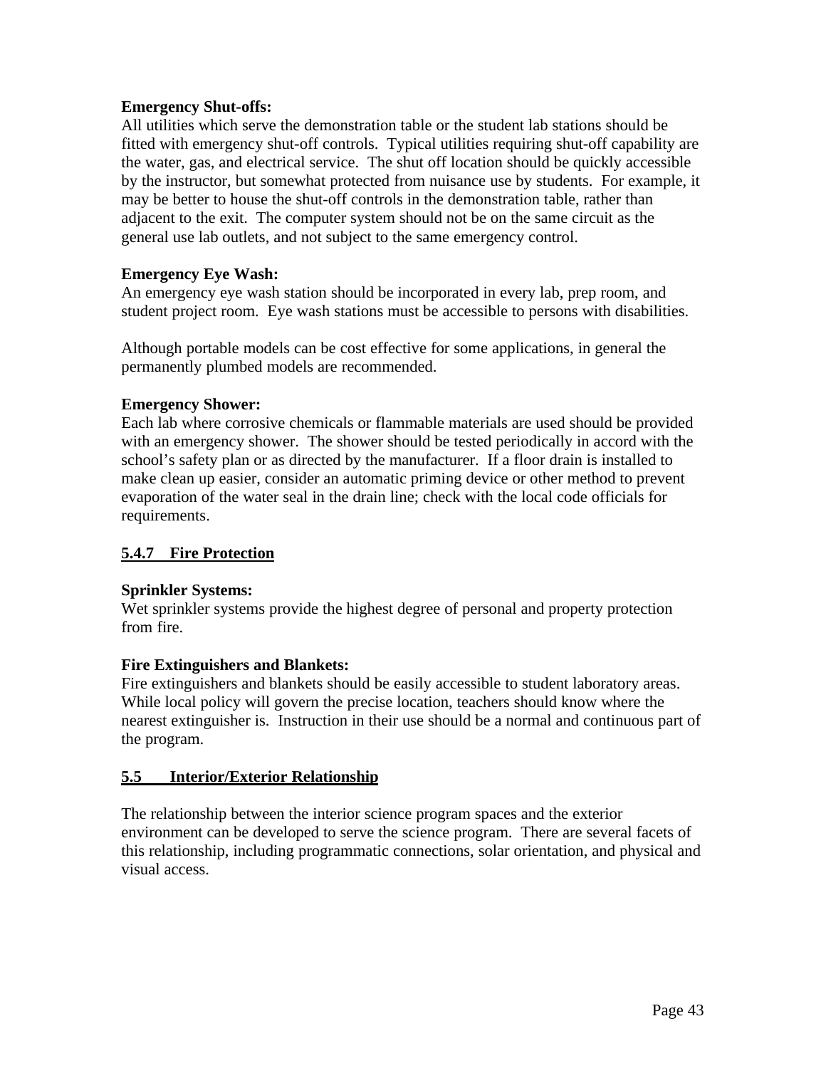**Emergency Shut-offs:**
All utilities which serve the demonstration table or the student lab stations should be fitted with emergency shut-off controls. Typical utilities requiring shut-off capability are the water, gas, and electrical service. The shut off location should be quickly accessible by the instructor, but somewhat protected from nuisance use by students. For example, it may be better to house the shut-off controls in the demonstration table, rather than adjacent to the exit. The computer system should not be on the same circuit as the general use lab outlets, and not subject to the same emergency control.

**Emergency Eye Wash:**
An emergency eye wash station should be incorporated in every lab, prep room, and student project room. Eye wash stations must be accessible to persons with disabilities.

Although portable models can be cost effective for some applications, in general the permanently plumbed models are recommended.

**Emergency Shower:**
Each lab where corrosive chemicals or flammable materials are used should be provided with an emergency shower. The shower should be tested periodically in accord with the school's safety plan or as directed by the manufacturer. If a floor drain is installed to make clean up easier, consider an automatic priming device or other method to prevent evaporation of the water seal in the drain line; check with the local code officials for requirements.

### 5.4.7 Fire Protection

**Sprinkler Systems:**
Wet sprinkler systems provide the highest degree of personal and property protection from fire.

**Fire Extinguishers and Blankets:**
Fire extinguishers and blankets should be easily accessible to student laboratory areas. While local policy will govern the precise location, teachers should know where the nearest extinguisher is. Instruction in their use should be a normal and continuous part of the program.

## 5.5 Interior/Exterior Relationship

The relationship between the interior science program spaces and the exterior environment can be developed to serve the science program. There are several facets of this relationship, including programmatic connections, solar orientation, and physical and visual access.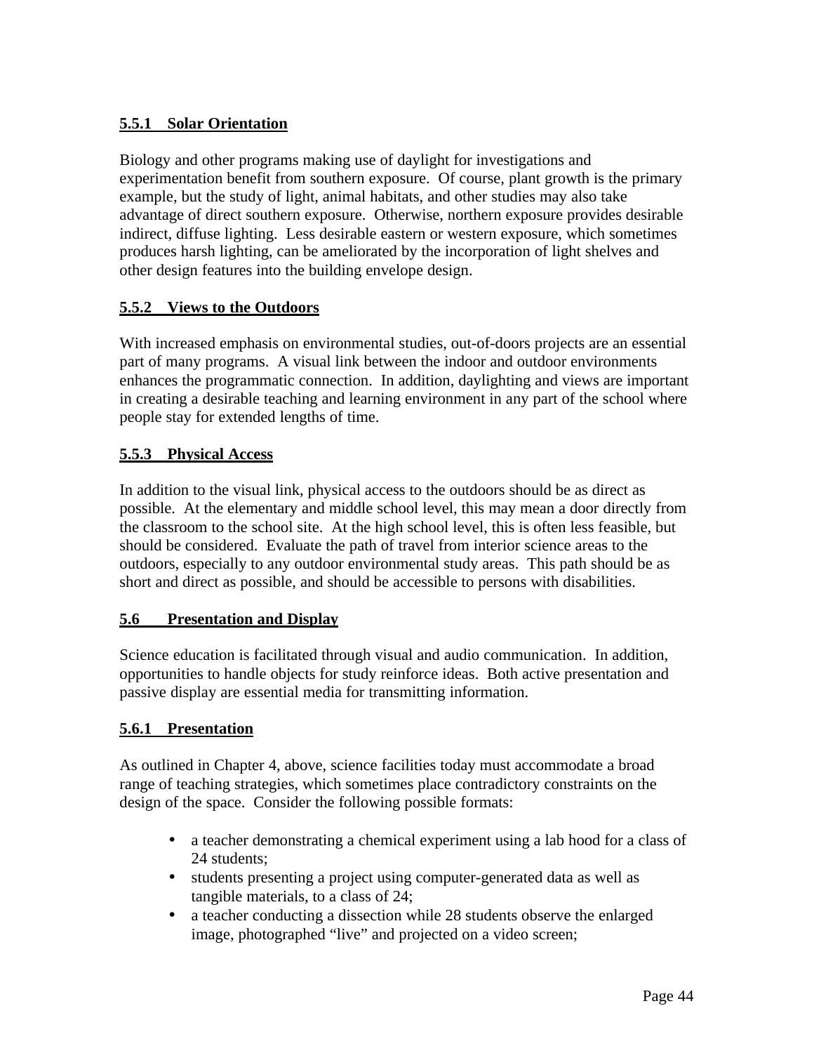### 5.5.1 Solar Orientation

Biology and other programs making use of daylight for investigations and experimentation benefit from southern exposure. Of course, plant growth is the primary example, but the study of light, animal habitats, and other studies may also take advantage of direct southern exposure. Otherwise, northern exposure provides desirable indirect, diffuse lighting. Less desirable eastern or western exposure, which sometimes produces harsh lighting, can be ameliorated by the incorporation of light shelves and other design features into the building envelope design.

### 5.5.2 Views to the Outdoors

With increased emphasis on environmental studies, out-of-doors projects are an essential part of many programs. A visual link between the indoor and outdoor environments enhances the programmatic connection. In addition, daylighting and views are important in creating a desirable teaching and learning environment in any part of the school where people stay for extended lengths of time.

### 5.5.3 Physical Access

In addition to the visual link, physical access to the outdoors should be as direct as possible. At the elementary and middle school level, this may mean a door directly from the classroom to the school site. At the high school level, this is often less feasible, but should be considered. Evaluate the path of travel from interior science areas to the outdoors, especially to any outdoor environmental study areas. This path should be as short and direct as possible, and should be accessible to persons with disabilities.

## 5.6 Presentation and Display

Science education is facilitated through visual and audio communication. In addition, opportunities to handle objects for study reinforce ideas. Both active presentation and passive display are essential media for transmitting information.

### 5.6.1 Presentation

As outlined in Chapter 4, above, science facilities today must accommodate a broad range of teaching strategies, which sometimes place contradictory constraints on the design of the space. Consider the following possible formats:

- a teacher demonstrating a chemical experiment using a lab hood for a class of 24 students;
- students presenting a project using computer-generated data as well as tangible materials, to a class of 24;
- a teacher conducting a dissection while 28 students observe the enlarged image, photographed “live” and projected on a video screen;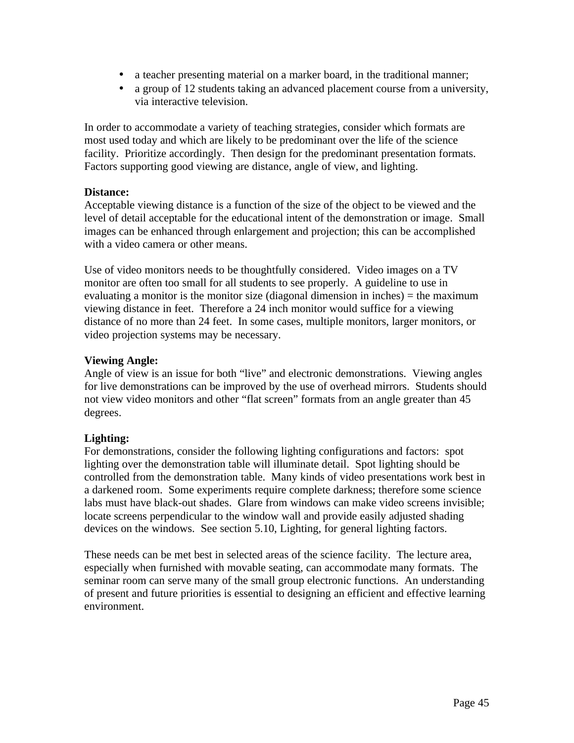- a teacher presenting material on a marker board, in the traditional manner;
- a group of 12 students taking an advanced placement course from a university, via interactive television.

In order to accommodate a variety of teaching strategies, consider which formats are most used today and which are likely to be predominant over the life of the science facility. Prioritize accordingly. Then design for the predominant presentation formats. Factors supporting good viewing are distance, angle of view, and lighting.

**Distance:**
Acceptable viewing distance is a function of the size of the object to be viewed and the level of detail acceptable for the educational intent of the demonstration or image. Small images can be enhanced through enlargement and projection; this can be accomplished with a video camera or other means.

Use of video monitors needs to be thoughtfully considered. Video images on a TV monitor are often too small for all students to see properly. A guideline to use in evaluating a monitor is the monitor size (diagonal dimension in inches) = the maximum viewing distance in feet. Therefore a 24 inch monitor would suffice for a viewing distance of no more than 24 feet. In some cases, multiple monitors, larger monitors, or video projection systems may be necessary.

**Viewing Angle:**
Angle of view is an issue for both "live" and electronic demonstrations. Viewing angles for live demonstrations can be improved by the use of overhead mirrors. Students should not view video monitors and other "flat screen" formats from an angle greater than 45 degrees.

**Lighting:**
For demonstrations, consider the following lighting configurations and factors: spot lighting over the demonstration table will illuminate detail. Spot lighting should be controlled from the demonstration table. Many kinds of video presentations work best in a darkened room. Some experiments require complete darkness; therefore some science labs must have black-out shades. Glare from windows can make video screens invisible; locate screens perpendicular to the window wall and provide easily adjusted shading devices on the windows. See section 5.10, Lighting, for general lighting factors.

These needs can be met best in selected areas of the science facility. The lecture area, especially when furnished with movable seating, can accommodate many formats. The seminar room can serve many of the small group electronic functions. An understanding of present and future priorities is essential to designing an efficient and effective learning environment.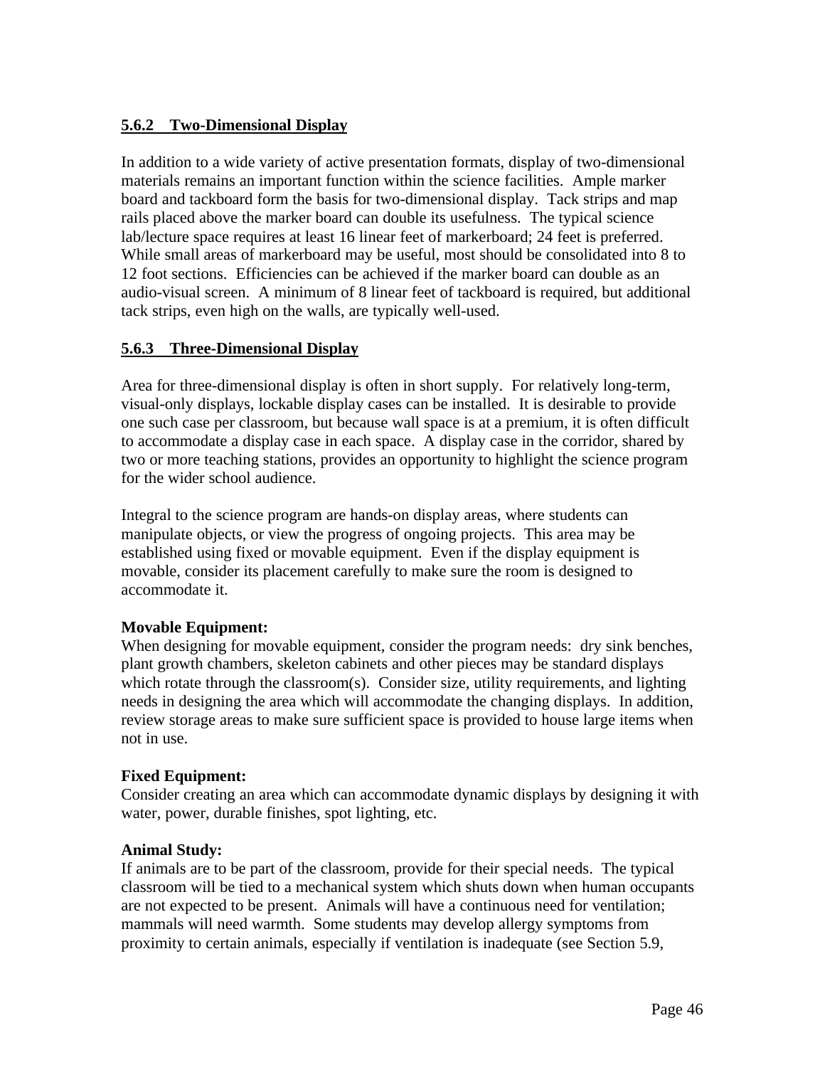### 5.6.2 Two-Dimensional Display

In addition to a wide variety of active presentation formats, display of two-dimensional materials remains an important function within the science facilities. Ample marker board and tackboard form the basis for two-dimensional display. Tack strips and map rails placed above the marker board can double its usefulness. The typical science lab/lecture space requires at least 16 linear feet of markerboard; 24 feet is preferred. While small areas of markerboard may be useful, most should be consolidated into 8 to 12 foot sections. Efficiencies can be achieved if the marker board can double as an audio-visual screen. A minimum of 8 linear feet of tackboard is required, but additional tack strips, even high on the walls, are typically well-used.

### 5.6.3 Three-Dimensional Display

Area for three-dimensional display is often in short supply. For relatively long-term, visual-only displays, lockable display cases can be installed. It is desirable to provide one such case per classroom, but because wall space is at a premium, it is often difficult to accommodate a display case in each space. A display case in the corridor, shared by two or more teaching stations, provides an opportunity to highlight the science program for the wider school audience.

Integral to the science program are hands-on display areas, where students can manipulate objects, or view the progress of ongoing projects. This area may be established using fixed or movable equipment. Even if the display equipment is movable, consider its placement carefully to make sure the room is designed to accommodate it.

**Movable Equipment:**
When designing for movable equipment, consider the program needs: dry sink benches, plant growth chambers, skeleton cabinets and other pieces may be standard displays which rotate through the classroom(s). Consider size, utility requirements, and lighting needs in designing the area which will accommodate the changing displays. In addition, review storage areas to make sure sufficient space is provided to house large items when not in use.

**Fixed Equipment:**
Consider creating an area which can accommodate dynamic displays by designing it with water, power, durable finishes, spot lighting, etc.

**Animal Study:**
If animals are to be part of the classroom, provide for their special needs. The typical classroom will be tied to a mechanical system which shuts down when human occupants are not expected to be present. Animals will have a continuous need for ventilation; mammals will need warmth. Some students may develop allergy symptoms from proximity to certain animals, especially if ventilation is inadequate (see Section 5.9,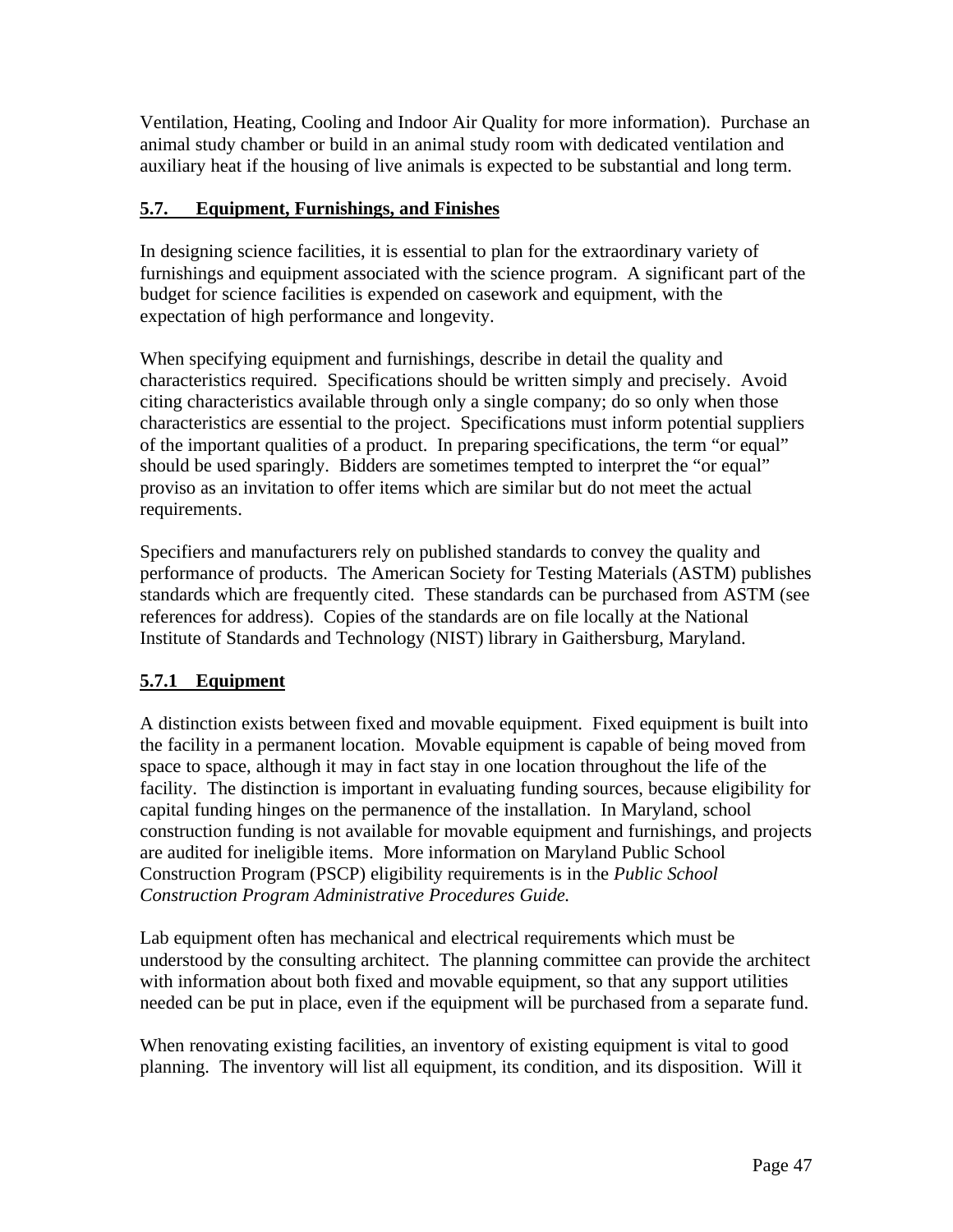Ventilation, Heating, Cooling and Indoor Air Quality for more information). Purchase an animal study chamber or build in an animal study room with dedicated ventilation and auxiliary heat if the housing of live animals is expected to be substantial and long term.

## 5.7. Equipment, Furnishings, and Finishes

In designing science facilities, it is essential to plan for the extraordinary variety of furnishings and equipment associated with the science program. A significant part of the budget for science facilities is expended on casework and equipment, with the expectation of high performance and longevity.

When specifying equipment and furnishings, describe in detail the quality and characteristics required. Specifications should be written simply and precisely. Avoid citing characteristics available through only a single company; do so only when those characteristics are essential to the project. Specifications must inform potential suppliers of the important qualities of a product. In preparing specifications, the term "or equal" should be used sparingly. Bidders are sometimes tempted to interpret the "or equal" proviso as an invitation to offer items which are similar but do not meet the actual requirements.

Specifiers and manufacturers rely on published standards to convey the quality and performance of products. The American Society for Testing Materials (ASTM) publishes standards which are frequently cited. These standards can be purchased from ASTM (see references for address). Copies of the standards are on file locally at the National Institute of Standards and Technology (NIST) library in Gaithersburg, Maryland.

### 5.7.1 Equipment

A distinction exists between fixed and movable equipment. Fixed equipment is built into the facility in a permanent location. Movable equipment is capable of being moved from space to space, although it may in fact stay in one location throughout the life of the facility. The distinction is important in evaluating funding sources, because eligibility for capital funding hinges on the permanence of the installation. In Maryland, school construction funding is not available for movable equipment and furnishings, and projects are audited for ineligible items. More information on Maryland Public School Construction Program (PSCP) eligibility requirements is in the *Public School Construction Program Administrative Procedures Guide.*

Lab equipment often has mechanical and electrical requirements which must be understood by the consulting architect. The planning committee can provide the architect with information about both fixed and movable equipment, so that any support utilities needed can be put in place, even if the equipment will be purchased from a separate fund.

When renovating existing facilities, an inventory of existing equipment is vital to good planning. The inventory will list all equipment, its condition, and its disposition. Will it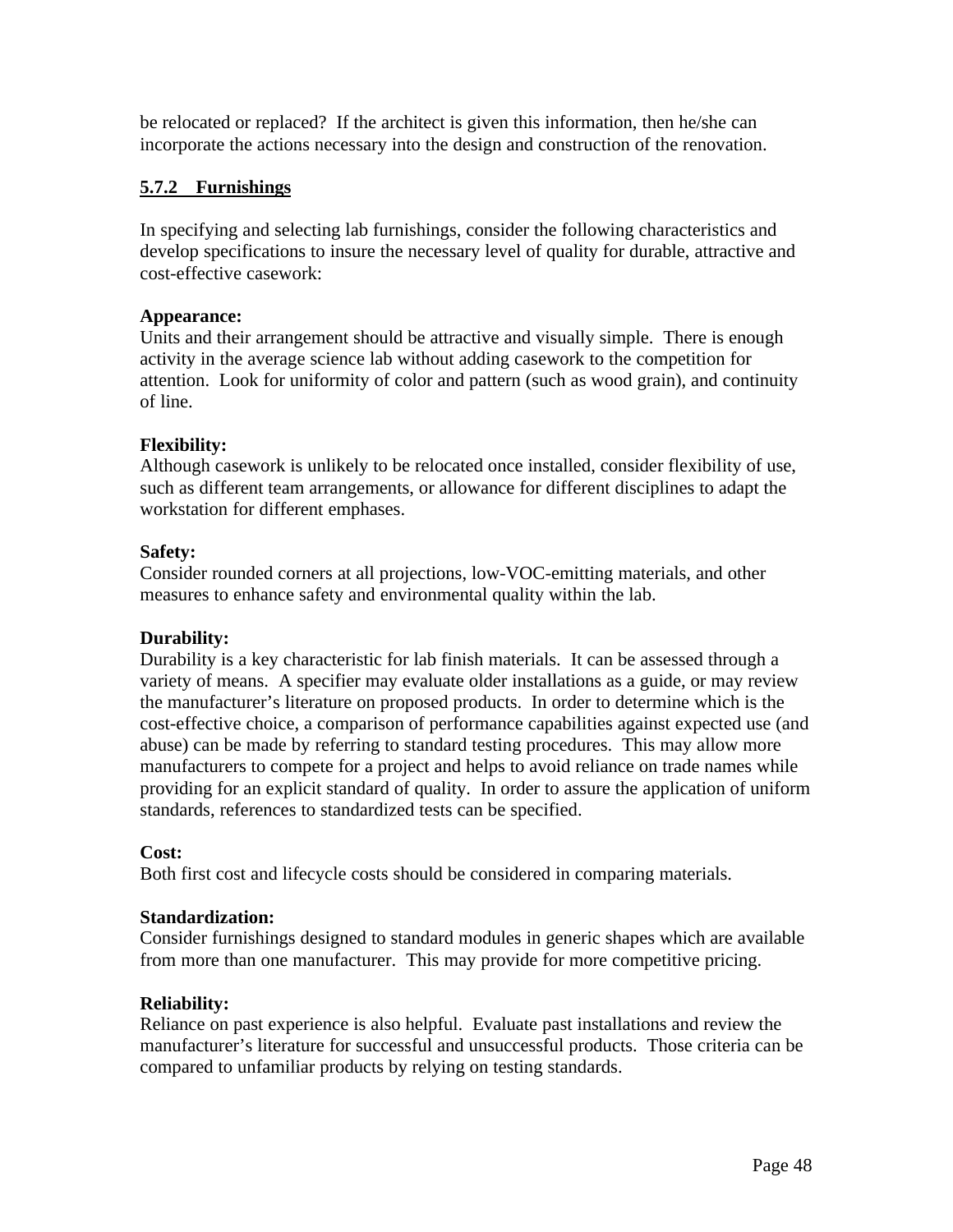be relocated or replaced? If the architect is given this information, then he/she can incorporate the actions necessary into the design and construction of the renovation.

### 5.7.2 Furnishings

In specifying and selecting lab furnishings, consider the following characteristics and develop specifications to insure the necessary level of quality for durable, attractive and cost-effective casework:

**Appearance:**
Units and their arrangement should be attractive and visually simple. There is enough activity in the average science lab without adding casework to the competition for attention. Look for uniformity of color and pattern (such as wood grain), and continuity of line.

**Flexibility:**
Although casework is unlikely to be relocated once installed, consider flexibility of use, such as different team arrangements, or allowance for different disciplines to adapt the workstation for different emphases.

**Safety:**
Consider rounded corners at all projections, low-VOC-emitting materials, and other measures to enhance safety and environmental quality within the lab.

**Durability:**
Durability is a key characteristic for lab finish materials. It can be assessed through a variety of means. A specifier may evaluate older installations as a guide, or may review the manufacturer's literature on proposed products. In order to determine which is the cost-effective choice, a comparison of performance capabilities against expected use (and abuse) can be made by referring to standard testing procedures. This may allow more manufacturers to compete for a project and helps to avoid reliance on trade names while providing for an explicit standard of quality. In order to assure the application of uniform standards, references to standardized tests can be specified.

**Cost:**
Both first cost and lifecycle costs should be considered in comparing materials.

**Standardization:**
Consider furnishings designed to standard modules in generic shapes which are available from more than one manufacturer. This may provide for more competitive pricing.

**Reliability:**
Reliance on past experience is also helpful. Evaluate past installations and review the manufacturer's literature for successful and unsuccessful products. Those criteria can be compared to unfamiliar products by relying on testing standards.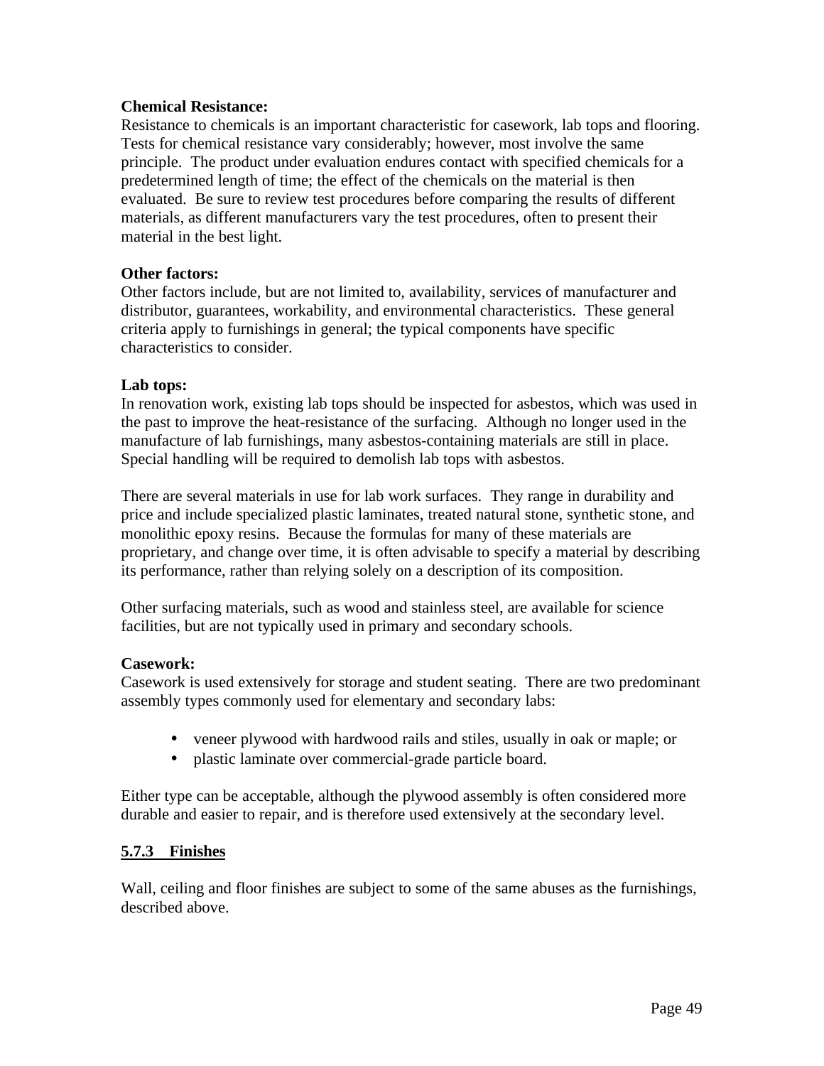**Chemical Resistance:**
Resistance to chemicals is an important characteristic for casework, lab tops and flooring. Tests for chemical resistance vary considerably; however, most involve the same principle. The product under evaluation endures contact with specified chemicals for a predetermined length of time; the effect of the chemicals on the material is then evaluated. Be sure to review test procedures before comparing the results of different materials, as different manufacturers vary the test procedures, often to present their material in the best light.

**Other factors:**
Other factors include, but are not limited to, availability, services of manufacturer and distributor, guarantees, workability, and environmental characteristics. These general criteria apply to furnishings in general; the typical components have specific characteristics to consider.

**Lab tops:**
In renovation work, existing lab tops should be inspected for asbestos, which was used in the past to improve the heat-resistance of the surfacing. Although no longer used in the manufacture of lab furnishings, many asbestos-containing materials are still in place. Special handling will be required to demolish lab tops with asbestos.

There are several materials in use for lab work surfaces. They range in durability and price and include specialized plastic laminates, treated natural stone, synthetic stone, and monolithic epoxy resins. Because the formulas for many of these materials are proprietary, and change over time, it is often advisable to specify a material by describing its performance, rather than relying solely on a description of its composition.

Other surfacing materials, such as wood and stainless steel, are available for science facilities, but are not typically used in primary and secondary schools.

**Casework:**
Casework is used extensively for storage and student seating. There are two predominant assembly types commonly used for elementary and secondary labs:

- veneer plywood with hardwood rails and stiles, usually in oak or maple; or
- plastic laminate over commercial-grade particle board.

Either type can be acceptable, although the plywood assembly is often considered more durable and easier to repair, and is therefore used extensively at the secondary level.

### 5.7.3 Finishes

Wall, ceiling and floor finishes are subject to some of the same abuses as the furnishings, described above.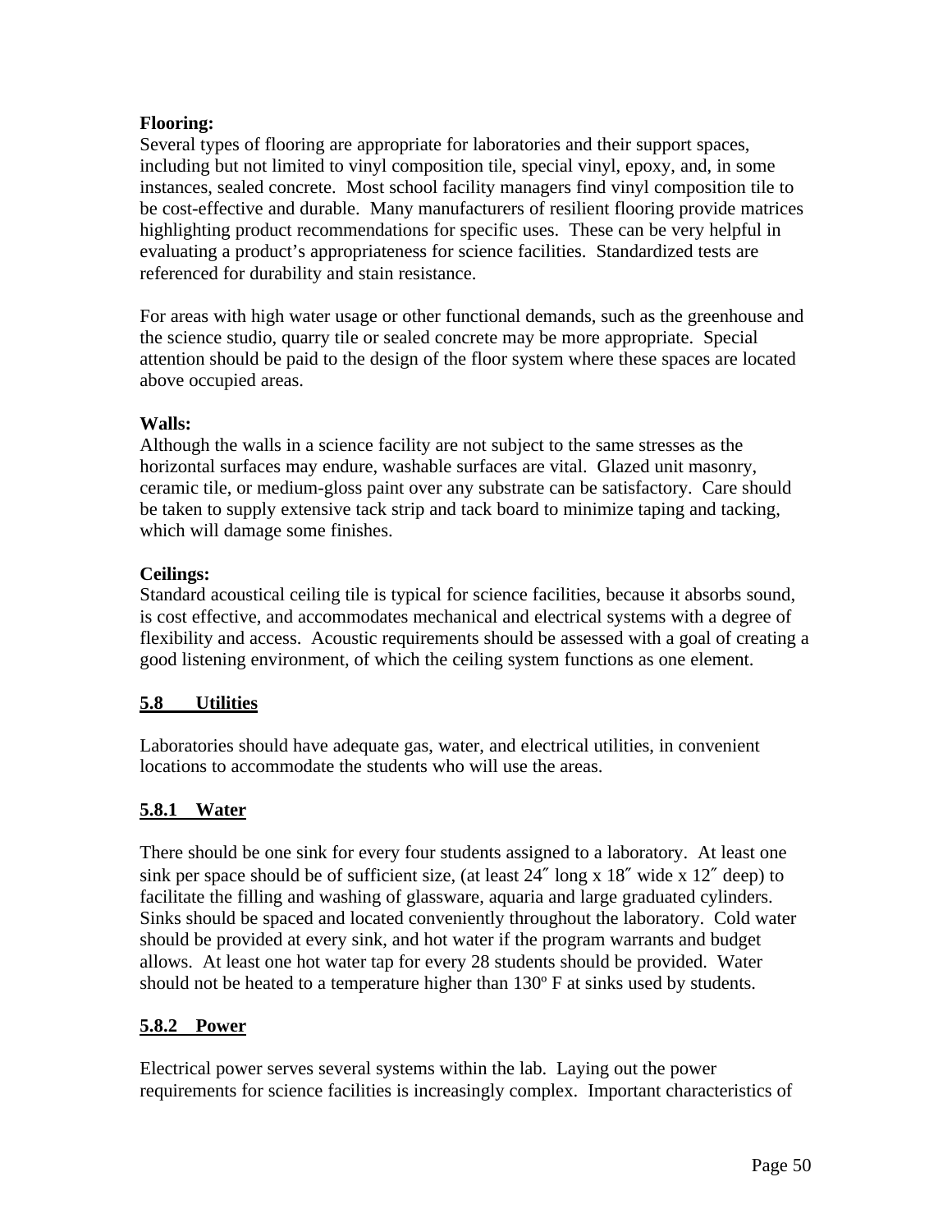**Flooring:**
Several types of flooring are appropriate for laboratories and their support spaces, including but not limited to vinyl composition tile, special vinyl, epoxy, and, in some instances, sealed concrete. Most school facility managers find vinyl composition tile to be cost-effective and durable. Many manufacturers of resilient flooring provide matrices highlighting product recommendations for specific uses. These can be very helpful in evaluating a product's appropriateness for science facilities. Standardized tests are referenced for durability and stain resistance.

For areas with high water usage or other functional demands, such as the greenhouse and the science studio, quarry tile or sealed concrete may be more appropriate. Special attention should be paid to the design of the floor system where these spaces are located above occupied areas.

**Walls:**
Although the walls in a science facility are not subject to the same stresses as the horizontal surfaces may endure, washable surfaces are vital. Glazed unit masonry, ceramic tile, or medium-gloss paint over any substrate can be satisfactory. Care should be taken to supply extensive tack strip and tack board to minimize taping and tacking, which will damage some finishes.

**Ceilings:**
Standard acoustical ceiling tile is typical for science facilities, because it absorbs sound, is cost effective, and accommodates mechanical and electrical systems with a degree of flexibility and access. Acoustic requirements should be assessed with a goal of creating a good listening environment, of which the ceiling system functions as one element.

## 5.8 Utilities

Laboratories should have adequate gas, water, and electrical utilities, in convenient locations to accommodate the students who will use the areas.

### 5.8.1 Water

There should be one sink for every four students assigned to a laboratory. At least one sink per space should be of sufficient size, (at least 24″ long x 18″ wide x 12″ deep) to facilitate the filling and washing of glassware, aquaria and large graduated cylinders. Sinks should be spaced and located conveniently throughout the laboratory. Cold water should be provided at every sink, and hot water if the program warrants and budget allows. At least one hot water tap for every 28 students should be provided. Water should not be heated to a temperature higher than 130º F at sinks used by students.

### 5.8.2 Power

Electrical power serves several systems within the lab. Laying out the power requirements for science facilities is increasingly complex. Important characteristics of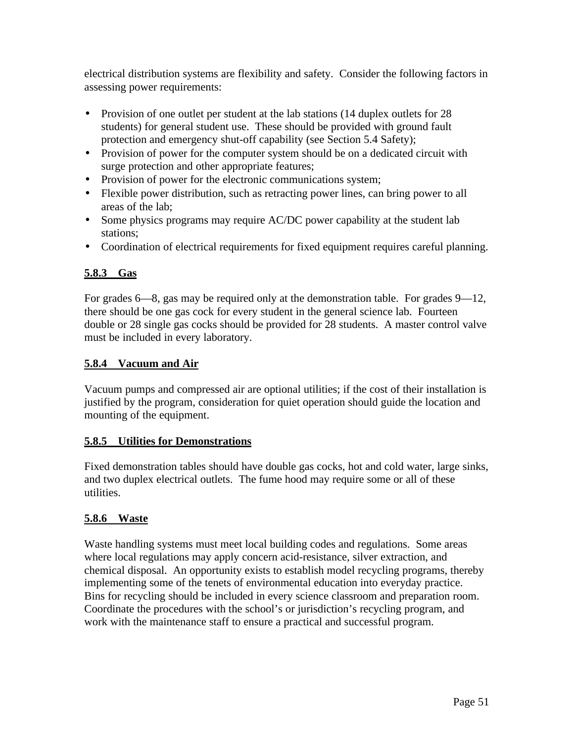electrical distribution systems are flexibility and safety.  Consider the following factors in assessing power requirements:

- Provision of one outlet per student at the lab stations (14 duplex outlets for 28 students) for general student use.  These should be provided with ground fault protection and emergency shut-off capability (see Section 5.4 Safety);
- Provision of power for the computer system should be on a dedicated circuit with surge protection and other appropriate features;
- Provision of power for the electronic communications system;
- Flexible power distribution, such as retracting power lines, can bring power to all areas of the lab;
- Some physics programs may require AC/DC power capability at the student lab stations;
- Coordination of electrical requirements for fixed equipment requires careful planning.

### 5.8.3 Gas

For grades 6—8, gas may be required only at the demonstration table.  For grades 9—12, there should be one gas cock for every student in the general science lab.  Fourteen double or 28 single gas cocks should be provided for 28 students.  A master control valve must be included in every laboratory.

### 5.8.4 Vacuum and Air

Vacuum pumps and compressed air are optional utilities; if the cost of their installation is justified by the program, consideration for quiet operation should guide the location and mounting of the equipment.

### 5.8.5 Utilities for Demonstrations

Fixed demonstration tables should have double gas cocks, hot and cold water, large sinks, and two duplex electrical outlets.  The fume hood may require some or all of these utilities.

### 5.8.6 Waste

Waste handling systems must meet local building codes and regulations.  Some areas where local regulations may apply concern acid-resistance, silver extraction, and chemical disposal.  An opportunity exists to establish model recycling programs, thereby implementing some of the tenets of environmental education into everyday practice.  Bins for recycling should be included in every science classroom and preparation room.  Coordinate the procedures with the school's or jurisdiction's recycling program, and work with the maintenance staff to ensure a practical and successful program.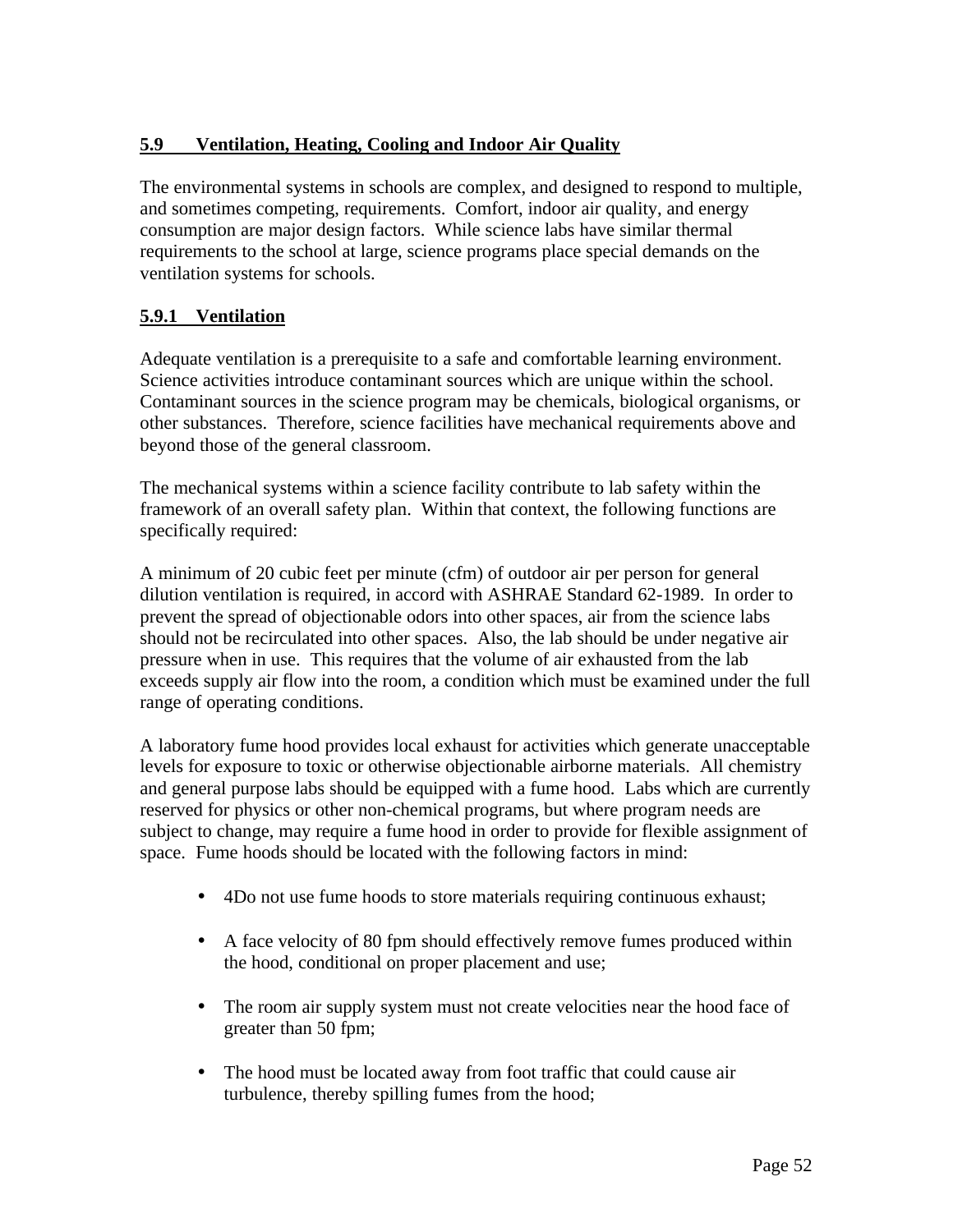## 5.9 Ventilation, Heating, Cooling and Indoor Air Quality

The environmental systems in schools are complex, and designed to respond to multiple, and sometimes competing, requirements. Comfort, indoor air quality, and energy consumption are major design factors. While science labs have similar thermal requirements to the school at large, science programs place special demands on the ventilation systems for schools.

### 5.9.1 Ventilation

Adequate ventilation is a prerequisite to a safe and comfortable learning environment. Science activities introduce contaminant sources which are unique within the school. Contaminant sources in the science program may be chemicals, biological organisms, or other substances. Therefore, science facilities have mechanical requirements above and beyond those of the general classroom.

The mechanical systems within a science facility contribute to lab safety within the framework of an overall safety plan. Within that context, the following functions are specifically required:

A minimum of 20 cubic feet per minute (cfm) of outdoor air per person for general dilution ventilation is required, in accord with ASHRAE Standard 62-1989. In order to prevent the spread of objectionable odors into other spaces, air from the science labs should not be recirculated into other spaces. Also, the lab should be under negative air pressure when in use. This requires that the volume of air exhausted from the lab exceeds supply air flow into the room, a condition which must be examined under the full range of operating conditions.

A laboratory fume hood provides local exhaust for activities which generate unacceptable levels for exposure to toxic or otherwise objectionable airborne materials. All chemistry and general purpose labs should be equipped with a fume hood. Labs which are currently reserved for physics or other non-chemical programs, but where program needs are subject to change, may require a fume hood in order to provide for flexible assignment of space. Fume hoods should be located with the following factors in mind:

- 4Do not use fume hoods to store materials requiring continuous exhaust;
- A face velocity of 80 fpm should effectively remove fumes produced within the hood, conditional on proper placement and use;
- The room air supply system must not create velocities near the hood face of greater than 50 fpm;
- The hood must be located away from foot traffic that could cause air turbulence, thereby spilling fumes from the hood;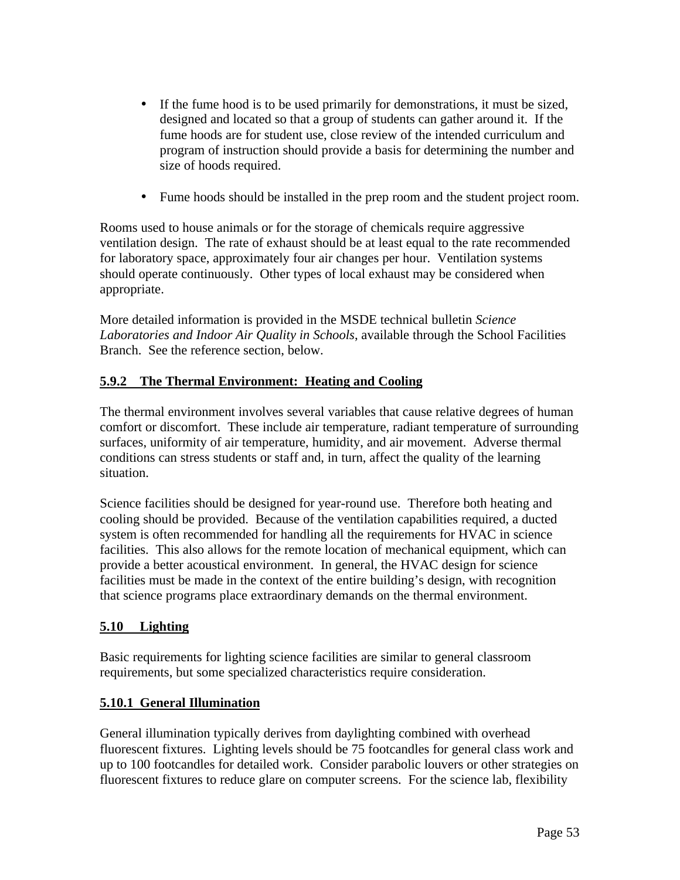- If the fume hood is to be used primarily for demonstrations, it must be sized, designed and located so that a group of students can gather around it. If the fume hoods are for student use, close review of the intended curriculum and program of instruction should provide a basis for determining the number and size of hoods required.
- Fume hoods should be installed in the prep room and the student project room.

Rooms used to house animals or for the storage of chemicals require aggressive ventilation design. The rate of exhaust should be at least equal to the rate recommended for laboratory space, approximately four air changes per hour. Ventilation systems should operate continuously. Other types of local exhaust may be considered when appropriate.

More detailed information is provided in the MSDE technical bulletin *Science Laboratories and Indoor Air Quality in Schools*, available through the School Facilities Branch. See the reference section, below.

### 5.9.2 The Thermal Environment: Heating and Cooling

The thermal environment involves several variables that cause relative degrees of human comfort or discomfort. These include air temperature, radiant temperature of surrounding surfaces, uniformity of air temperature, humidity, and air movement. Adverse thermal conditions can stress students or staff and, in turn, affect the quality of the learning situation.

Science facilities should be designed for year-round use. Therefore both heating and cooling should be provided. Because of the ventilation capabilities required, a ducted system is often recommended for handling all the requirements for HVAC in science facilities. This also allows for the remote location of mechanical equipment, which can provide a better acoustical environment. In general, the HVAC design for science facilities must be made in the context of the entire building's design, with recognition that science programs place extraordinary demands on the thermal environment.

## 5.10 Lighting

Basic requirements for lighting science facilities are similar to general classroom requirements, but some specialized characteristics require consideration.

### 5.10.1 General Illumination

General illumination typically derives from daylighting combined with overhead fluorescent fixtures. Lighting levels should be 75 footcandles for general class work and up to 100 footcandles for detailed work. Consider parabolic louvers or other strategies on fluorescent fixtures to reduce glare on computer screens. For the science lab, flexibility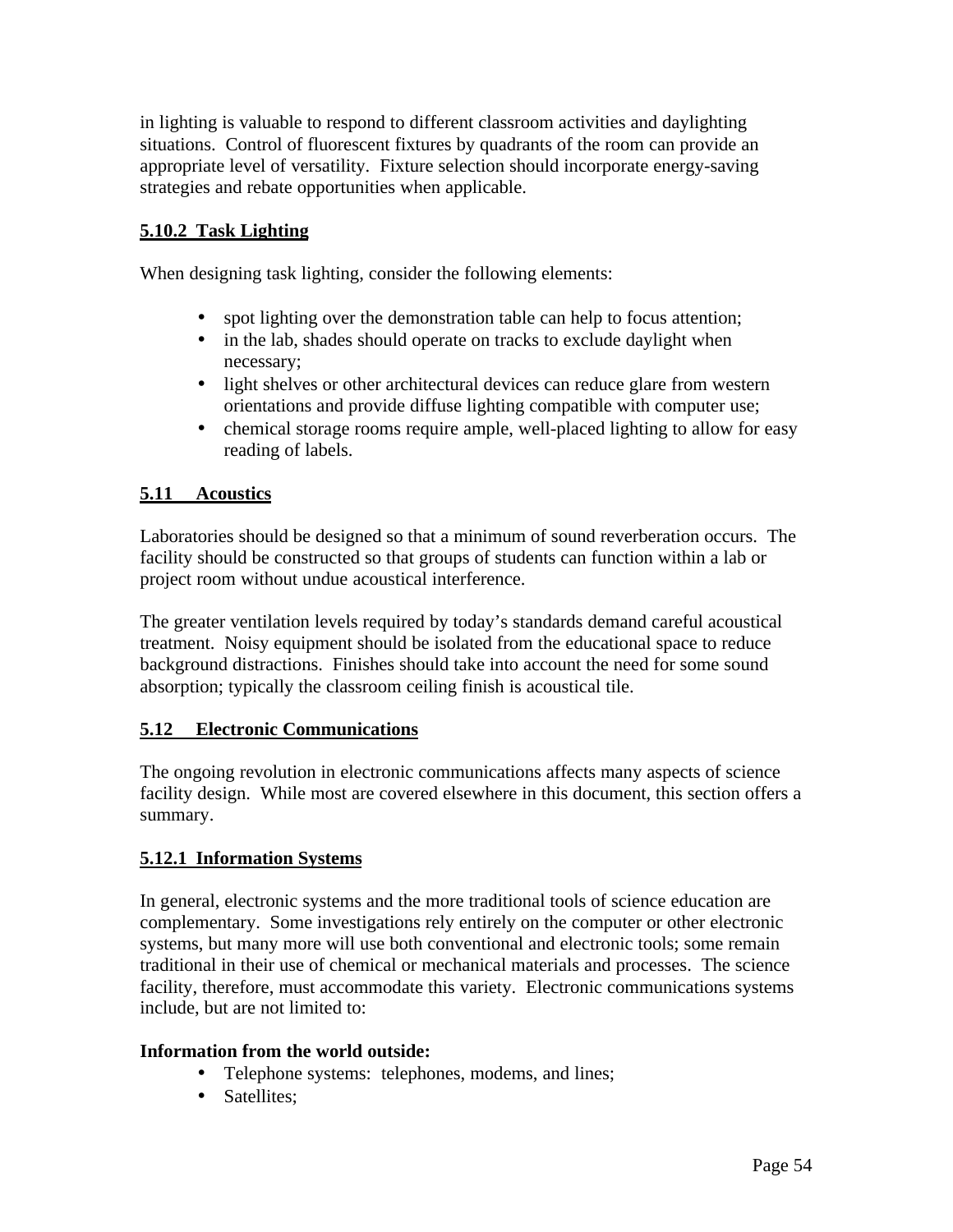in lighting is valuable to respond to different classroom activities and daylighting situations. Control of fluorescent fixtures by quadrants of the room can provide an appropriate level of versatility. Fixture selection should incorporate energy-saving strategies and rebate opportunities when applicable.

### 5.10.2 Task Lighting

When designing task lighting, consider the following elements:

- spot lighting over the demonstration table can help to focus attention;
- in the lab, shades should operate on tracks to exclude daylight when necessary;
- light shelves or other architectural devices can reduce glare from western orientations and provide diffuse lighting compatible with computer use;
- chemical storage rooms require ample, well-placed lighting to allow for easy reading of labels.

## 5.11 Acoustics

Laboratories should be designed so that a minimum of sound reverberation occurs. The facility should be constructed so that groups of students can function within a lab or project room without undue acoustical interference.

The greater ventilation levels required by today's standards demand careful acoustical treatment. Noisy equipment should be isolated from the educational space to reduce background distractions. Finishes should take into account the need for some sound absorption; typically the classroom ceiling finish is acoustical tile.

## 5.12 Electronic Communications

The ongoing revolution in electronic communications affects many aspects of science facility design. While most are covered elsewhere in this document, this section offers a summary.

### 5.12.1 Information Systems

In general, electronic systems and the more traditional tools of science education are complementary. Some investigations rely entirely on the computer or other electronic systems, but many more will use both conventional and electronic tools; some remain traditional in their use of chemical or mechanical materials and processes. The science facility, therefore, must accommodate this variety. Electronic communications systems include, but are not limited to:

**Information from the world outside:**

- Telephone systems: telephones, modems, and lines;
- Satellites;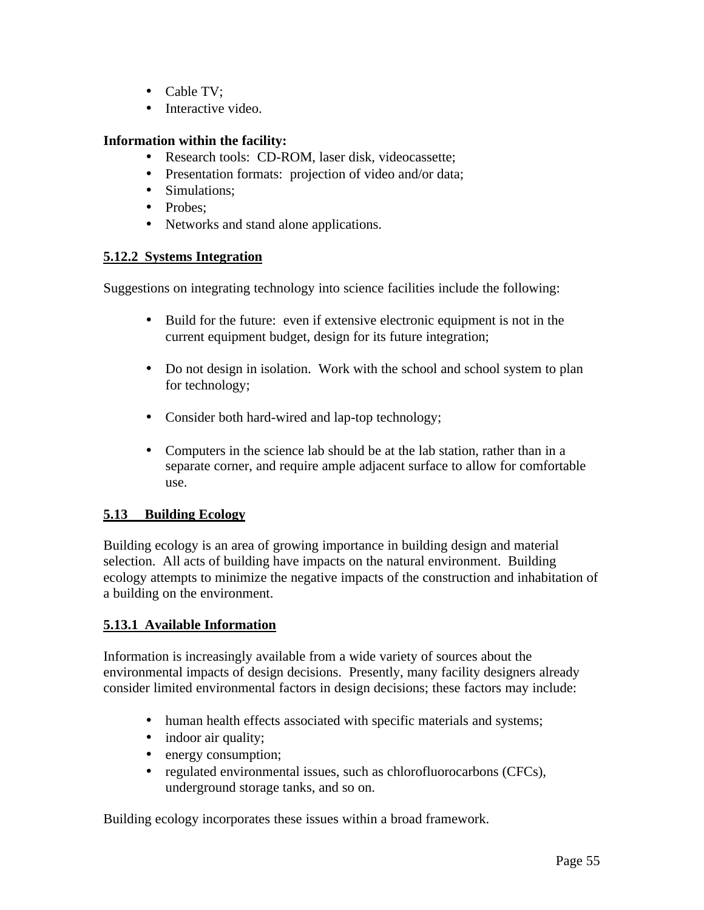- Cable TV;
- Interactive video.

**Information within the facility:**

- Research tools: CD-ROM, laser disk, videocassette;
- Presentation formats: projection of video and/or data;
- Simulations;
- Probes;
- Networks and stand alone applications.

### 5.12.2 Systems Integration

Suggestions on integrating technology into science facilities include the following:

- Build for the future: even if extensive electronic equipment is not in the current equipment budget, design for its future integration;

- Do not design in isolation. Work with the school and school system to plan for technology;

- Consider both hard-wired and lap-top technology;

- Computers in the science lab should be at the lab station, rather than in a separate corner, and require ample adjacent surface to allow for comfortable use.

## 5.13 Building Ecology

Building ecology is an area of growing importance in building design and material selection. All acts of building have impacts on the natural environment. Building ecology attempts to minimize the negative impacts of the construction and inhabitation of a building on the environment.

### 5.13.1 Available Information

Information is increasingly available from a wide variety of sources about the environmental impacts of design decisions. Presently, many facility designers already consider limited environmental factors in design decisions; these factors may include:

- human health effects associated with specific materials and systems;
- indoor air quality;
- energy consumption;
- regulated environmental issues, such as chlorofluorocarbons (CFCs), underground storage tanks, and so on.

Building ecology incorporates these issues within a broad framework.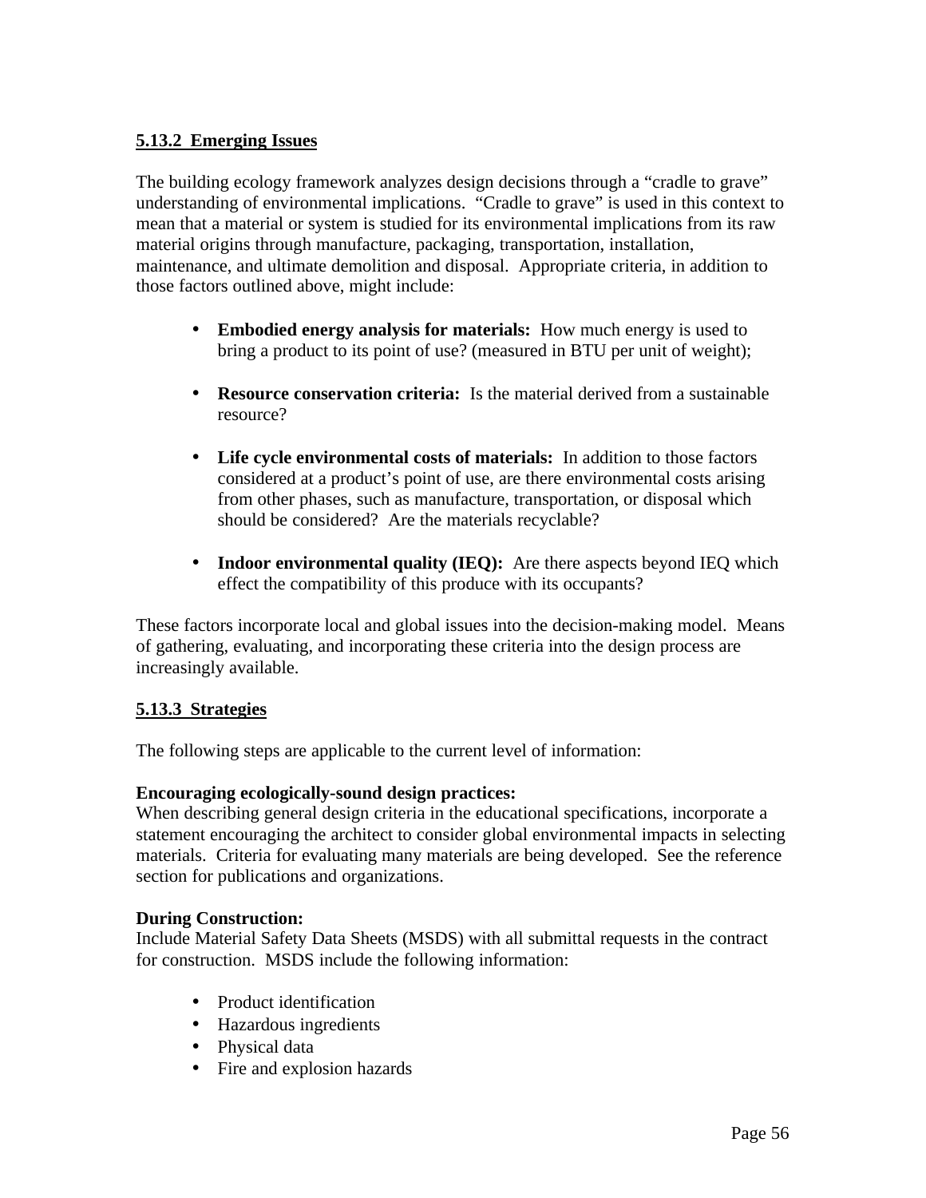### 5.13.2 Emerging Issues

The building ecology framework analyzes design decisions through a "cradle to grave" understanding of environmental implications. "Cradle to grave" is used in this context to mean that a material or system is studied for its environmental implications from its raw material origins through manufacture, packaging, transportation, installation, maintenance, and ultimate demolition and disposal. Appropriate criteria, in addition to those factors outlined above, might include:

- **Embodied energy analysis for materials:** How much energy is used to bring a product to its point of use? (measured in BTU per unit of weight);
- **Resource conservation criteria:** Is the material derived from a sustainable resource?
- **Life cycle environmental costs of materials:** In addition to those factors considered at a product's point of use, are there environmental costs arising from other phases, such as manufacture, transportation, or disposal which should be considered? Are the materials recyclable?
- **Indoor environmental quality (IEQ):** Are there aspects beyond IEQ which effect the compatibility of this produce with its occupants?

These factors incorporate local and global issues into the decision-making model. Means of gathering, evaluating, and incorporating these criteria into the design process are increasingly available.

### 5.13.3 Strategies

The following steps are applicable to the current level of information:

**Encouraging ecologically-sound design practices:**
When describing general design criteria in the educational specifications, incorporate a statement encouraging the architect to consider global environmental impacts in selecting materials. Criteria for evaluating many materials are being developed. See the reference section for publications and organizations.

**During Construction:**
Include Material Safety Data Sheets (MSDS) with all submittal requests in the contract for construction. MSDS include the following information:

- Product identification
- Hazardous ingredients
- Physical data
- Fire and explosion hazards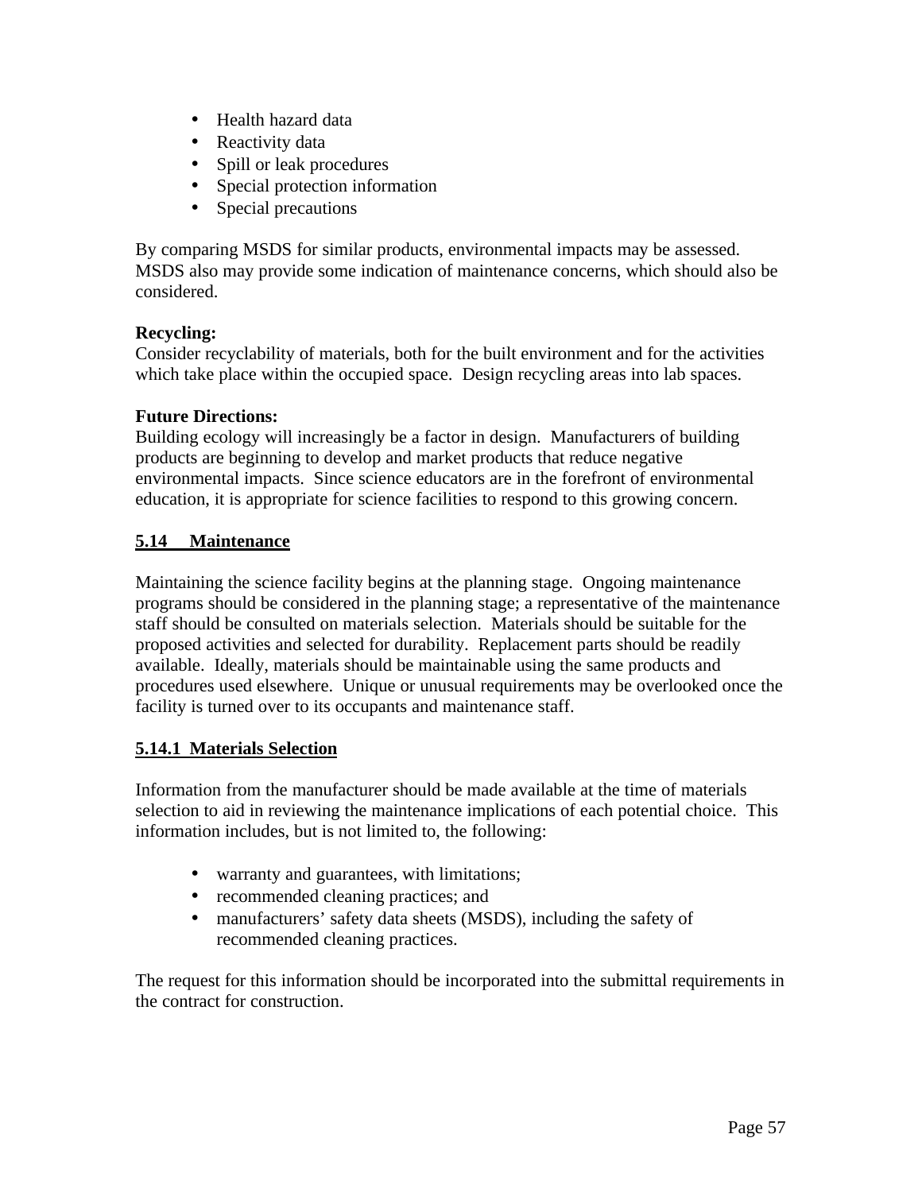- Health hazard data
- Reactivity data
- Spill or leak procedures
- Special protection information
- Special precautions

By comparing MSDS for similar products, environmental impacts may be assessed. MSDS also may provide some indication of maintenance concerns, which should also be considered.

**Recycling:**
Consider recyclability of materials, both for the built environment and for the activities which take place within the occupied space. Design recycling areas into lab spaces.

**Future Directions:**
Building ecology will increasingly be a factor in design. Manufacturers of building products are beginning to develop and market products that reduce negative environmental impacts. Since science educators are in the forefront of environmental education, it is appropriate for science facilities to respond to this growing concern.

## 5.14 Maintenance

Maintaining the science facility begins at the planning stage. Ongoing maintenance programs should be considered in the planning stage; a representative of the maintenance staff should be consulted on materials selection. Materials should be suitable for the proposed activities and selected for durability. Replacement parts should be readily available. Ideally, materials should be maintainable using the same products and procedures used elsewhere. Unique or unusual requirements may be overlooked once the facility is turned over to its occupants and maintenance staff.

### 5.14.1 Materials Selection

Information from the manufacturer should be made available at the time of materials selection to aid in reviewing the maintenance implications of each potential choice. This information includes, but is not limited to, the following:

- warranty and guarantees, with limitations;
- recommended cleaning practices; and
- manufacturers' safety data sheets (MSDS), including the safety of recommended cleaning practices.

The request for this information should be incorporated into the submittal requirements in the contract for construction.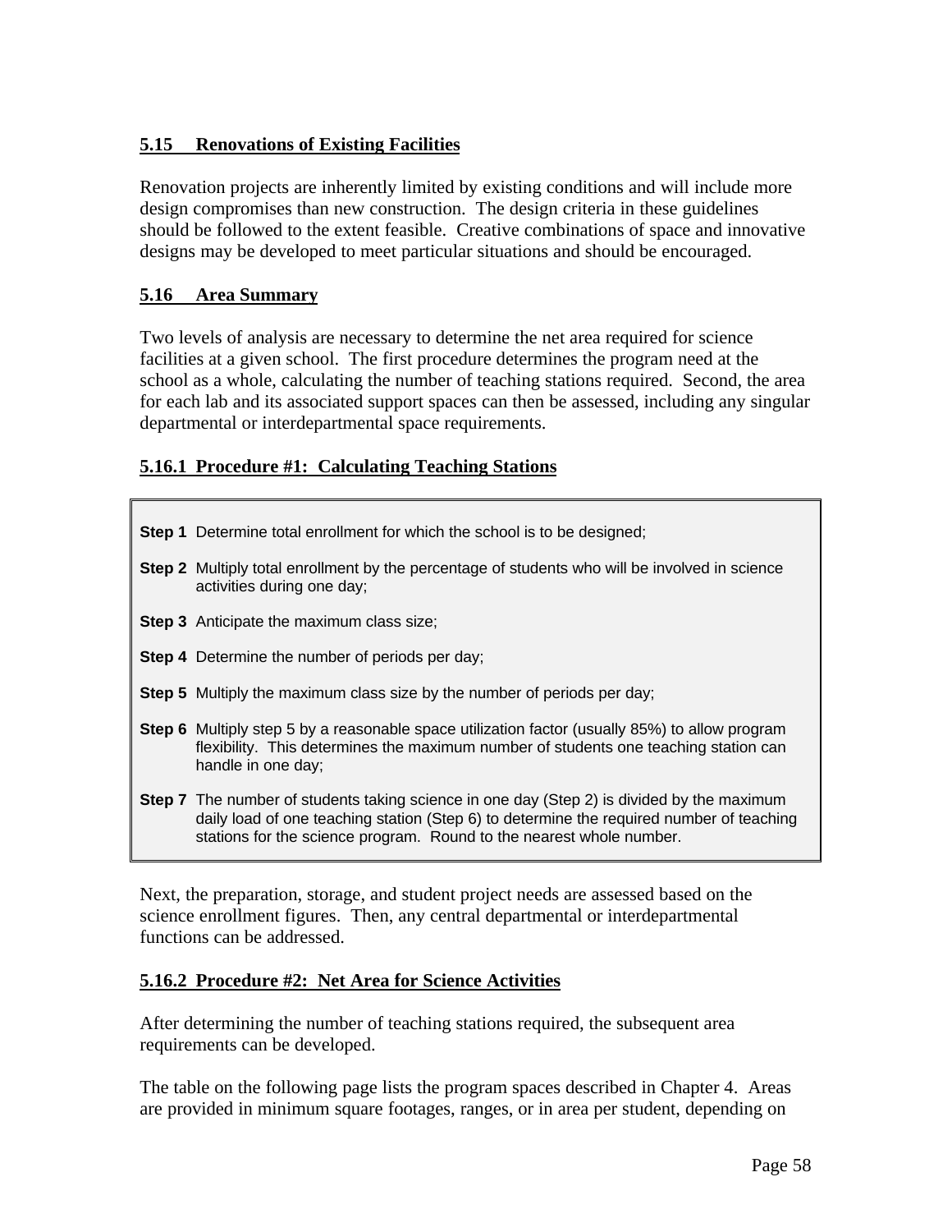## 5.15 Renovations of Existing Facilities

Renovation projects are inherently limited by existing conditions and will include more design compromises than new construction. The design criteria in these guidelines should be followed to the extent feasible. Creative combinations of space and innovative designs may be developed to meet particular situations and should be encouraged.

## 5.16 Area Summary

Two levels of analysis are necessary to determine the net area required for science facilities at a given school. The first procedure determines the program need at the school as a whole, calculating the number of teaching stations required. Second, the area for each lab and its associated support spaces can then be assessed, including any singular departmental or interdepartmental space requirements.

### 5.16.1 Procedure #1: Calculating Teaching Stations

**Step 1** Determine total enrollment for which the school is to be designed;

**Step 2** Multiply total enrollment by the percentage of students who will be involved in science activities during one day;

**Step 3** Anticipate the maximum class size;

**Step 4** Determine the number of periods per day;

**Step 5** Multiply the maximum class size by the number of periods per day;

**Step 6** Multiply step 5 by a reasonable space utilization factor (usually 85%) to allow program flexibility. This determines the maximum number of students one teaching station can handle in one day;

**Step 7** The number of students taking science in one day (Step 2) is divided by the maximum daily load of one teaching station (Step 6) to determine the required number of teaching stations for the science program. Round to the nearest whole number.

Next, the preparation, storage, and student project needs are assessed based on the science enrollment figures. Then, any central departmental or interdepartmental functions can be addressed.

### 5.16.2 Procedure #2: Net Area for Science Activities

After determining the number of teaching stations required, the subsequent area requirements can be developed.

The table on the following page lists the program spaces described in Chapter 4. Areas are provided in minimum square footages, ranges, or in area per student, depending on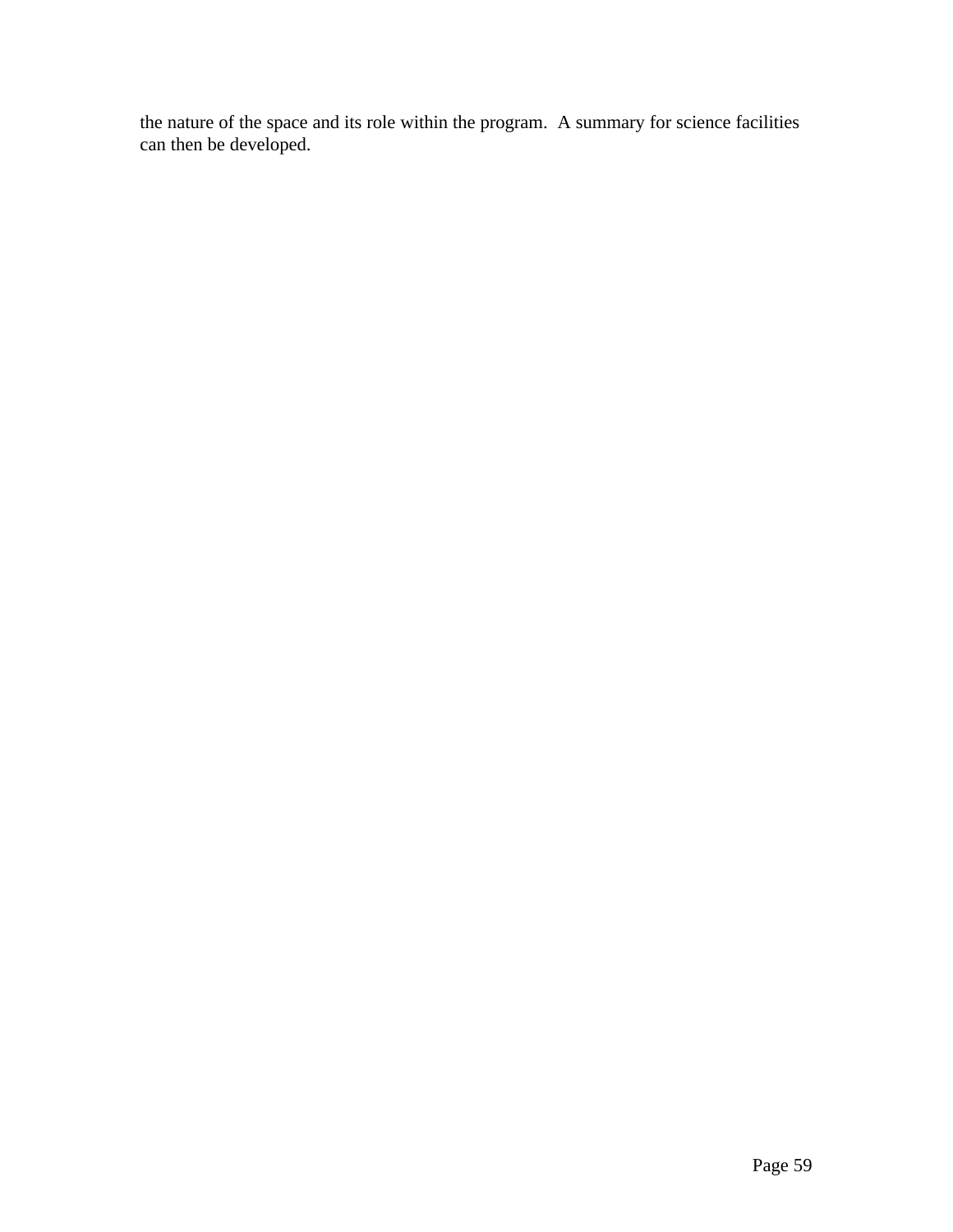the nature of the space and its role within the program.  A summary for science facilities can then be developed.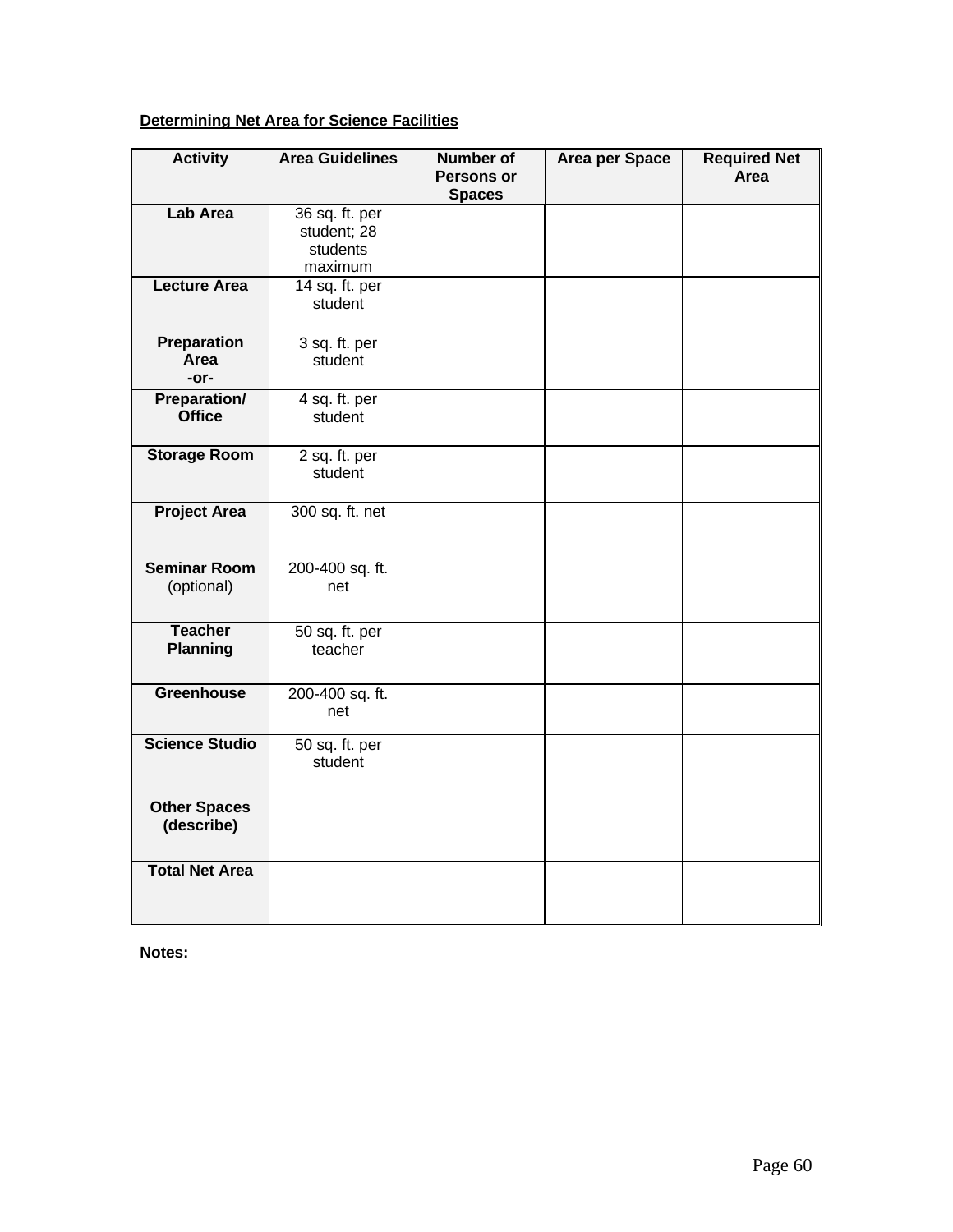**Determining Net Area for Science Facilities**

| Activity | Area Guidelines | Number of Persons or Spaces | Area per Space | Required Net Area |
|---|---|---|---|---|
| **Lab Area** | 36 sq. ft. per student; 28 students maximum | | | |
| **Lecture Area** | 14 sq. ft. per student | | | |
| **Preparation Area -or-** | 3 sq. ft. per student | | | |
| **Preparation/ Office** | 4 sq. ft. per student | | | |
| **Storage Room** | 2 sq. ft. per student | | | |
| **Project Area** | 300 sq. ft. net | | | |
| **Seminar Room** (optional) | 200-400 sq. ft. net | | | |
| **Teacher Planning** | 50 sq. ft. per teacher | | | |
| **Greenhouse** | 200-400 sq. ft. net | | | |
| **Science Studio** | 50 sq. ft. per student | | | |
| **Other Spaces (describe)** | | | | |
| **Total Net Area** | | | | |

**Notes:**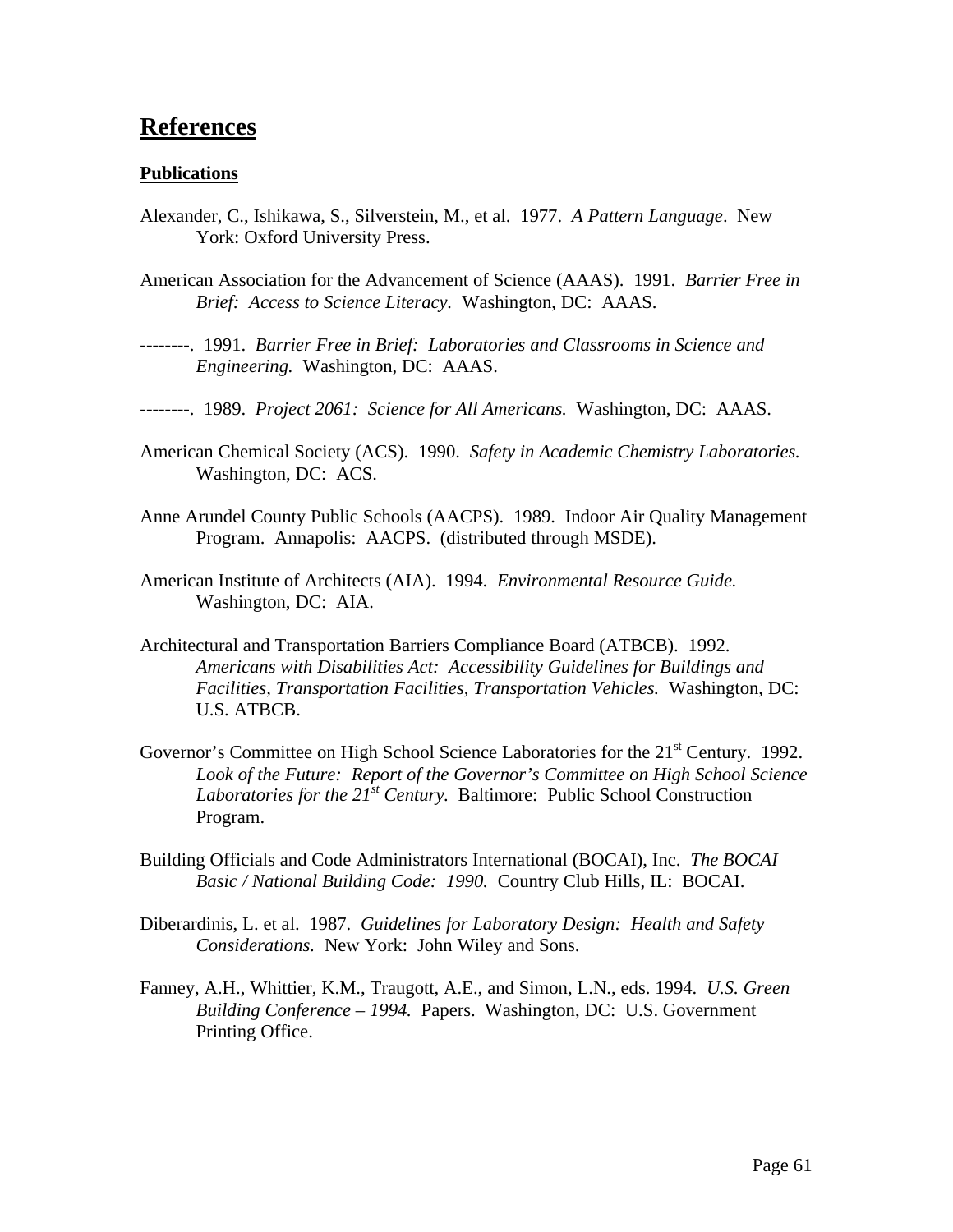# References

## Publications

Alexander, C., Ishikawa, S., Silverstein, M., et al. 1977. *A Pattern Language*. New York: Oxford University Press.

American Association for the Advancement of Science (AAAS). 1991. *Barrier Free in Brief: Access to Science Literacy.* Washington, DC: AAAS.

--------. 1991. *Barrier Free in Brief: Laboratories and Classrooms in Science and Engineering.* Washington, DC: AAAS.

--------. 1989. *Project 2061: Science for All Americans.* Washington, DC: AAAS.

American Chemical Society (ACS). 1990. *Safety in Academic Chemistry Laboratories.* Washington, DC: ACS.

Anne Arundel County Public Schools (AACPS). 1989. Indoor Air Quality Management Program. Annapolis: AACPS. (distributed through MSDE).

American Institute of Architects (AIA). 1994. *Environmental Resource Guide.* Washington, DC: AIA.

Architectural and Transportation Barriers Compliance Board (ATBCB). 1992. *Americans with Disabilities Act: Accessibility Guidelines for Buildings and Facilities, Transportation Facilities, Transportation Vehicles.* Washington, DC: U.S. ATBCB.

Governor's Committee on High School Science Laboratories for the 21st Century. 1992. *Look of the Future: Report of the Governor's Committee on High School Science Laboratories for the 21st Century.* Baltimore: Public School Construction Program.

Building Officials and Code Administrators International (BOCAI), Inc. *The BOCAI Basic / National Building Code: 1990.* Country Club Hills, IL: BOCAI.

Diberardinis, L. et al. 1987. *Guidelines for Laboratory Design: Health and Safety Considerations.* New York: John Wiley and Sons.

Fanney, A.H., Whittier, K.M., Traugott, A.E., and Simon, L.N., eds. 1994. *U.S. Green Building Conference – 1994.* Papers. Washington, DC: U.S. Government Printing Office.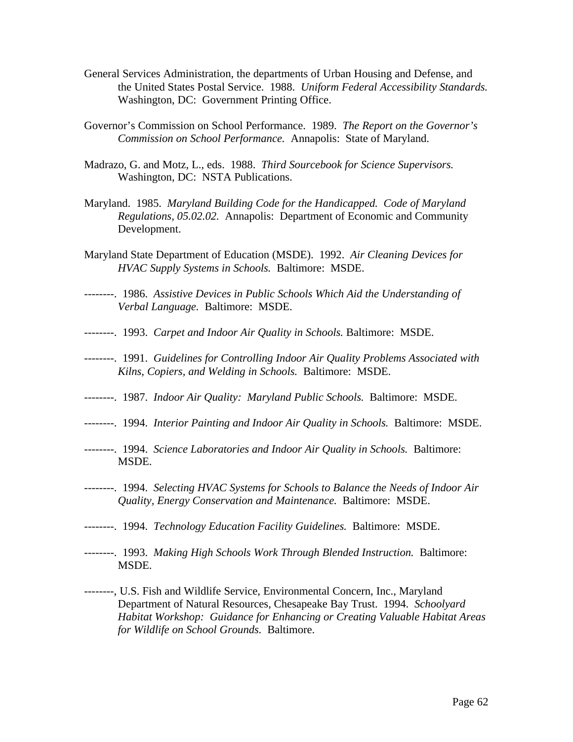General Services Administration, the departments of Urban Housing and Defense, and the United States Postal Service. 1988. *Uniform Federal Accessibility Standards.* Washington, DC: Government Printing Office.

Governor's Commission on School Performance. 1989. *The Report on the Governor's Commission on School Performance.* Annapolis: State of Maryland.

Madrazo, G. and Motz, L., eds. 1988. *Third Sourcebook for Science Supervisors.* Washington, DC: NSTA Publications.

Maryland. 1985. *Maryland Building Code for the Handicapped. Code of Maryland Regulations, 05.02.02.* Annapolis: Department of Economic and Community Development.

Maryland State Department of Education (MSDE). 1992. *Air Cleaning Devices for HVAC Supply Systems in Schools.* Baltimore: MSDE.

--------. 1986. *Assistive Devices in Public Schools Which Aid the Understanding of Verbal Language.* Baltimore: MSDE.

--------. 1993. *Carpet and Indoor Air Quality in Schools.* Baltimore: MSDE.

--------. 1991. *Guidelines for Controlling Indoor Air Quality Problems Associated with Kilns, Copiers, and Welding in Schools.* Baltimore: MSDE.

--------. 1987. *Indoor Air Quality: Maryland Public Schools.* Baltimore: MSDE.

--------. 1994. *Interior Painting and Indoor Air Quality in Schools.* Baltimore: MSDE.

--------. 1994. *Science Laboratories and Indoor Air Quality in Schools.* Baltimore: MSDE.

--------. 1994. *Selecting HVAC Systems for Schools to Balance the Needs of Indoor Air Quality, Energy Conservation and Maintenance.* Baltimore: MSDE.

--------. 1994. *Technology Education Facility Guidelines.* Baltimore: MSDE.

--------. 1993. *Making High Schools Work Through Blended Instruction.* Baltimore: MSDE.

--------, U.S. Fish and Wildlife Service, Environmental Concern, Inc., Maryland Department of Natural Resources, Chesapeake Bay Trust. 1994. *Schoolyard Habitat Workshop: Guidance for Enhancing or Creating Valuable Habitat Areas for Wildlife on School Grounds.* Baltimore.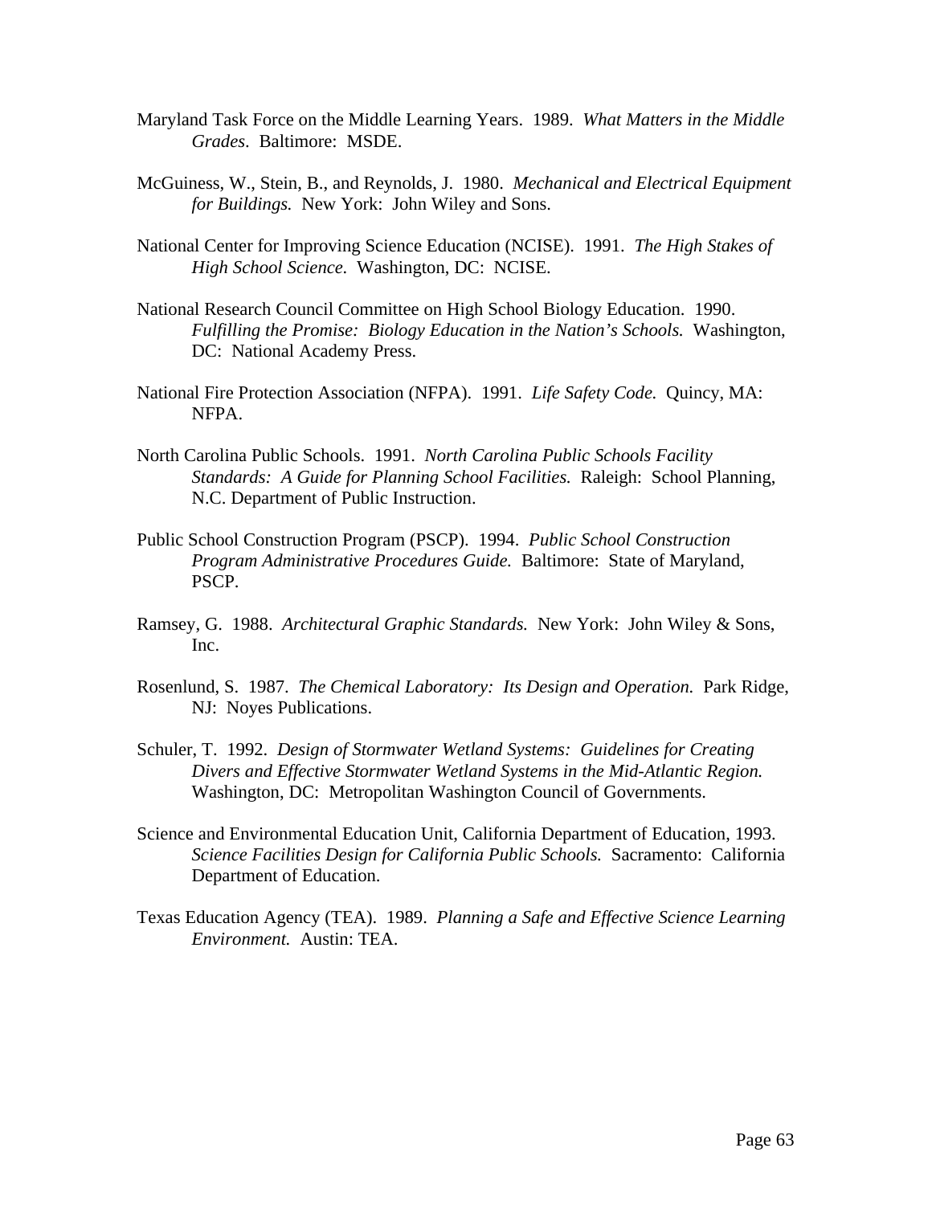Maryland Task Force on the Middle Learning Years. 1989. *What Matters in the Middle Grades*. Baltimore: MSDE.

McGuiness, W., Stein, B., and Reynolds, J. 1980. *Mechanical and Electrical Equipment for Buildings.* New York: John Wiley and Sons.

National Center for Improving Science Education (NCISE). 1991. *The High Stakes of High School Science.* Washington, DC: NCISE.

National Research Council Committee on High School Biology Education. 1990. *Fulfilling the Promise: Biology Education in the Nation's Schools.* Washington, DC: National Academy Press.

National Fire Protection Association (NFPA). 1991. *Life Safety Code.* Quincy, MA: NFPA.

North Carolina Public Schools. 1991. *North Carolina Public Schools Facility Standards: A Guide for Planning School Facilities.* Raleigh: School Planning, N.C. Department of Public Instruction.

Public School Construction Program (PSCP). 1994. *Public School Construction Program Administrative Procedures Guide.* Baltimore: State of Maryland, PSCP.

Ramsey, G. 1988. *Architectural Graphic Standards.* New York: John Wiley & Sons, Inc.

Rosenlund, S. 1987. *The Chemical Laboratory: Its Design and Operation.* Park Ridge, NJ: Noyes Publications.

Schuler, T. 1992. *Design of Stormwater Wetland Systems: Guidelines for Creating Divers and Effective Stormwater Wetland Systems in the Mid-Atlantic Region.* Washington, DC: Metropolitan Washington Council of Governments.

Science and Environmental Education Unit, California Department of Education, 1993. *Science Facilities Design for California Public Schools.* Sacramento: California Department of Education.

Texas Education Agency (TEA). 1989. *Planning a Safe and Effective Science Learning Environment.* Austin: TEA.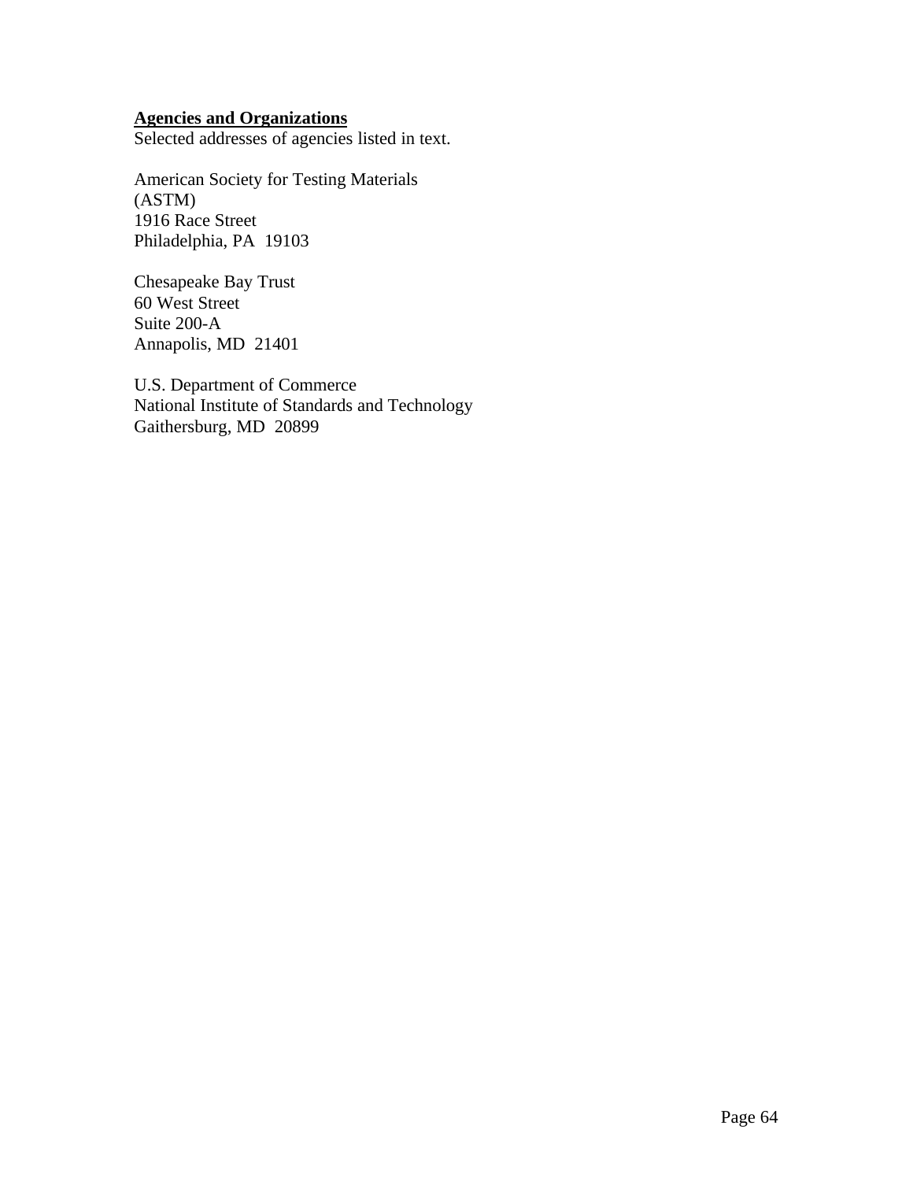**Agencies and Organizations**

Selected addresses of agencies listed in text.

American Society for Testing Materials
(ASTM)
1916 Race Street
Philadelphia, PA 19103

Chesapeake Bay Trust
60 West Street
Suite 200-A
Annapolis, MD 21401

U.S. Department of Commerce
National Institute of Standards and Technology
Gaithersburg, MD 20899